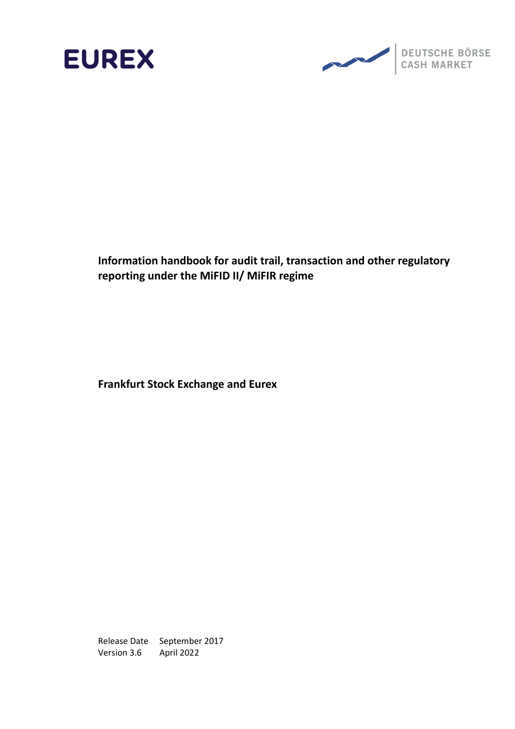EUREX

DEUTSCHE BÖRSE
CASH MARKET

# Information handbook for audit trail, transaction and other regulatory reporting under the MiFID II/ MiFIR regime

## Frankfurt Stock Exchange and Eurex

| | |
|---|---|
| Release Date | September 2017 |
| Version 3.6 | April 2022 |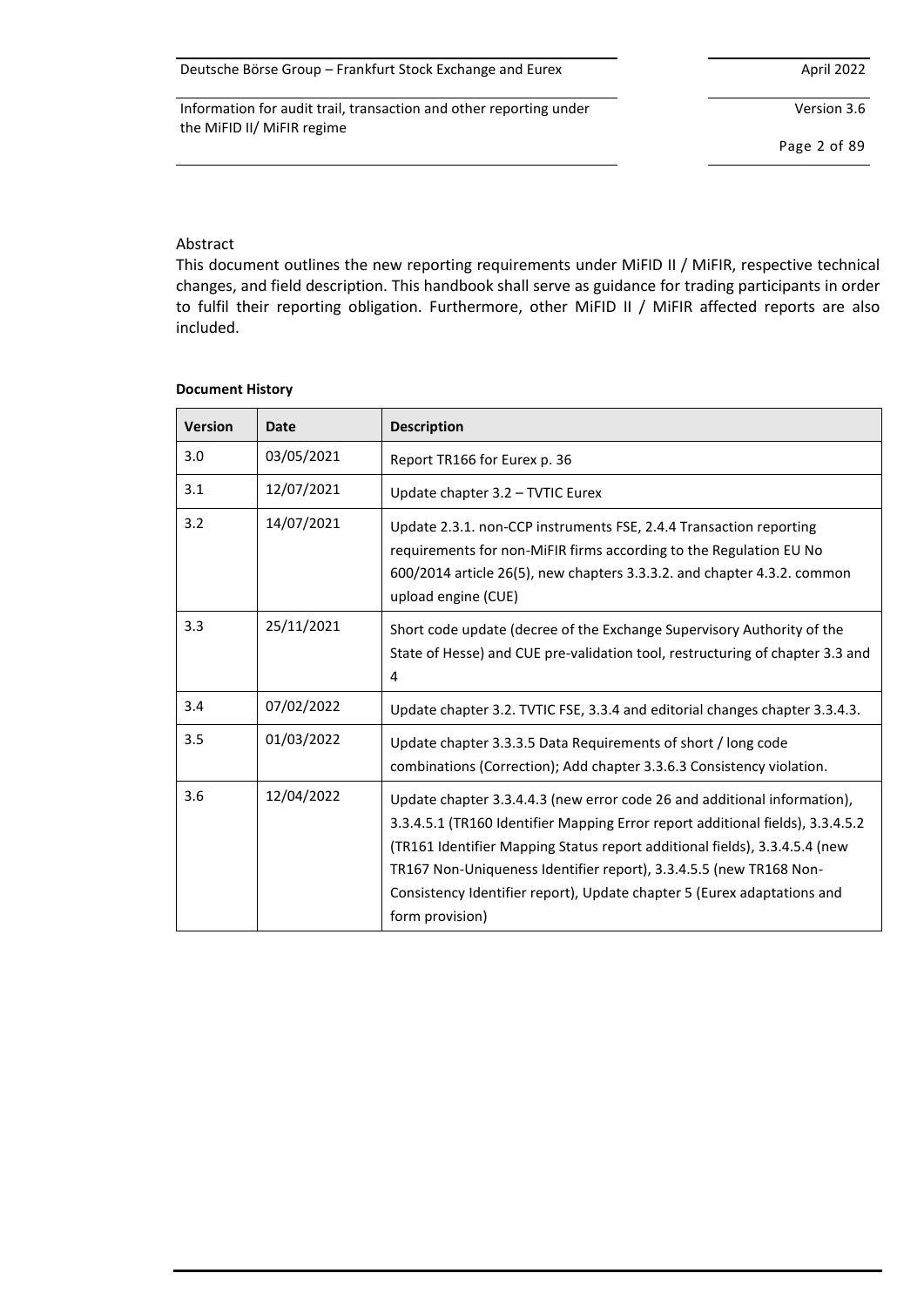Abstract

This document outlines the new reporting requirements under MiFID II / MiFIR, respective technical changes, and field description. This handbook shall serve as guidance for trading participants in order to fulfil their reporting obligation. Furthermore, other MiFID II / MiFIR affected reports are also included.

**Document History**

| Version | Date | Description |
|---|---|---|
| 3.0 | 03/05/2021 | Report TR166 for Eurex p. 36 |
| 3.1 | 12/07/2021 | Update chapter 3.2 – TVTIC Eurex |
| 3.2 | 14/07/2021 | Update 2.3.1. non-CCP instruments FSE, 2.4.4 Transaction reporting requirements for non-MiFIR firms according to the Regulation EU No 600/2014 article 26(5), new chapters 3.3.3.2. and chapter 4.3.2. common upload engine (CUE) |
| 3.3 | 25/11/2021 | Short code update (decree of the Exchange Supervisory Authority of the State of Hesse) and CUE pre-validation tool, restructuring of chapter 3.3 and 4 |
| 3.4 | 07/02/2022 | Update chapter 3.2. TVTIC FSE, 3.3.4 and editorial changes chapter 3.3.4.3. |
| 3.5 | 01/03/2022 | Update chapter 3.3.3.5 Data Requirements of short / long code combinations (Correction); Add chapter 3.3.6.3 Consistency violation. |
| 3.6 | 12/04/2022 | Update chapter 3.3.4.4.3 (new error code 26 and additional information), 3.3.4.5.1 (TR160 Identifier Mapping Error report additional fields), 3.3.4.5.2 (TR161 Identifier Mapping Status report additional fields), 3.3.4.5.4 (new TR167 Non-Uniqueness Identifier report), 3.3.4.5.5 (new TR168 Non-Consistency Identifier report), Update chapter 5 (Eurex adaptations and form provision) |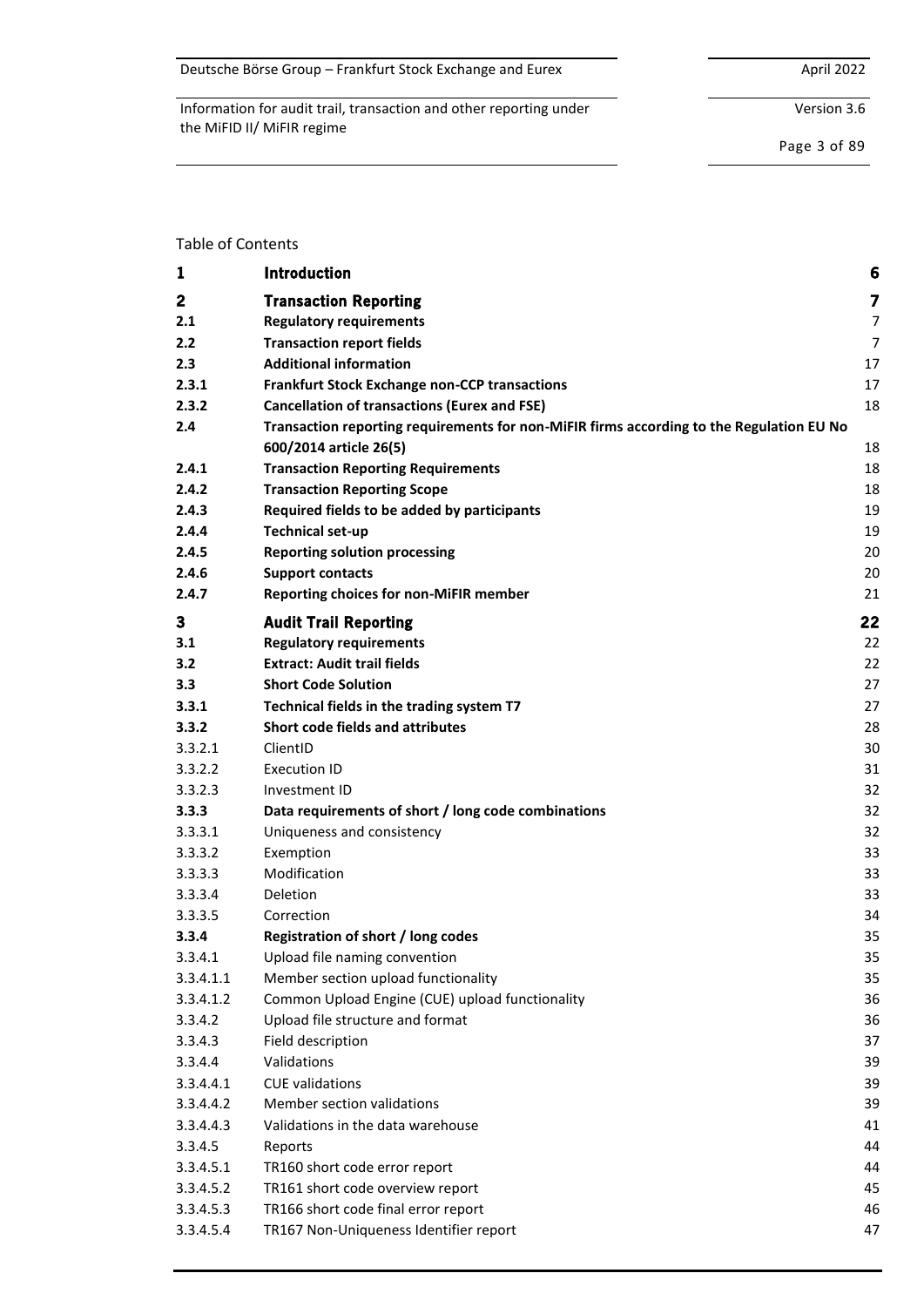Table of Contents

| | | |
|---|---|---|
| **1** | **Introduction** | **6** |
| **2** | **Transaction Reporting** | **7** |
| **2.1** | **Regulatory requirements** | 7 |
| **2.2** | **Transaction report fields** | 7 |
| **2.3** | **Additional information** | 17 |
| **2.3.1** | **Frankfurt Stock Exchange non-CCP transactions** | 17 |
| **2.3.2** | **Cancellation of transactions (Eurex and FSE)** | 18 |
| **2.4** | **Transaction reporting requirements for non-MiFIR firms according to the Regulation EU No 600/2014 article 26(5)** | 18 |
| **2.4.1** | **Transaction Reporting Requirements** | 18 |
| **2.4.2** | **Transaction Reporting Scope** | 18 |
| **2.4.3** | **Required fields to be added by participants** | 19 |
| **2.4.4** | **Technical set-up** | 19 |
| **2.4.5** | **Reporting solution processing** | 20 |
| **2.4.6** | **Support contacts** | 20 |
| **2.4.7** | **Reporting choices for non-MiFIR member** | 21 |
| **3** | **Audit Trail Reporting** | **22** |
| **3.1** | **Regulatory requirements** | 22 |
| **3.2** | **Extract: Audit trail fields** | 22 |
| **3.3** | **Short Code Solution** | 27 |
| **3.3.1** | **Technical fields in the trading system T7** | 27 |
| **3.3.2** | **Short code fields and attributes** | 28 |
| 3.3.2.1 | ClientID | 30 |
| 3.3.2.2 | Execution ID | 31 |
| 3.3.2.3 | Investment ID | 32 |
| **3.3.3** | **Data requirements of short / long code combinations** | 32 |
| 3.3.3.1 | Uniqueness and consistency | 32 |
| 3.3.3.2 | Exemption | 33 |
| 3.3.3.3 | Modification | 33 |
| 3.3.3.4 | Deletion | 33 |
| 3.3.3.5 | Correction | 34 |
| **3.3.4** | **Registration of short / long codes** | 35 |
| 3.3.4.1 | Upload file naming convention | 35 |
| 3.3.4.1.1 | Member section upload functionality | 35 |
| 3.3.4.1.2 | Common Upload Engine (CUE) upload functionality | 36 |
| 3.3.4.2 | Upload file structure and format | 36 |
| 3.3.4.3 | Field description | 37 |
| 3.3.4.4 | Validations | 39 |
| 3.3.4.4.1 | CUE validations | 39 |
| 3.3.4.4.2 | Member section validations | 39 |
| 3.3.4.4.3 | Validations in the data warehouse | 41 |
| 3.3.4.5 | Reports | 44 |
| 3.3.4.5.1 | TR160 short code error report | 44 |
| 3.3.4.5.2 | TR161 short code overview report | 45 |
| 3.3.4.5.3 | TR166 short code final error report | 46 |
| 3.3.4.5.4 | TR167 Non-Uniqueness Identifier report | 47 |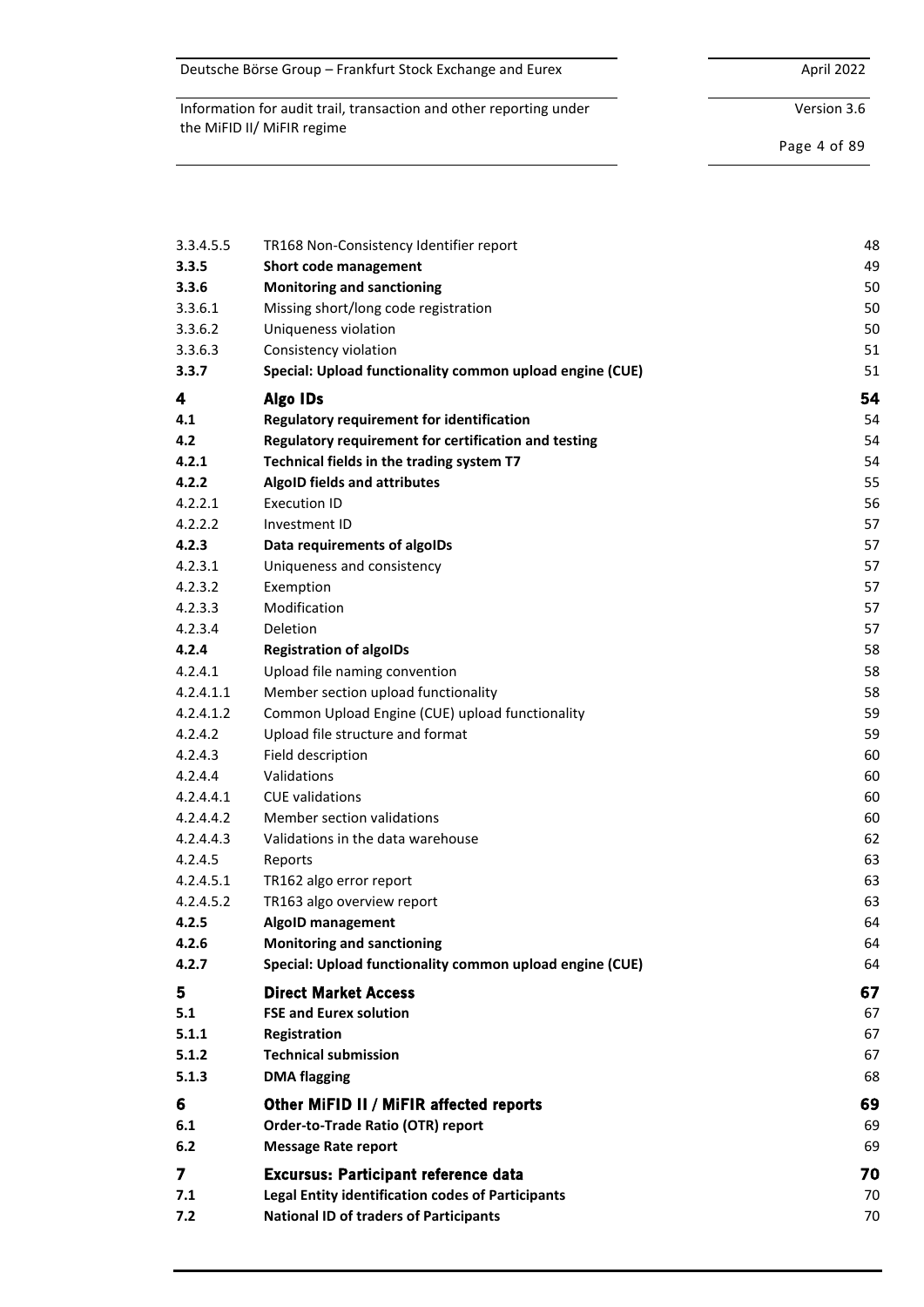| | | |
|---|---|---|
| 3.3.4.5.5 | TR168 Non-Consistency Identifier report | 48 |
| **3.3.5** | **Short code management** | 49 |
| **3.3.6** | **Monitoring and sanctioning** | 50 |
| 3.3.6.1 | Missing short/long code registration | 50 |
| 3.3.6.2 | Uniqueness violation | 50 |
| 3.3.6.3 | Consistency violation | 51 |
| **3.3.7** | **Special: Upload functionality common upload engine (CUE)** | 51 |
| **4** | **Algo IDs** | **54** |
| **4.1** | **Regulatory requirement for identification** | 54 |
| **4.2** | **Regulatory requirement for certification and testing** | 54 |
| **4.2.1** | **Technical fields in the trading system T7** | 54 |
| **4.2.2** | **AlgoID fields and attributes** | 55 |
| 4.2.2.1 | Execution ID | 56 |
| 4.2.2.2 | Investment ID | 57 |
| **4.2.3** | **Data requirements of algoIDs** | 57 |
| 4.2.3.1 | Uniqueness and consistency | 57 |
| 4.2.3.2 | Exemption | 57 |
| 4.2.3.3 | Modification | 57 |
| 4.2.3.4 | Deletion | 57 |
| **4.2.4** | **Registration of algoIDs** | 58 |
| 4.2.4.1 | Upload file naming convention | 58 |
| 4.2.4.1.1 | Member section upload functionality | 58 |
| 4.2.4.1.2 | Common Upload Engine (CUE) upload functionality | 59 |
| 4.2.4.2 | Upload file structure and format | 59 |
| 4.2.4.3 | Field description | 60 |
| 4.2.4.4 | Validations | 60 |
| 4.2.4.4.1 | CUE validations | 60 |
| 4.2.4.4.2 | Member section validations | 60 |
| 4.2.4.4.3 | Validations in the data warehouse | 62 |
| 4.2.4.5 | Reports | 63 |
| 4.2.4.5.1 | TR162 algo error report | 63 |
| 4.2.4.5.2 | TR163 algo overview report | 63 |
| **4.2.5** | **AlgoID management** | 64 |
| **4.2.6** | **Monitoring and sanctioning** | 64 |
| **4.2.7** | **Special: Upload functionality common upload engine (CUE)** | 64 |
| **5** | **Direct Market Access** | **67** |
| **5.1** | **FSE and Eurex solution** | 67 |
| **5.1.1** | **Registration** | 67 |
| **5.1.2** | **Technical submission** | 67 |
| **5.1.3** | **DMA flagging** | 68 |
| **6** | **Other MiFID II / MiFIR affected reports** | **69** |
| **6.1** | **Order-to-Trade Ratio (OTR) report** | 69 |
| **6.2** | **Message Rate report** | 69 |
| **7** | **Excursus: Participant reference data** | **70** |
| **7.1** | **Legal Entity identification codes of Participants** | 70 |
| **7.2** | **National ID of traders of Participants** | 70 |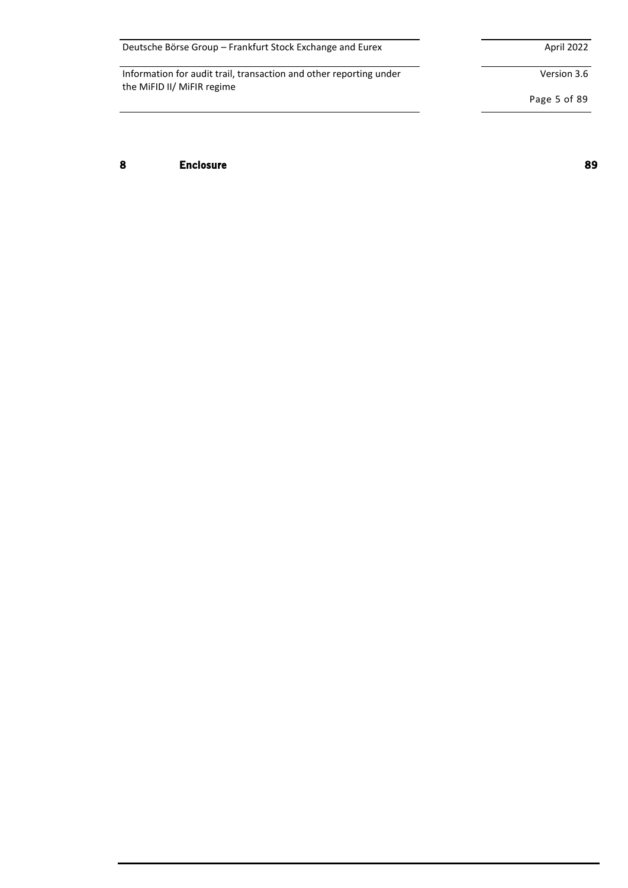| | | |
|---|---|---|
| 8 | Enclosure | 89 |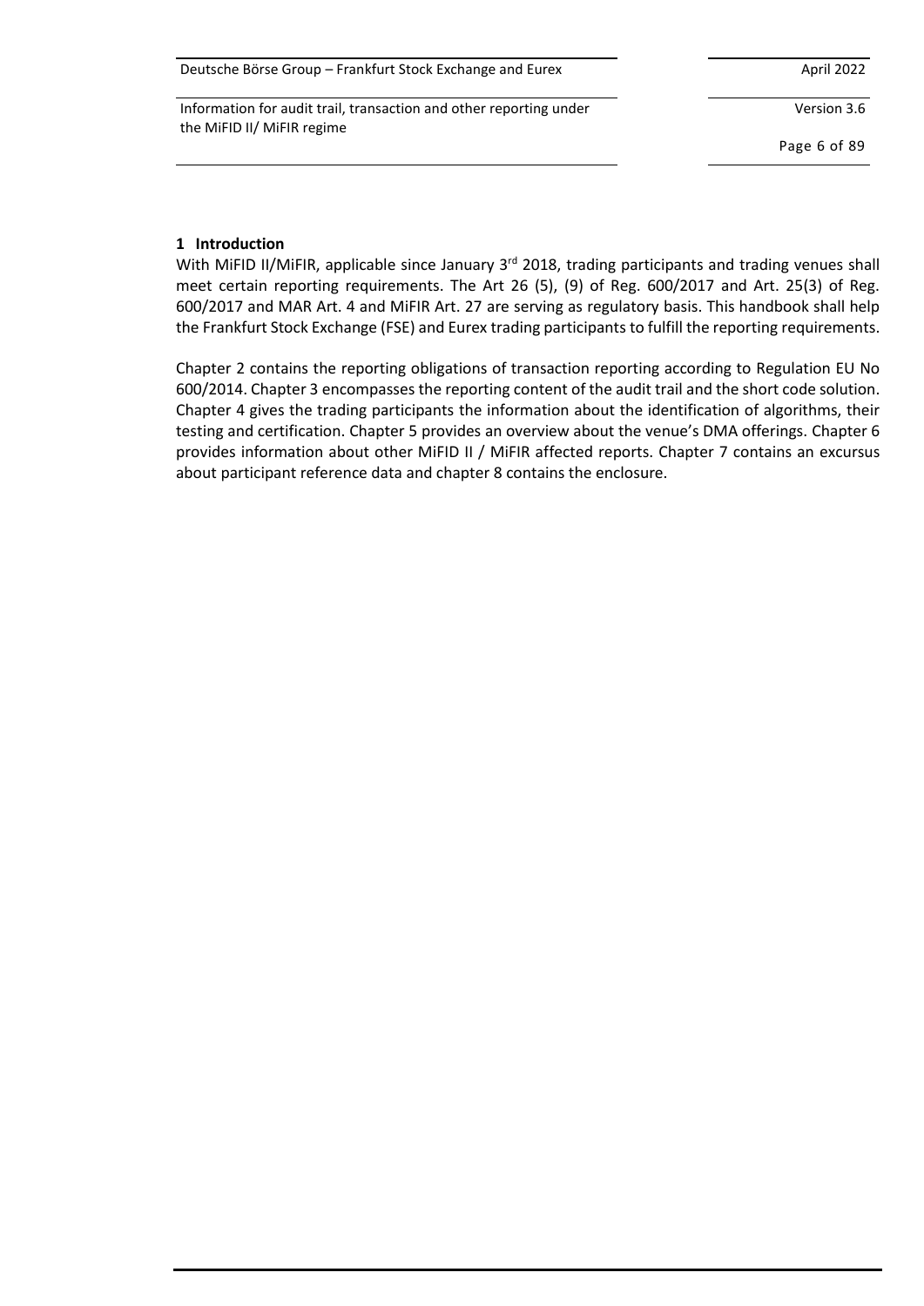# 1 Introduction

With MiFID II/MiFIR, applicable since January 3rd 2018, trading participants and trading venues shall meet certain reporting requirements. The Art 26 (5), (9) of Reg. 600/2017 and Art. 25(3) of Reg. 600/2017 and MAR Art. 4 and MiFIR Art. 27 are serving as regulatory basis. This handbook shall help the Frankfurt Stock Exchange (FSE) and Eurex trading participants to fulfill the reporting requirements.

Chapter 2 contains the reporting obligations of transaction reporting according to Regulation EU No 600/2014. Chapter 3 encompasses the reporting content of the audit trail and the short code solution. Chapter 4 gives the trading participants the information about the identification of algorithms, their testing and certification. Chapter 5 provides an overview about the venue's DMA offerings. Chapter 6 provides information about other MiFID II / MiFIR affected reports. Chapter 7 contains an excursus about participant reference data and chapter 8 contains the enclosure.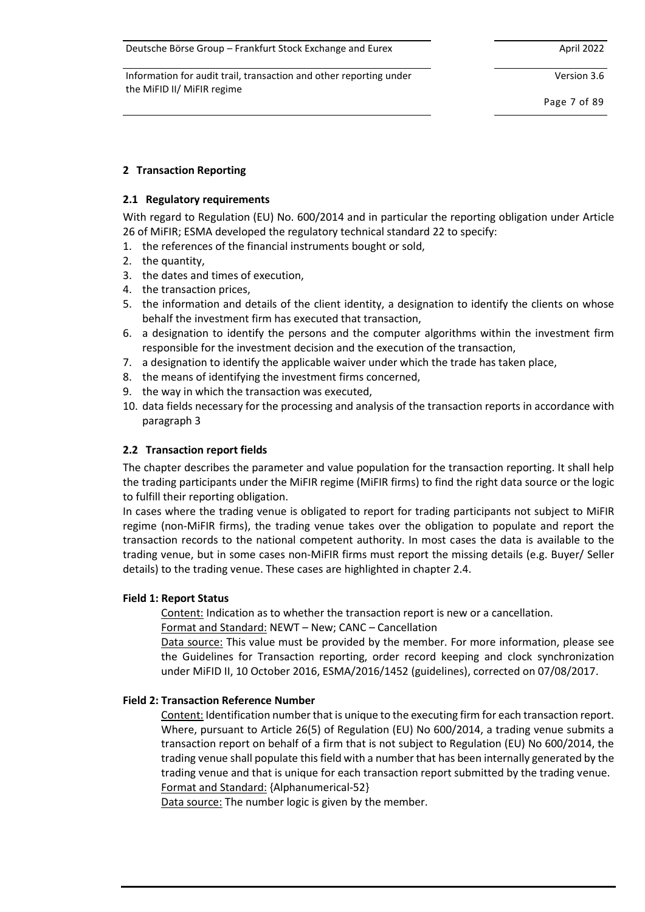## 2 Transaction Reporting

### 2.1 Regulatory requirements

With regard to Regulation (EU) No. 600/2014 and in particular the reporting obligation under Article 26 of MiFIR; ESMA developed the regulatory technical standard 22 to specify:

1. the references of the financial instruments bought or sold,
2. the quantity,
3. the dates and times of execution,
4. the transaction prices,
5. the information and details of the client identity, a designation to identify the clients on whose behalf the investment firm has executed that transaction,
6. a designation to identify the persons and the computer algorithms within the investment firm responsible for the investment decision and the execution of the transaction,
7. a designation to identify the applicable waiver under which the trade has taken place,
8. the means of identifying the investment firms concerned,
9. the way in which the transaction was executed,
10. data fields necessary for the processing and analysis of the transaction reports in accordance with paragraph 3

### 2.2 Transaction report fields

The chapter describes the parameter and value population for the transaction reporting. It shall help the trading participants under the MiFIR regime (MiFIR firms) to find the right data source or the logic to fulfill their reporting obligation.

In cases where the trading venue is obligated to report for trading participants not subject to MiFIR regime (non-MiFIR firms), the trading venue takes over the obligation to populate and report the transaction records to the national competent authority. In most cases the data is available to the trading venue, but in some cases non-MiFIR firms must report the missing details (e.g. Buyer/ Seller details) to the trading venue. These cases are highlighted in chapter 2.4.

**Field 1: Report Status**

Content: Indication as to whether the transaction report is new or a cancellation.

Format and Standard: NEWT – New; CANC – Cancellation

Data source: This value must be provided by the member. For more information, please see the Guidelines for Transaction reporting, order record keeping and clock synchronization under MiFID II, 10 October 2016, ESMA/2016/1452 (guidelines), corrected on 07/08/2017.

**Field 2: Transaction Reference Number**

Content: Identification number that is unique to the executing firm for each transaction report. Where, pursuant to Article 26(5) of Regulation (EU) No 600/2014, a trading venue submits a transaction report on behalf of a firm that is not subject to Regulation (EU) No 600/2014, the trading venue shall populate this field with a number that has been internally generated by the trading venue and that is unique for each transaction report submitted by the trading venue.

Format and Standard: {Alphanumerical-52}

Data source: The number logic is given by the member.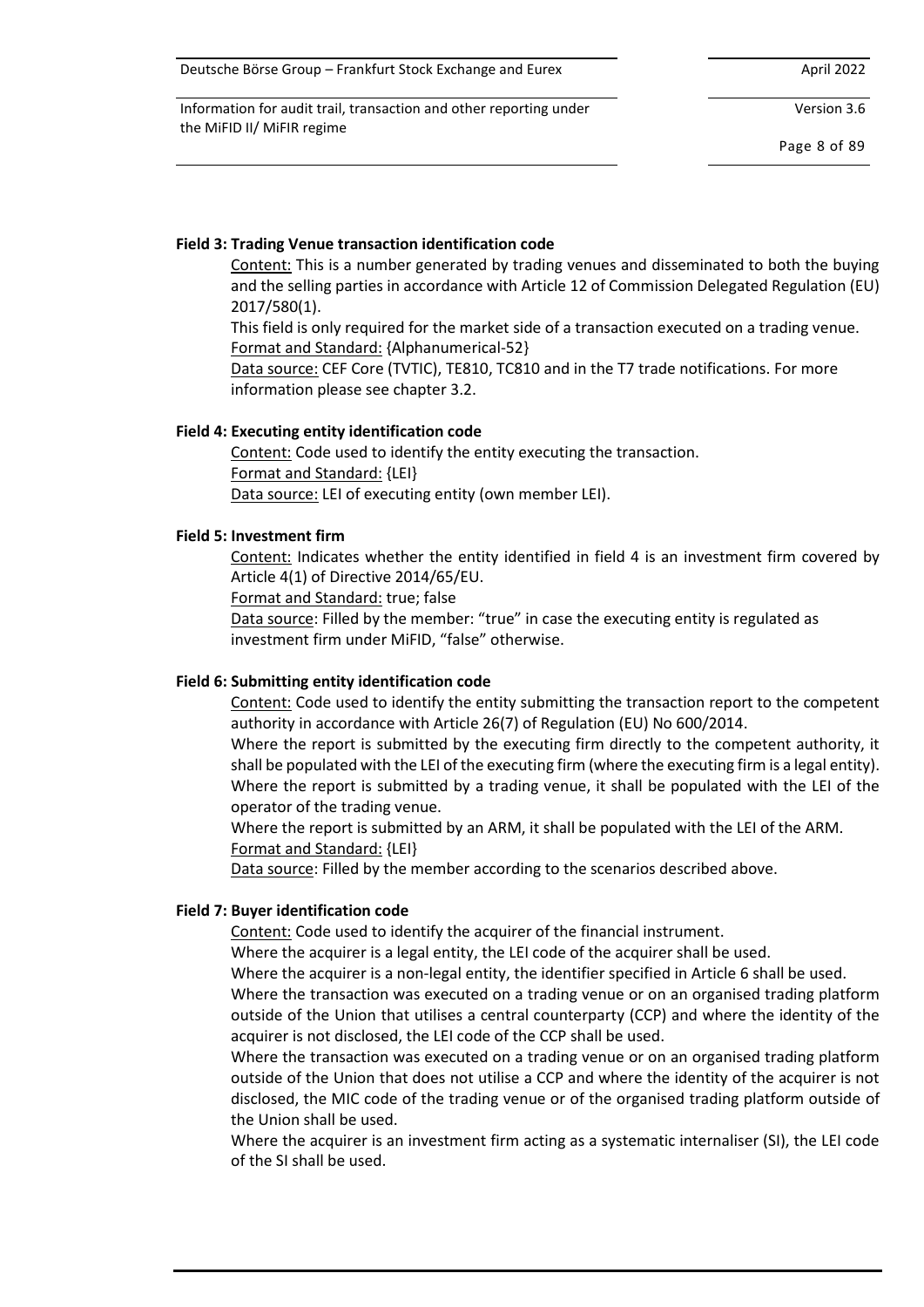**Field 3: Trading Venue transaction identification code**

Content: This is a number generated by trading venues and disseminated to both the buying and the selling parties in accordance with Article 12 of Commission Delegated Regulation (EU) 2017/580(1).

This field is only required for the market side of a transaction executed on a trading venue.

Format and Standard: {Alphanumerical-52}

Data source: CEF Core (TVTIC), TE810, TC810 and in the T7 trade notifications. For more information please see chapter 3.2.

**Field 4: Executing entity identification code**

Content: Code used to identify the entity executing the transaction.

Format and Standard: {LEI}

Data source: LEI of executing entity (own member LEI).

**Field 5: Investment firm**

Content: Indicates whether the entity identified in field 4 is an investment firm covered by Article 4(1) of Directive 2014/65/EU.

Format and Standard: true; false

Data source: Filled by the member: "true" in case the executing entity is regulated as investment firm under MiFID, "false" otherwise.

**Field 6: Submitting entity identification code**

Content: Code used to identify the entity submitting the transaction report to the competent authority in accordance with Article 26(7) of Regulation (EU) No 600/2014.

Where the report is submitted by the executing firm directly to the competent authority, it shall be populated with the LEI of the executing firm (where the executing firm is a legal entity). Where the report is submitted by a trading venue, it shall be populated with the LEI of the operator of the trading venue.

Where the report is submitted by an ARM, it shall be populated with the LEI of the ARM.

Format and Standard: {LEI}

Data source: Filled by the member according to the scenarios described above.

**Field 7: Buyer identification code**

Content: Code used to identify the acquirer of the financial instrument.

Where the acquirer is a legal entity, the LEI code of the acquirer shall be used.

Where the acquirer is a non-legal entity, the identifier specified in Article 6 shall be used.

Where the transaction was executed on a trading venue or on an organised trading platform outside of the Union that utilises a central counterparty (CCP) and where the identity of the acquirer is not disclosed, the LEI code of the CCP shall be used.

Where the transaction was executed on a trading venue or on an organised trading platform outside of the Union that does not utilise a CCP and where the identity of the acquirer is not disclosed, the MIC code of the trading venue or of the organised trading platform outside of the Union shall be used.

Where the acquirer is an investment firm acting as a systematic internaliser (SI), the LEI code of the SI shall be used.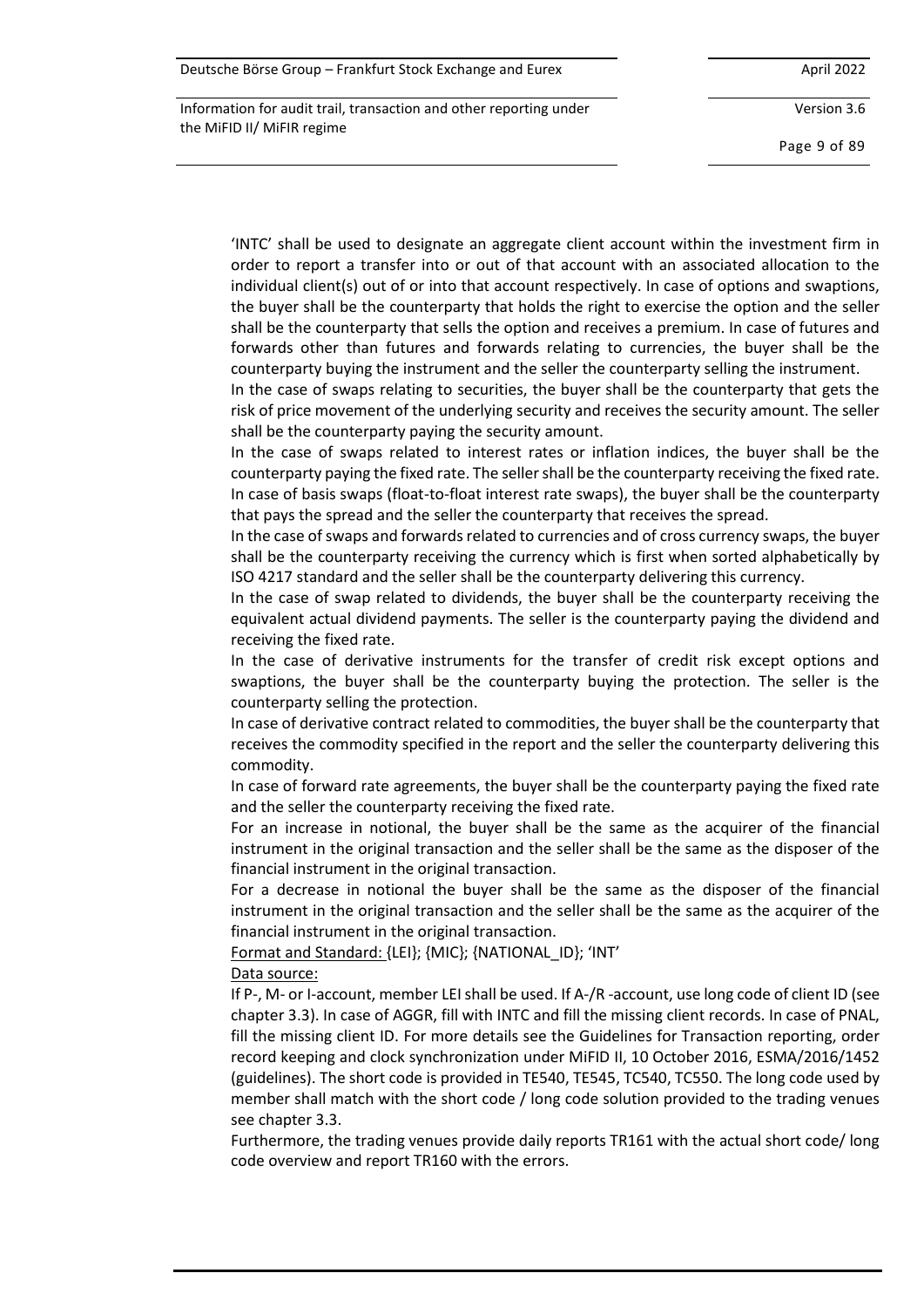'INTC' shall be used to designate an aggregate client account within the investment firm in order to report a transfer into or out of that account with an associated allocation to the individual client(s) out of or into that account respectively. In case of options and swaptions, the buyer shall be the counterparty that holds the right to exercise the option and the seller shall be the counterparty that sells the option and receives a premium. In case of futures and forwards other than futures and forwards relating to currencies, the buyer shall be the counterparty buying the instrument and the seller the counterparty selling the instrument.

In the case of swaps relating to securities, the buyer shall be the counterparty that gets the risk of price movement of the underlying security and receives the security amount. The seller shall be the counterparty paying the security amount.

In the case of swaps related to interest rates or inflation indices, the buyer shall be the counterparty paying the fixed rate. The seller shall be the counterparty receiving the fixed rate. In case of basis swaps (float-to-float interest rate swaps), the buyer shall be the counterparty that pays the spread and the seller the counterparty that receives the spread.

In the case of swaps and forwards related to currencies and of cross currency swaps, the buyer shall be the counterparty receiving the currency which is first when sorted alphabetically by ISO 4217 standard and the seller shall be the counterparty delivering this currency.

In the case of swap related to dividends, the buyer shall be the counterparty receiving the equivalent actual dividend payments. The seller is the counterparty paying the dividend and receiving the fixed rate.

In the case of derivative instruments for the transfer of credit risk except options and swaptions, the buyer shall be the counterparty buying the protection. The seller is the counterparty selling the protection.

In case of derivative contract related to commodities, the buyer shall be the counterparty that receives the commodity specified in the report and the seller the counterparty delivering this commodity.

In case of forward rate agreements, the buyer shall be the counterparty paying the fixed rate and the seller the counterparty receiving the fixed rate.

For an increase in notional, the buyer shall be the same as the acquirer of the financial instrument in the original transaction and the seller shall be the same as the disposer of the financial instrument in the original transaction.

For a decrease in notional the buyer shall be the same as the disposer of the financial instrument in the original transaction and the seller shall be the same as the acquirer of the financial instrument in the original transaction.

Format and Standard: {LEI}; {MIC}; {NATIONAL_ID}; 'INT'

Data source:

If P-, M- or I-account, member LEI shall be used. If A-/R -account, use long code of client ID (see chapter 3.3). In case of AGGR, fill with INTC and fill the missing client records. In case of PNAL, fill the missing client ID. For more details see the Guidelines for Transaction reporting, order record keeping and clock synchronization under MiFID II, 10 October 2016, ESMA/2016/1452 (guidelines). The short code is provided in TE540, TE545, TC540, TC550. The long code used by member shall match with the short code / long code solution provided to the trading venues see chapter 3.3.

Furthermore, the trading venues provide daily reports TR161 with the actual short code/ long code overview and report TR160 with the errors.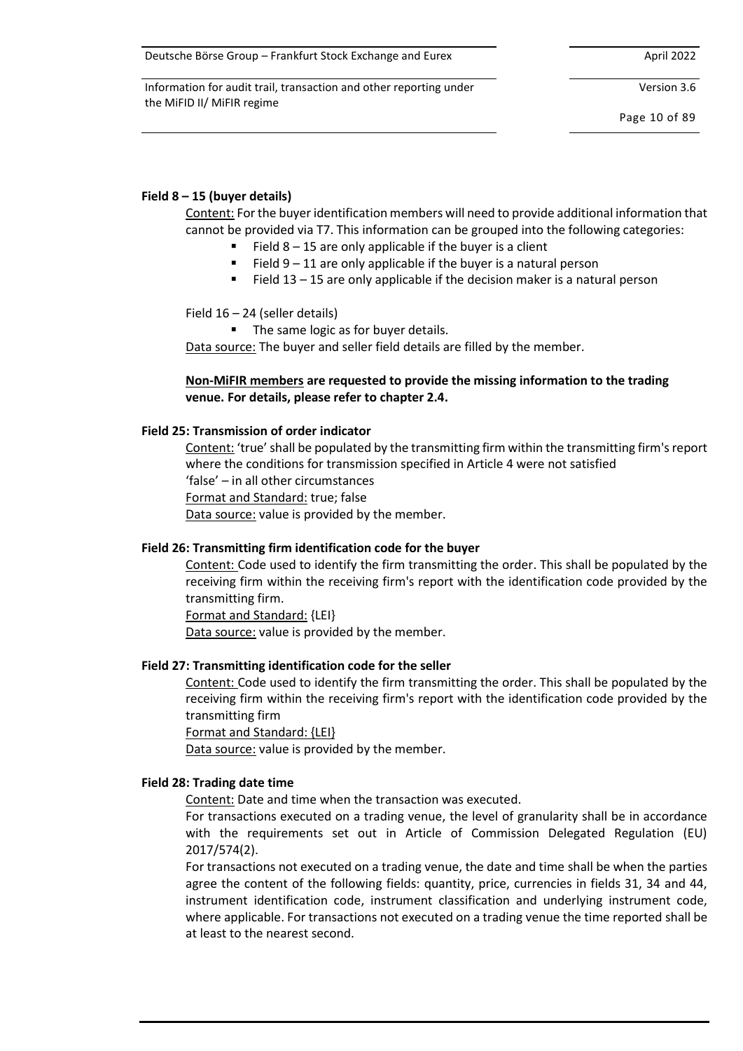**Field 8 – 15 (buyer details)**

Content: For the buyer identification members will need to provide additional information that cannot be provided via T7. This information can be grouped into the following categories:

- Field 8 – 15 are only applicable if the buyer is a client
- Field 9 – 11 are only applicable if the buyer is a natural person
- Field 13 – 15 are only applicable if the decision maker is a natural person

Field 16 – 24 (seller details)

- The same logic as for buyer details.

Data source: The buyer and seller field details are filled by the member.

**Non-MiFIR members are requested to provide the missing information to the trading venue. For details, please refer to chapter 2.4.**

**Field 25: Transmission of order indicator**

Content: 'true' shall be populated by the transmitting firm within the transmitting firm's report where the conditions for transmission specified in Article 4 were not satisfied
'false' – in all other circumstances
Format and Standard: true; false
Data source: value is provided by the member.

**Field 26: Transmitting firm identification code for the buyer**

Content: Code used to identify the firm transmitting the order. This shall be populated by the receiving firm within the receiving firm's report with the identification code provided by the transmitting firm.
Format and Standard: {LEI}
Data source: value is provided by the member.

**Field 27: Transmitting identification code for the seller**

Content: Code used to identify the firm transmitting the order. This shall be populated by the receiving firm within the receiving firm's report with the identification code provided by the transmitting firm
Format and Standard: {LEI}
Data source: value is provided by the member.

**Field 28: Trading date time**

Content: Date and time when the transaction was executed.
For transactions executed on a trading venue, the level of granularity shall be in accordance with the requirements set out in Article of Commission Delegated Regulation (EU) 2017/574(2).
For transactions not executed on a trading venue, the date and time shall be when the parties agree the content of the following fields: quantity, price, currencies in fields 31, 34 and 44, instrument identification code, instrument classification and underlying instrument code, where applicable. For transactions not executed on a trading venue the time reported shall be at least to the nearest second.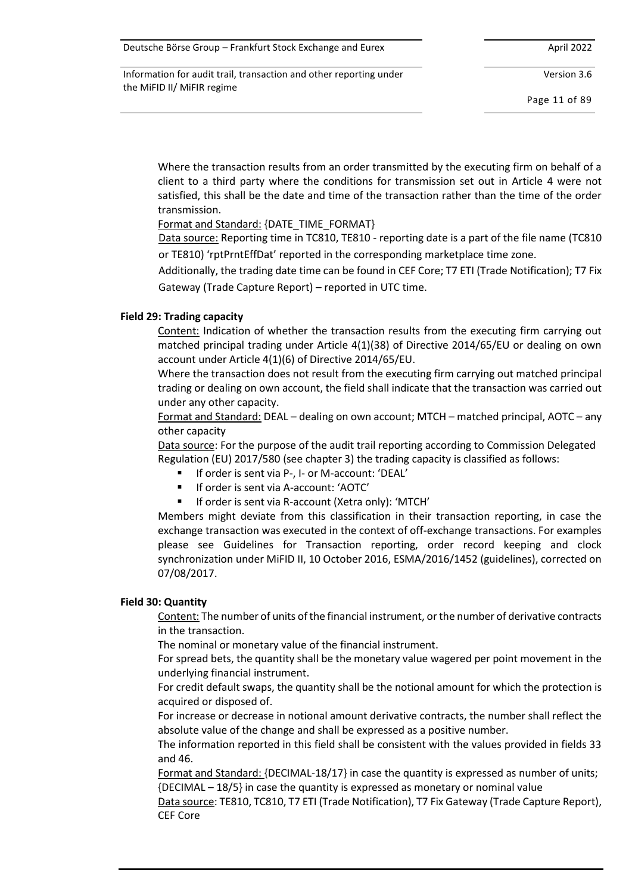Where the transaction results from an order transmitted by the executing firm on behalf of a client to a third party where the conditions for transmission set out in Article 4 were not satisfied, this shall be the date and time of the transaction rather than the time of the order transmission.

Format and Standard: {DATE_TIME_FORMAT}

Data source: Reporting time in TC810, TE810 - reporting date is a part of the file name (TC810 or TE810) 'rptPrntEffDat' reported in the corresponding marketplace time zone.

Additionally, the trading date time can be found in CEF Core; T7 ETI (Trade Notification); T7 Fix Gateway (Trade Capture Report) – reported in UTC time.

**Field 29: Trading capacity**

Content: Indication of whether the transaction results from the executing firm carrying out matched principal trading under Article 4(1)(38) of Directive 2014/65/EU or dealing on own account under Article 4(1)(6) of Directive 2014/65/EU.

Where the transaction does not result from the executing firm carrying out matched principal trading or dealing on own account, the field shall indicate that the transaction was carried out under any other capacity.

Format and Standard: DEAL – dealing on own account; MTCH – matched principal, AOTC – any other capacity

Data source: For the purpose of the audit trail reporting according to Commission Delegated Regulation (EU) 2017/580 (see chapter 3) the trading capacity is classified as follows:

- If order is sent via P-, I- or M-account: 'DEAL'
- If order is sent via A-account: 'AOTC'
- If order is sent via R-account (Xetra only): 'MTCH'

Members might deviate from this classification in their transaction reporting, in case the exchange transaction was executed in the context of off-exchange transactions. For examples please see Guidelines for Transaction reporting, order record keeping and clock synchronization under MiFID II, 10 October 2016, ESMA/2016/1452 (guidelines), corrected on 07/08/2017.

**Field 30: Quantity**

Content: The number of units of the financial instrument, or the number of derivative contracts in the transaction.

The nominal or monetary value of the financial instrument.

For spread bets, the quantity shall be the monetary value wagered per point movement in the underlying financial instrument.

For credit default swaps, the quantity shall be the notional amount for which the protection is acquired or disposed of.

For increase or decrease in notional amount derivative contracts, the number shall reflect the absolute value of the change and shall be expressed as a positive number.

The information reported in this field shall be consistent with the values provided in fields 33 and 46.

Format and Standard: {DECIMAL-18/17} in case the quantity is expressed as number of units; {DECIMAL – 18/5} in case the quantity is expressed as monetary or nominal value

Data source: TE810, TC810, T7 ETI (Trade Notification), T7 Fix Gateway (Trade Capture Report), CEF Core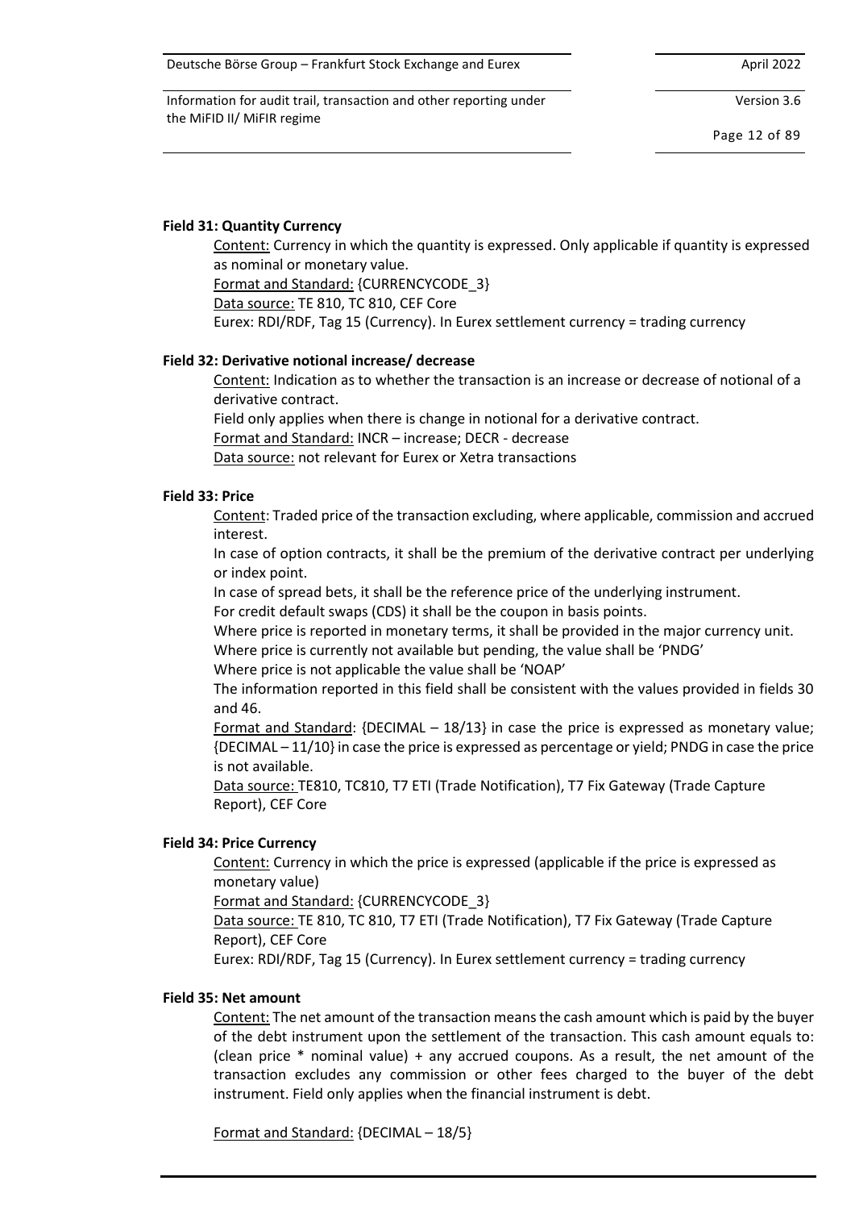**Field 31: Quantity Currency**

Content: Currency in which the quantity is expressed. Only applicable if quantity is expressed as nominal or monetary value.

Format and Standard: {CURRENCYCODE_3}

Data source: TE 810, TC 810, CEF Core

Eurex: RDI/RDF, Tag 15 (Currency). In Eurex settlement currency = trading currency

**Field 32: Derivative notional increase/ decrease**

Content: Indication as to whether the transaction is an increase or decrease of notional of a derivative contract.

Field only applies when there is change in notional for a derivative contract.

Format and Standard: INCR – increase; DECR - decrease

Data source: not relevant for Eurex or Xetra transactions

**Field 33: Price**

Content: Traded price of the transaction excluding, where applicable, commission and accrued interest.

In case of option contracts, it shall be the premium of the derivative contract per underlying or index point.

In case of spread bets, it shall be the reference price of the underlying instrument.

For credit default swaps (CDS) it shall be the coupon in basis points.

Where price is reported in monetary terms, it shall be provided in the major currency unit.

Where price is currently not available but pending, the value shall be 'PNDG'

Where price is not applicable the value shall be 'NOAP'

The information reported in this field shall be consistent with the values provided in fields 30 and 46.

Format and Standard: {DECIMAL – 18/13} in case the price is expressed as monetary value; {DECIMAL – 11/10} in case the price is expressed as percentage or yield; PNDG in case the price is not available.

Data source: TE810, TC810, T7 ETI (Trade Notification), T7 Fix Gateway (Trade Capture Report), CEF Core

**Field 34: Price Currency**

Content: Currency in which the price is expressed (applicable if the price is expressed as monetary value)

Format and Standard: {CURRENCYCODE_3}

Data source: TE 810, TC 810, T7 ETI (Trade Notification), T7 Fix Gateway (Trade Capture Report), CEF Core

Eurex: RDI/RDF, Tag 15 (Currency). In Eurex settlement currency = trading currency

**Field 35: Net amount**

Content: The net amount of the transaction means the cash amount which is paid by the buyer of the debt instrument upon the settlement of the transaction. This cash amount equals to: (clean price * nominal value) + any accrued coupons. As a result, the net amount of the transaction excludes any commission or other fees charged to the buyer of the debt instrument. Field only applies when the financial instrument is debt.

Format and Standard: {DECIMAL – 18/5}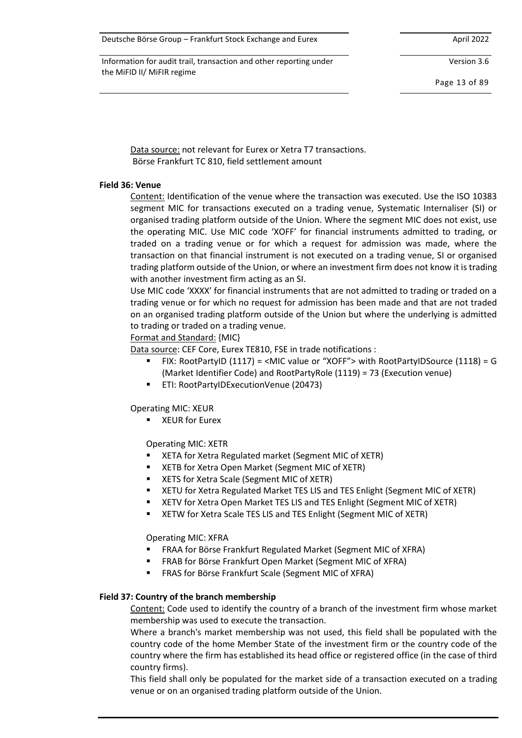Data source: not relevant for Eurex or Xetra T7 transactions.
Börse Frankfurt TC 810, field settlement amount

**Field 36: Venue**

Content: Identification of the venue where the transaction was executed. Use the ISO 10383 segment MIC for transactions executed on a trading venue, Systematic Internaliser (SI) or organised trading platform outside of the Union. Where the segment MIC does not exist, use the operating MIC. Use MIC code 'XOFF' for financial instruments admitted to trading, or traded on a trading venue or for which a request for admission was made, where the transaction on that financial instrument is not executed on a trading venue, SI or organised trading platform outside of the Union, or where an investment firm does not know it is trading with another investment firm acting as an SI.
Use MIC code 'XXXX' for financial instruments that are not admitted to trading or traded on a trading venue or for which no request for admission has been made and that are not traded on an organised trading platform outside of the Union but where the underlying is admitted to trading or traded on a trading venue.

Format and Standard: {MIC}

Data source: CEF Core, Eurex TE810, FSE in trade notifications :

- FIX: RootPartyID (1117) = <MIC value or "XOFF"> with RootPartyIDSource (1118) = G (Market Identifier Code) and RootPartyRole (1119) = 73 (Execution venue)
- ETI: RootPartyIDExecutionVenue (20473)

Operating MIC: XEUR

- XEUR for Eurex

Operating MIC: XETR

- XETA for Xetra Regulated market (Segment MIC of XETR)
- XETB for Xetra Open Market (Segment MIC of XETR)
- XETS for Xetra Scale (Segment MIC of XETR)
- XETU for Xetra Regulated Market TES LIS and TES Enlight (Segment MIC of XETR)
- XETV for Xetra Open Market TES LIS and TES Enlight (Segment MIC of XETR)
- XETW for Xetra Scale TES LIS and TES Enlight (Segment MIC of XETR)

Operating MIC: XFRA

- FRAA for Börse Frankfurt Regulated Market (Segment MIC of XFRA)
- FRAB for Börse Frankfurt Open Market (Segment MIC of XFRA)
- FRAS for Börse Frankfurt Scale (Segment MIC of XFRA)

**Field 37: Country of the branch membership**

Content: Code used to identify the country of a branch of the investment firm whose market membership was used to execute the transaction.
Where a branch's market membership was not used, this field shall be populated with the country code of the home Member State of the investment firm or the country code of the country where the firm has established its head office or registered office (in the case of third country firms).
This field shall only be populated for the market side of a transaction executed on a trading venue or on an organised trading platform outside of the Union.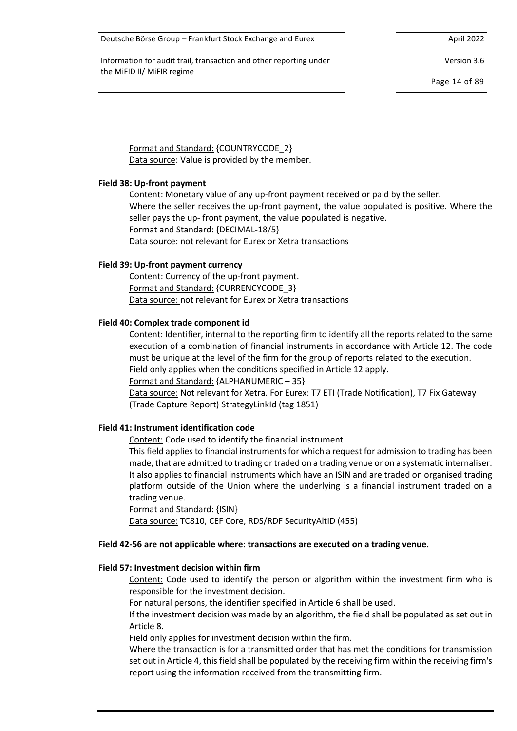Format and Standard: {COUNTRYCODE_2}
Data source: Value is provided by the member.

**Field 38: Up-front payment**

Content: Monetary value of any up-front payment received or paid by the seller.
Where the seller receives the up-front payment, the value populated is positive. Where the seller pays the up- front payment, the value populated is negative.
Format and Standard: {DECIMAL-18/5}
Data source: not relevant for Eurex or Xetra transactions

**Field 39: Up-front payment currency**

Content: Currency of the up-front payment.
Format and Standard: {CURRENCYCODE_3}
Data source: not relevant for Eurex or Xetra transactions

**Field 40: Complex trade component id**

Content: Identifier, internal to the reporting firm to identify all the reports related to the same execution of a combination of financial instruments in accordance with Article 12. The code must be unique at the level of the firm for the group of reports related to the execution.
Field only applies when the conditions specified in Article 12 apply.
Format and Standard: {ALPHANUMERIC – 35}
Data source: Not relevant for Xetra. For Eurex: T7 ETI (Trade Notification), T7 Fix Gateway (Trade Capture Report) StrategyLinkId (tag 1851)

**Field 41: Instrument identification code**

Content: Code used to identify the financial instrument
This field applies to financial instruments for which a request for admission to trading has been made, that are admitted to trading or traded on a trading venue or on a systematic internaliser. It also applies to financial instruments which have an ISIN and are traded on organised trading platform outside of the Union where the underlying is a financial instrument traded on a trading venue.
Format and Standard: {ISIN}
Data source: TC810, CEF Core, RDS/RDF SecurityAltID (455)

**Field 42-56 are not applicable where: transactions are executed on a trading venue.**

**Field 57: Investment decision within firm**

Content: Code used to identify the person or algorithm within the investment firm who is responsible for the investment decision.
For natural persons, the identifier specified in Article 6 shall be used.
If the investment decision was made by an algorithm, the field shall be populated as set out in Article 8.
Field only applies for investment decision within the firm.
Where the transaction is for a transmitted order that has met the conditions for transmission set out in Article 4, this field shall be populated by the receiving firm within the receiving firm's report using the information received from the transmitting firm.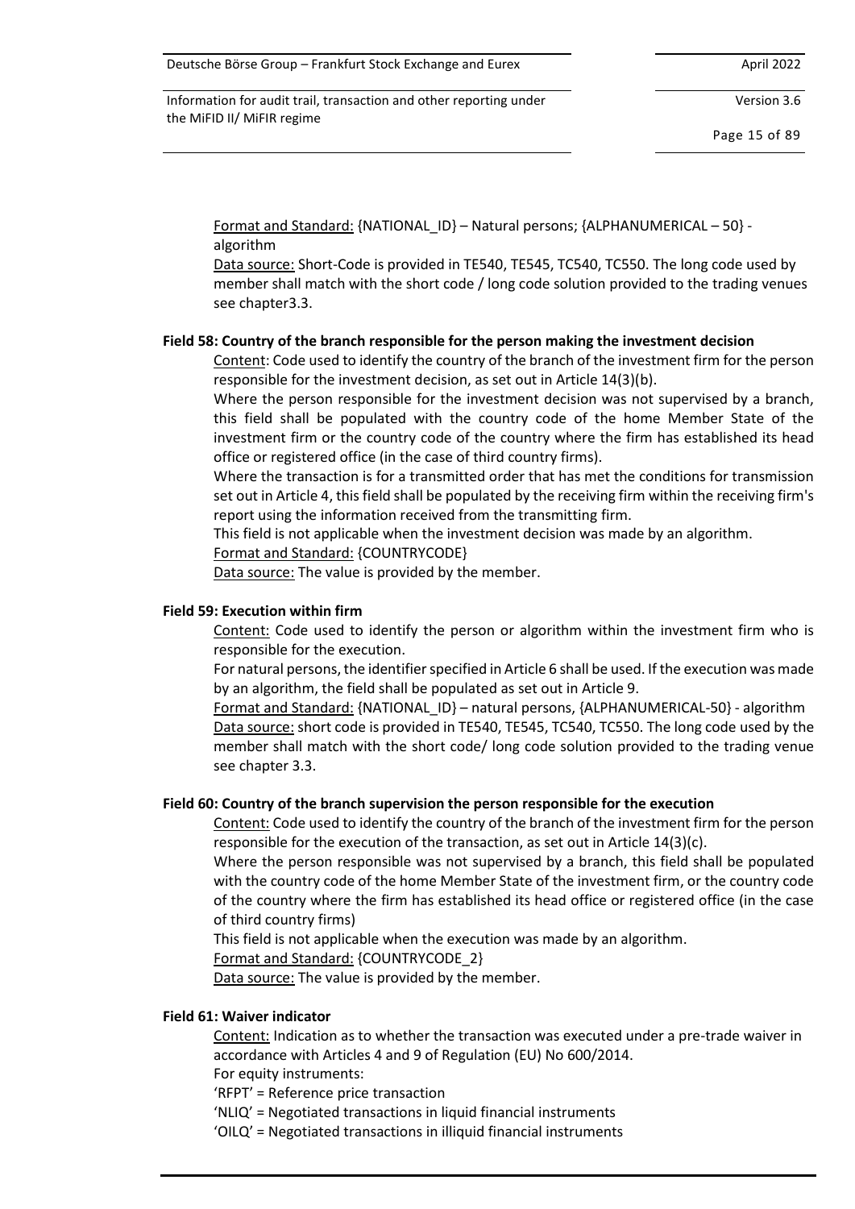Format and Standard: {NATIONAL_ID} – Natural persons; {ALPHANUMERICAL – 50} - algorithm

Data source: Short-Code is provided in TE540, TE545, TC540, TC550. The long code used by member shall match with the short code / long code solution provided to the trading venues see chapter3.3.

**Field 58: Country of the branch responsible for the person making the investment decision**

Content: Code used to identify the country of the branch of the investment firm for the person responsible for the investment decision, as set out in Article 14(3)(b).

Where the person responsible for the investment decision was not supervised by a branch, this field shall be populated with the country code of the home Member State of the investment firm or the country code of the country where the firm has established its head office or registered office (in the case of third country firms).

Where the transaction is for a transmitted order that has met the conditions for transmission set out in Article 4, this field shall be populated by the receiving firm within the receiving firm's report using the information received from the transmitting firm.

This field is not applicable when the investment decision was made by an algorithm.

Format and Standard: {COUNTRYCODE}

Data source: The value is provided by the member.

**Field 59: Execution within firm**

Content: Code used to identify the person or algorithm within the investment firm who is responsible for the execution.

For natural persons, the identifier specified in Article 6 shall be used. If the execution was made by an algorithm, the field shall be populated as set out in Article 9.

Format and Standard: {NATIONAL_ID} – natural persons, {ALPHANUMERICAL-50} - algorithm

Data source: short code is provided in TE540, TE545, TC540, TC550. The long code used by the member shall match with the short code/ long code solution provided to the trading venue see chapter 3.3.

**Field 60: Country of the branch supervision the person responsible for the execution**

Content: Code used to identify the country of the branch of the investment firm for the person responsible for the execution of the transaction, as set out in Article 14(3)(c).

Where the person responsible was not supervised by a branch, this field shall be populated with the country code of the home Member State of the investment firm, or the country code of the country where the firm has established its head office or registered office (in the case of third country firms)

This field is not applicable when the execution was made by an algorithm.

Format and Standard: {COUNTRYCODE_2}

Data source: The value is provided by the member.

**Field 61: Waiver indicator**

Content: Indication as to whether the transaction was executed under a pre-trade waiver in accordance with Articles 4 and 9 of Regulation (EU) No 600/2014.

For equity instruments:

'RFPT' = Reference price transaction

'NLIQ' = Negotiated transactions in liquid financial instruments

'OILQ' = Negotiated transactions in illiquid financial instruments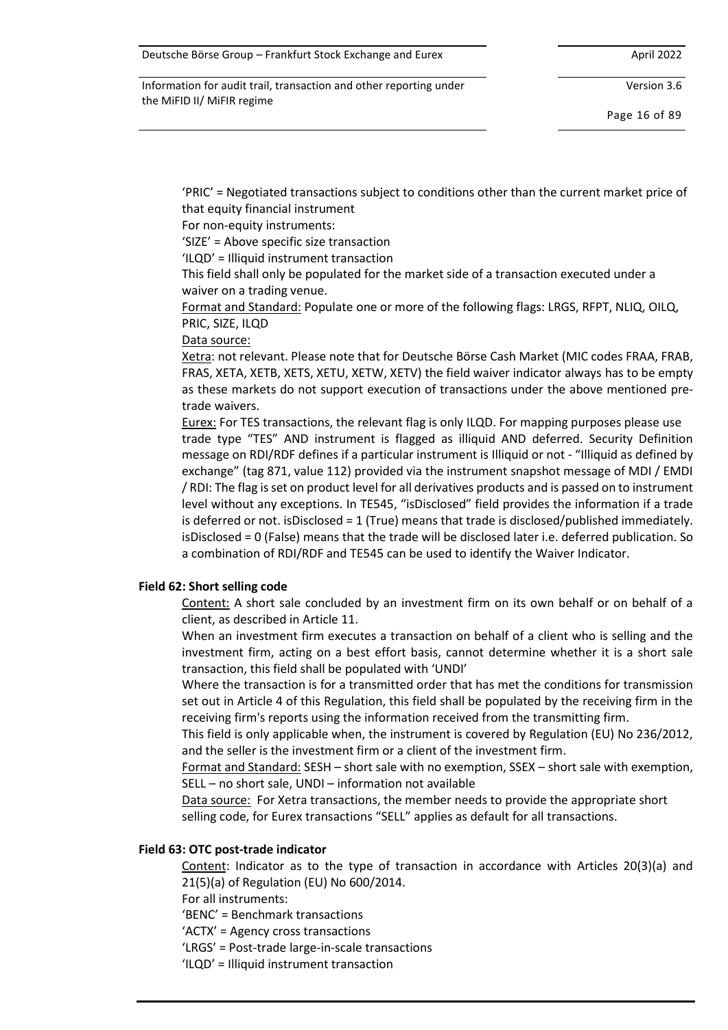'PRIC' = Negotiated transactions subject to conditions other than the current market price of that equity financial instrument

For non-equity instruments:

'SIZE' = Above specific size transaction

'ILQD' = Illiquid instrument transaction

This field shall only be populated for the market side of a transaction executed under a waiver on a trading venue.

Format and Standard: Populate one or more of the following flags: LRGS, RFPT, NLIQ, OILQ, PRIC, SIZE, ILQD

Data source:

Xetra: not relevant. Please note that for Deutsche Börse Cash Market (MIC codes FRAA, FRAB, FRAS, XETA, XETB, XETS, XETU, XETW, XETV) the field waiver indicator always has to be empty as these markets do not support execution of transactions under the above mentioned pre-trade waivers.

Eurex: For TES transactions, the relevant flag is only ILQD. For mapping purposes please use trade type "TES" AND instrument is flagged as illiquid AND deferred. Security Definition message on RDI/RDF defines if a particular instrument is Illiquid or not - "Illiquid as defined by exchange" (tag 871, value 112) provided via the instrument snapshot message of MDI / EMDI / RDI: The flag is set on product level for all derivatives products and is passed on to instrument level without any exceptions. In TE545, "isDisclosed" field provides the information if a trade is deferred or not. isDisclosed = 1 (True) means that trade is disclosed/published immediately. isDisclosed = 0 (False) means that the trade will be disclosed later i.e. deferred publication. So a combination of RDI/RDF and TE545 can be used to identify the Waiver Indicator.

**Field 62: Short selling code**

Content: A short sale concluded by an investment firm on its own behalf or on behalf of a client, as described in Article 11.

When an investment firm executes a transaction on behalf of a client who is selling and the investment firm, acting on a best effort basis, cannot determine whether it is a short sale transaction, this field shall be populated with 'UNDI'

Where the transaction is for a transmitted order that has met the conditions for transmission set out in Article 4 of this Regulation, this field shall be populated by the receiving firm in the receiving firm's reports using the information received from the transmitting firm.

This field is only applicable when, the instrument is covered by Regulation (EU) No 236/2012, and the seller is the investment firm or a client of the investment firm.

Format and Standard: SESH – short sale with no exemption, SSEX – short sale with exemption, SELL – no short sale, UNDI – information not available

Data source: For Xetra transactions, the member needs to provide the appropriate short selling code, for Eurex transactions "SELL" applies as default for all transactions.

**Field 63: OTC post-trade indicator**

Content: Indicator as to the type of transaction in accordance with Articles 20(3)(a) and 21(5)(a) of Regulation (EU) No 600/2014.

For all instruments:

'BENC' = Benchmark transactions

'ACTX' = Agency cross transactions

'LRGS' = Post-trade large-in-scale transactions

'ILQD' = Illiquid instrument transaction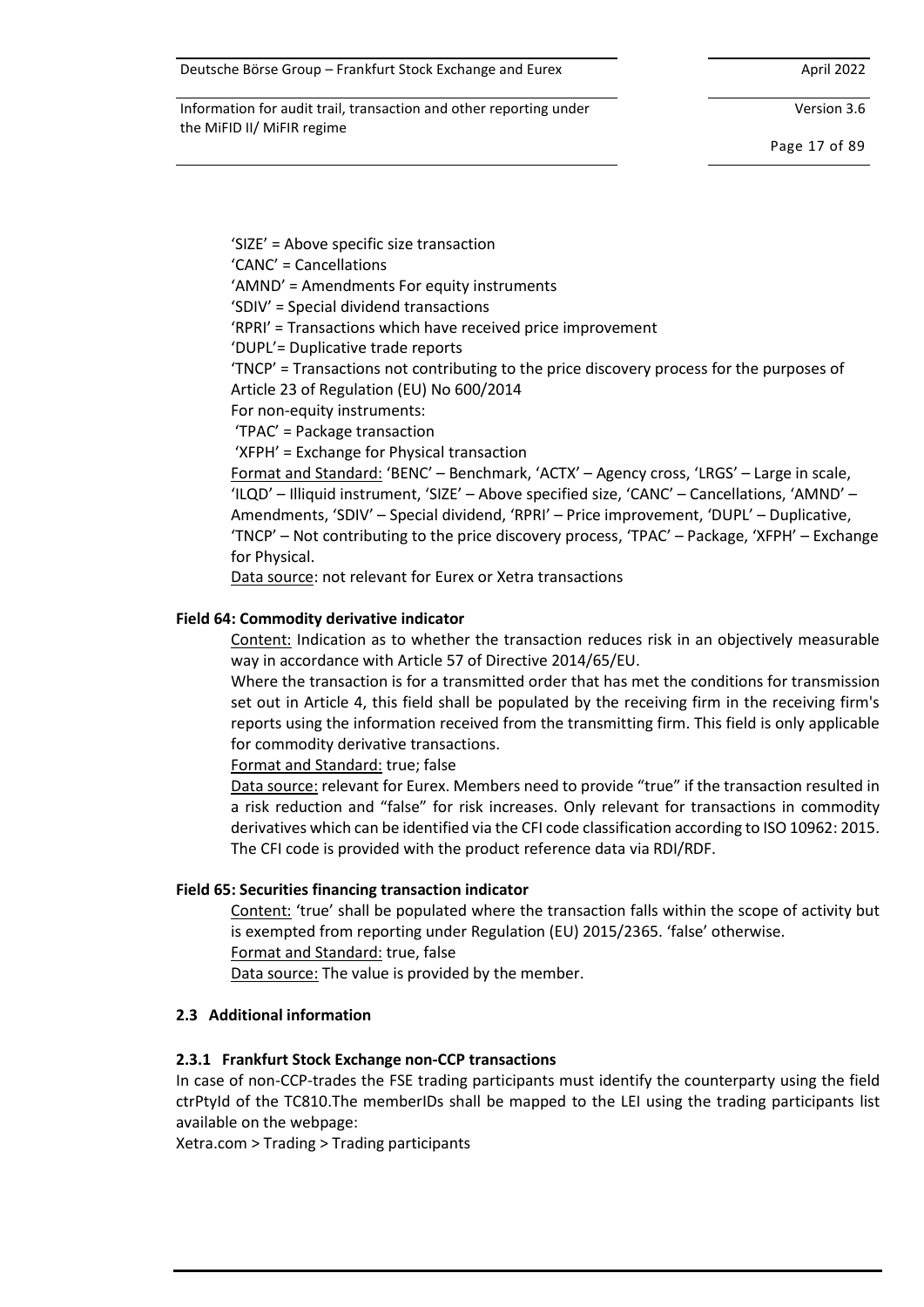'SIZE' = Above specific size transaction
'CANC' = Cancellations
'AMND' = Amendments For equity instruments
'SDIV' = Special dividend transactions
'RPRI' = Transactions which have received price improvement
'DUPL'= Duplicative trade reports
'TNCP' = Transactions not contributing to the price discovery process for the purposes of Article 23 of Regulation (EU) No 600/2014
For non-equity instruments:
'TPAC' = Package transaction
'XFPH' = Exchange for Physical transaction

Format and Standard: 'BENC' – Benchmark, 'ACTX' – Agency cross, 'LRGS' – Large in scale, 'ILQD' – Illiquid instrument, 'SIZE' – Above specified size, 'CANC' – Cancellations, 'AMND' – Amendments, 'SDIV' – Special dividend, 'RPRI' – Price improvement, 'DUPL' – Duplicative, 'TNCP' – Not contributing to the price discovery process, 'TPAC' – Package, 'XFPH' – Exchange for Physical.

Data source: not relevant for Eurex or Xetra transactions

**Field 64: Commodity derivative indicator**

Content: Indication as to whether the transaction reduces risk in an objectively measurable way in accordance with Article 57 of Directive 2014/65/EU.

Where the transaction is for a transmitted order that has met the conditions for transmission set out in Article 4, this field shall be populated by the receiving firm in the receiving firm's reports using the information received from the transmitting firm. This field is only applicable for commodity derivative transactions.

Format and Standard: true; false

Data source: relevant for Eurex. Members need to provide "true" if the transaction resulted in a risk reduction and "false" for risk increases. Only relevant for transactions in commodity derivatives which can be identified via the CFI code classification according to ISO 10962: 2015. The CFI code is provided with the product reference data via RDI/RDF.

**Field 65: Securities financing transaction indicator**

Content: 'true' shall be populated where the transaction falls within the scope of activity but is exempted from reporting under Regulation (EU) 2015/2365. 'false' otherwise.

Format and Standard: true, false

Data source: The value is provided by the member.

## 2.3 Additional information

### 2.3.1 Frankfurt Stock Exchange non-CCP transactions

In case of non-CCP-trades the FSE trading participants must identify the counterparty using the field ctrPtyId of the TC810.The memberIDs shall be mapped to the LEI using the trading participants list available on the webpage:

Xetra.com > Trading > Trading participants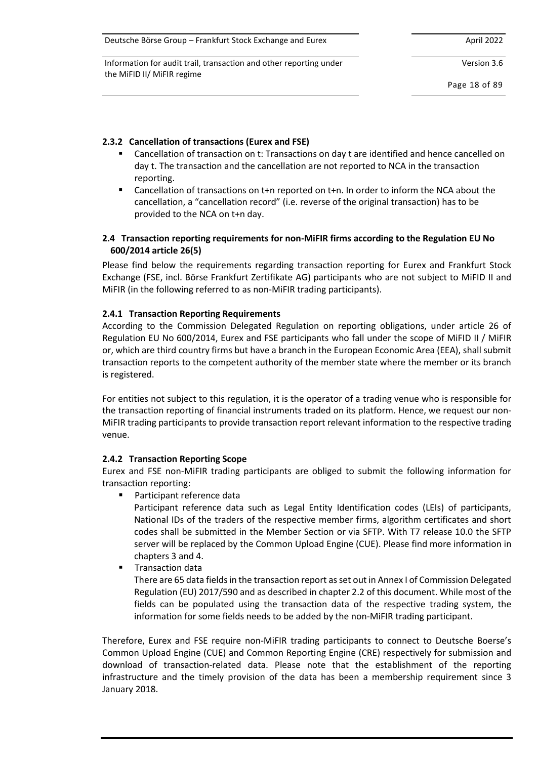### 2.3.2 Cancellation of transactions (Eurex and FSE)

- Cancellation of transaction on t: Transactions on day t are identified and hence cancelled on day t. The transaction and the cancellation are not reported to NCA in the transaction reporting.
- Cancellation of transactions on t+n reported on t+n. In order to inform the NCA about the cancellation, a "cancellation record" (i.e. reverse of the original transaction) has to be provided to the NCA on t+n day.

## 2.4 Transaction reporting requirements for non-MiFIR firms according to the Regulation EU No 600/2014 article 26(5)

Please find below the requirements regarding transaction reporting for Eurex and Frankfurt Stock Exchange (FSE, incl. Börse Frankfurt Zertifikate AG) participants who are not subject to MiFID II and MiFIR (in the following referred to as non-MiFIR trading participants).

### 2.4.1 Transaction Reporting Requirements

According to the Commission Delegated Regulation on reporting obligations, under article 26 of Regulation EU No 600/2014, Eurex and FSE participants who fall under the scope of MiFID II / MiFIR or, which are third country firms but have a branch in the European Economic Area (EEA), shall submit transaction reports to the competent authority of the member state where the member or its branch is registered.

For entities not subject to this regulation, it is the operator of a trading venue who is responsible for the transaction reporting of financial instruments traded on its platform. Hence, we request our non-MiFIR trading participants to provide transaction report relevant information to the respective trading venue.

### 2.4.2 Transaction Reporting Scope

Eurex and FSE non-MiFIR trading participants are obliged to submit the following information for transaction reporting:

- Participant reference data
  Participant reference data such as Legal Entity Identification codes (LEIs) of participants, National IDs of the traders of the respective member firms, algorithm certificates and short codes shall be submitted in the Member Section or via SFTP. With T7 release 10.0 the SFTP server will be replaced by the Common Upload Engine (CUE). Please find more information in chapters 3 and 4.
- Transaction data
  There are 65 data fields in the transaction report as set out in Annex I of Commission Delegated Regulation (EU) 2017/590 and as described in chapter 2.2 of this document. While most of the fields can be populated using the transaction data of the respective trading system, the information for some fields needs to be added by the non-MiFIR trading participant.

Therefore, Eurex and FSE require non-MiFIR trading participants to connect to Deutsche Boerse's Common Upload Engine (CUE) and Common Reporting Engine (CRE) respectively for submission and download of transaction-related data. Please note that the establishment of the reporting infrastructure and the timely provision of the data has been a membership requirement since 3 January 2018.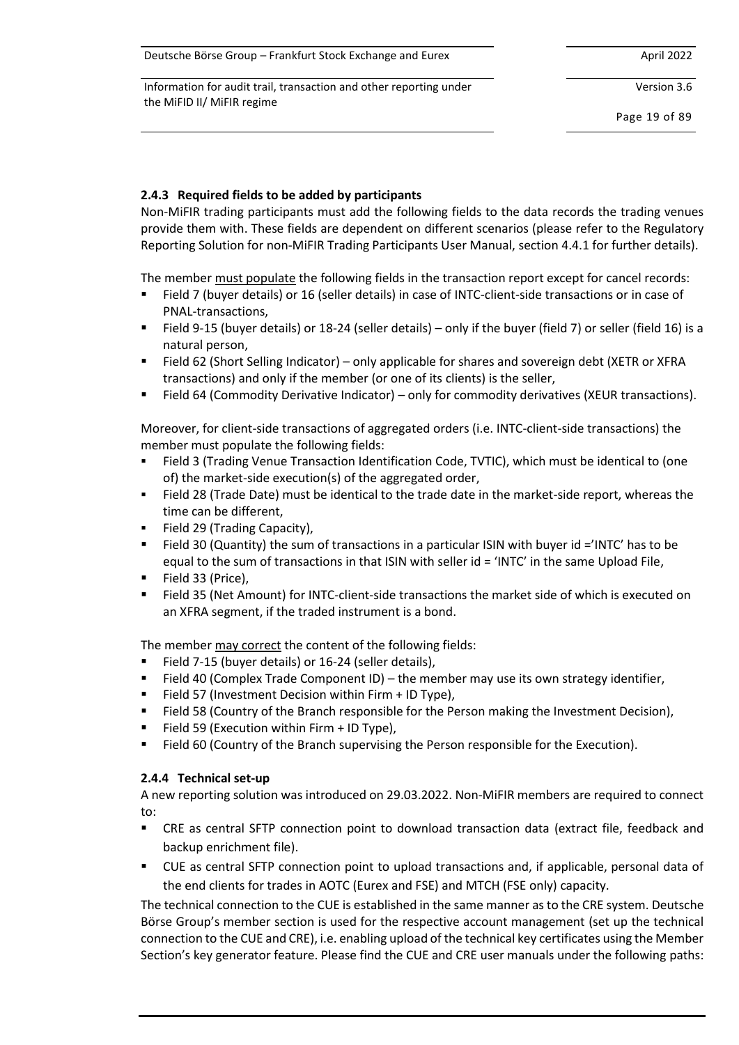### 2.4.3 Required fields to be added by participants

Non-MiFIR trading participants must add the following fields to the data records the trading venues provide them with. These fields are dependent on different scenarios (please refer to the Regulatory Reporting Solution for non-MiFIR Trading Participants User Manual, section 4.4.1 for further details).

The member must populate the following fields in the transaction report except for cancel records:

- Field 7 (buyer details) or 16 (seller details) in case of INTC-client-side transactions or in case of PNAL-transactions,
- Field 9-15 (buyer details) or 18-24 (seller details) – only if the buyer (field 7) or seller (field 16) is a natural person,
- Field 62 (Short Selling Indicator) – only applicable for shares and sovereign debt (XETR or XFRA transactions) and only if the member (or one of its clients) is the seller,
- Field 64 (Commodity Derivative Indicator) – only for commodity derivatives (XEUR transactions).

Moreover, for client-side transactions of aggregated orders (i.e. INTC-client-side transactions) the member must populate the following fields:

- Field 3 (Trading Venue Transaction Identification Code, TVTIC), which must be identical to (one of) the market-side execution(s) of the aggregated order,
- Field 28 (Trade Date) must be identical to the trade date in the market-side report, whereas the time can be different,
- Field 29 (Trading Capacity),
- Field 30 (Quantity) the sum of transactions in a particular ISIN with buyer id ='INTC' has to be equal to the sum of transactions in that ISIN with seller id = 'INTC' in the same Upload File,
- Field 33 (Price),
- Field 35 (Net Amount) for INTC-client-side transactions the market side of which is executed on an XFRA segment, if the traded instrument is a bond.

The member may correct the content of the following fields:

- Field 7-15 (buyer details) or 16-24 (seller details),
- Field 40 (Complex Trade Component ID) – the member may use its own strategy identifier,
- Field 57 (Investment Decision within Firm + ID Type),
- Field 58 (Country of the Branch responsible for the Person making the Investment Decision),
- Field 59 (Execution within Firm + ID Type),
- Field 60 (Country of the Branch supervising the Person responsible for the Execution).

### 2.4.4 Technical set-up

A new reporting solution was introduced on 29.03.2022. Non-MiFIR members are required to connect to:

- CRE as central SFTP connection point to download transaction data (extract file, feedback and backup enrichment file).
- CUE as central SFTP connection point to upload transactions and, if applicable, personal data of the end clients for trades in AOTC (Eurex and FSE) and MTCH (FSE only) capacity.

The technical connection to the CUE is established in the same manner as to the CRE system. Deutsche Börse Group's member section is used for the respective account management (set up the technical connection to the CUE and CRE), i.e. enabling upload of the technical key certificates using the Member Section's key generator feature. Please find the CUE and CRE user manuals under the following paths: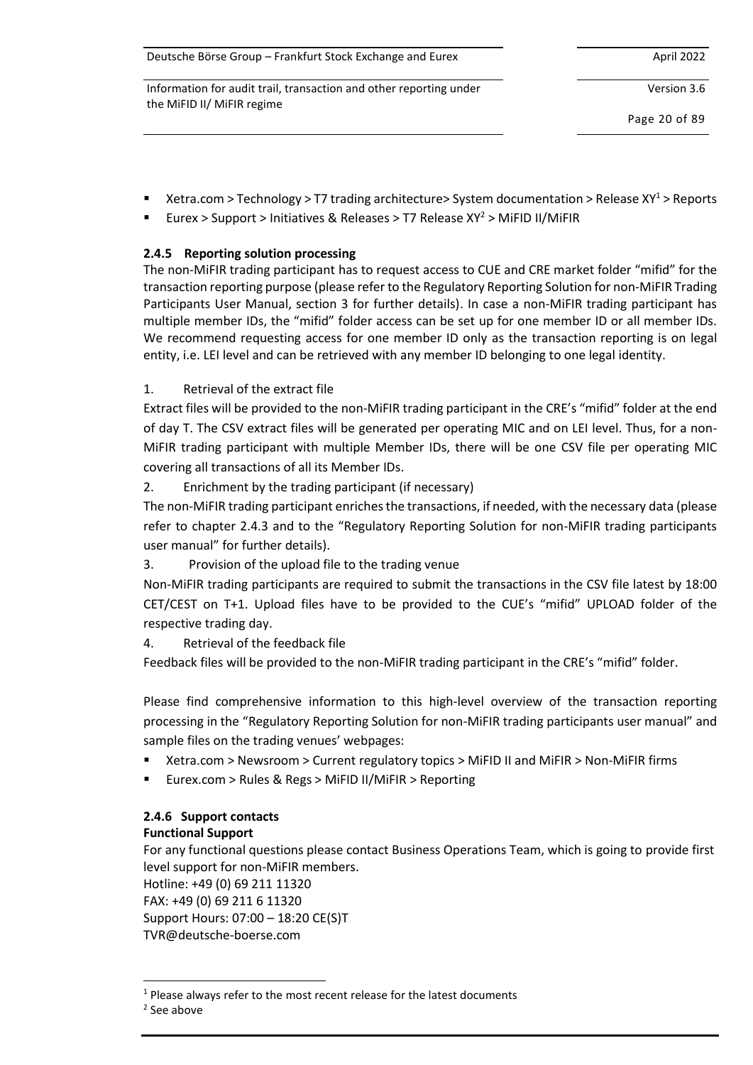- Xetra.com > Technology > T7 trading architecture> System documentation > Release XY[1] > Reports
- Eurex > Support > Initiatives & Releases > T7 Release XY[2] > MiFID II/MiFIR

### 2.4.5 Reporting solution processing

The non-MiFIR trading participant has to request access to CUE and CRE market folder "mifid" for the transaction reporting purpose (please refer to the Regulatory Reporting Solution for non-MiFIR Trading Participants User Manual, section 3 for further details). In case a non-MiFIR trading participant has multiple member IDs, the "mifid" folder access can be set up for one member ID or all member IDs. We recommend requesting access for one member ID only as the transaction reporting is on legal entity, i.e. LEI level and can be retrieved with any member ID belonging to one legal identity.

1. Retrieval of the extract file

Extract files will be provided to the non-MiFIR trading participant in the CRE's "mifid" folder at the end of day T. The CSV extract files will be generated per operating MIC and on LEI level. Thus, for a non-MiFIR trading participant with multiple Member IDs, there will be one CSV file per operating MIC covering all transactions of all its Member IDs.

2. Enrichment by the trading participant (if necessary)

The non-MiFIR trading participant enriches the transactions, if needed, with the necessary data (please refer to chapter 2.4.3 and to the "Regulatory Reporting Solution for non-MiFIR trading participants user manual" for further details).

3. Provision of the upload file to the trading venue

Non-MiFIR trading participants are required to submit the transactions in the CSV file latest by 18:00 CET/CEST on T+1. Upload files have to be provided to the CUE's "mifid" UPLOAD folder of the respective trading day.

4. Retrieval of the feedback file

Feedback files will be provided to the non-MiFIR trading participant in the CRE's "mifid" folder.

Please find comprehensive information to this high-level overview of the transaction reporting processing in the "Regulatory Reporting Solution for non-MiFIR trading participants user manual" and sample files on the trading venues' webpages:

- Xetra.com > Newsroom > Current regulatory topics > MiFID II and MiFIR > Non-MiFIR firms
- Eurex.com > Rules & Regs > MiFID II/MiFIR > Reporting

### 2.4.6 Support contacts

**Functional Support**

For any functional questions please contact Business Operations Team, which is going to provide first level support for non-MiFIR members.
Hotline: +49 (0) 69 211 11320
FAX: +49 (0) 69 211 6 11320
Support Hours: 07:00 – 18:20 CE(S)T
TVR@deutsche-boerse.com

---

[1] Please always refer to the most recent release for the latest documents

[2] See above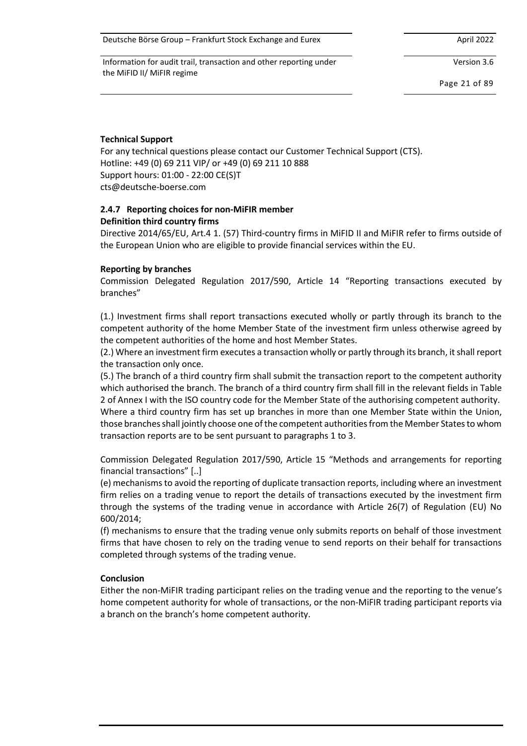**Technical Support**

For any technical questions please contact our Customer Technical Support (CTS).
Hotline: +49 (0) 69 211 VIP/ or +49 (0) 69 211 10 888
Support hours: 01:00 - 22:00 CE(S)T
cts@deutsche-boerse.com

### 2.4.7 Reporting choices for non-MiFIR member

**Definition third country firms**

Directive 2014/65/EU, Art.4 1. (57) Third-country firms in MiFID II and MiFIR refer to firms outside of the European Union who are eligible to provide financial services within the EU.

**Reporting by branches**

Commission Delegated Regulation 2017/590, Article 14 "Reporting transactions executed by branches"

(1.) Investment firms shall report transactions executed wholly or partly through its branch to the competent authority of the home Member State of the investment firm unless otherwise agreed by the competent authorities of the home and host Member States.

(2.) Where an investment firm executes a transaction wholly or partly through its branch, it shall report the transaction only once.

(5.) The branch of a third country firm shall submit the transaction report to the competent authority which authorised the branch. The branch of a third country firm shall fill in the relevant fields in Table 2 of Annex I with the ISO country code for the Member State of the authorising competent authority. Where a third country firm has set up branches in more than one Member State within the Union, those branches shall jointly choose one of the competent authorities from the Member States to whom transaction reports are to be sent pursuant to paragraphs 1 to 3.

Commission Delegated Regulation 2017/590, Article 15 "Methods and arrangements for reporting financial transactions" [..]

(e) mechanisms to avoid the reporting of duplicate transaction reports, including where an investment firm relies on a trading venue to report the details of transactions executed by the investment firm through the systems of the trading venue in accordance with Article 26(7) of Regulation (EU) No 600/2014;

(f) mechanisms to ensure that the trading venue only submits reports on behalf of those investment firms that have chosen to rely on the trading venue to send reports on their behalf for transactions completed through systems of the trading venue.

**Conclusion**

Either the non-MiFIR trading participant relies on the trading venue and the reporting to the venue's home competent authority for whole of transactions, or the non-MiFIR trading participant reports via a branch on the branch's home competent authority.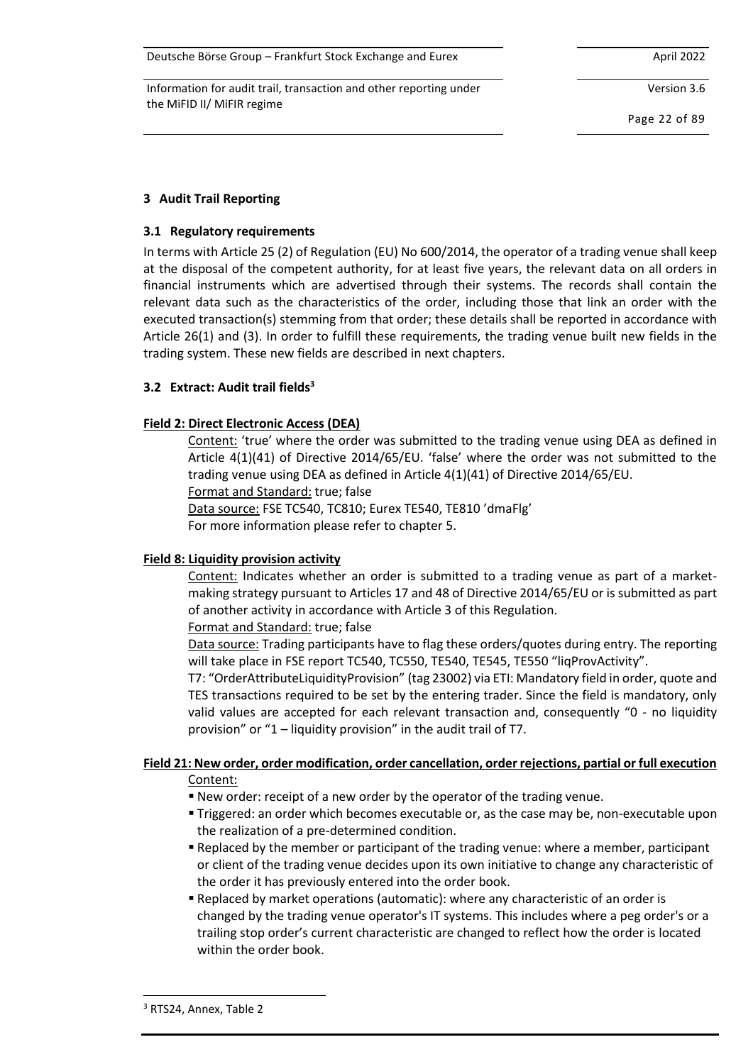## 3 Audit Trail Reporting

### 3.1 Regulatory requirements

In terms with Article 25 (2) of Regulation (EU) No 600/2014, the operator of a trading venue shall keep at the disposal of the competent authority, for at least five years, the relevant data on all orders in financial instruments which are advertised through their systems. The records shall contain the relevant data such as the characteristics of the order, including those that link an order with the executed transaction(s) stemming from that order; these details shall be reported in accordance with Article 26(1) and (3). In order to fulfill these requirements, the trading venue built new fields in the trading system. These new fields are described in next chapters.

### 3.2 Extract: Audit trail fields[3]

**Field 2: Direct Electronic Access (DEA)**

Content: 'true' where the order was submitted to the trading venue using DEA as defined in Article 4(1)(41) of Directive 2014/65/EU. 'false' where the order was not submitted to the trading venue using DEA as defined in Article 4(1)(41) of Directive 2014/65/EU.
Format and Standard: true; false
Data source: FSE TC540, TC810; Eurex TE540, TE810 'dmaFlg'
For more information please refer to chapter 5.

**Field 8: Liquidity provision activity**

Content: Indicates whether an order is submitted to a trading venue as part of a market-making strategy pursuant to Articles 17 and 48 of Directive 2014/65/EU or is submitted as part of another activity in accordance with Article 3 of this Regulation.
Format and Standard: true; false
Data source: Trading participants have to flag these orders/quotes during entry. The reporting will take place in FSE report TC540, TC550, TE540, TE545, TE550 "liqProvActivity".
T7: "OrderAttributeLiquidityProvision" (tag 23002) via ETI: Mandatory field in order, quote and TES transactions required to be set by the entering trader. Since the field is mandatory, only valid values are accepted for each relevant transaction and, consequently "0 - no liquidity provision" or "1 – liquidity provision" in the audit trail of T7.

**Field 21: New order, order modification, order cancellation, order rejections, partial or full execution**

Content:

- New order: receipt of a new order by the operator of the trading venue.
- Triggered: an order which becomes executable or, as the case may be, non-executable upon the realization of a pre-determined condition.
- Replaced by the member or participant of the trading venue: where a member, participant or client of the trading venue decides upon its own initiative to change any characteristic of the order it has previously entered into the order book.
- Replaced by market operations (automatic): where any characteristic of an order is changed by the trading venue operator's IT systems. This includes where a peg order's or a trailing stop order's current characteristic are changed to reflect how the order is located within the order book.

[3] RTS24, Annex, Table 2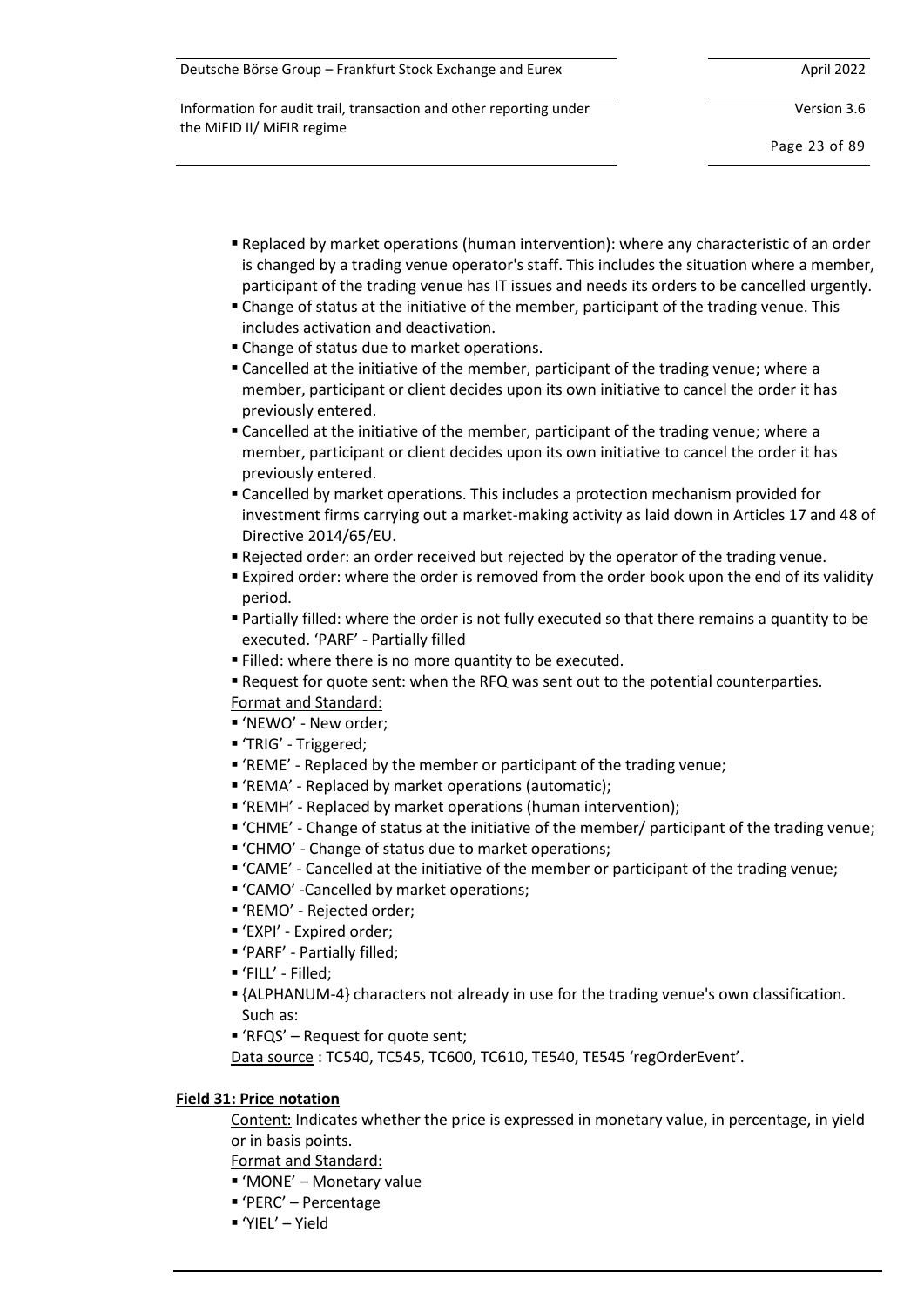- Replaced by market operations (human intervention): where any characteristic of an order is changed by a trading venue operator's staff. This includes the situation where a member, participant of the trading venue has IT issues and needs its orders to be cancelled urgently.
- Change of status at the initiative of the member, participant of the trading venue. This includes activation and deactivation.
- Change of status due to market operations.
- Cancelled at the initiative of the member, participant of the trading venue; where a member, participant or client decides upon its own initiative to cancel the order it has previously entered.
- Cancelled at the initiative of the member, participant of the trading venue; where a member, participant or client decides upon its own initiative to cancel the order it has previously entered.
- Cancelled by market operations. This includes a protection mechanism provided for investment firms carrying out a market-making activity as laid down in Articles 17 and 48 of Directive 2014/65/EU.
- Rejected order: an order received but rejected by the operator of the trading venue.
- Expired order: where the order is removed from the order book upon the end of its validity period.
- Partially filled: where the order is not fully executed so that there remains a quantity to be executed. 'PARF' - Partially filled
- Filled: where there is no more quantity to be executed.
- Request for quote sent: when the RFQ was sent out to the potential counterparties.

Format and Standard:

- 'NEWO' - New order;
- 'TRIG' - Triggered;
- 'REME' - Replaced by the member or participant of the trading venue;
- 'REMA' - Replaced by market operations (automatic);
- 'REMH' - Replaced by market operations (human intervention);
- 'CHME' - Change of status at the initiative of the member/ participant of the trading venue;
- 'CHMO' - Change of status due to market operations;
- 'CAME' - Cancelled at the initiative of the member or participant of the trading venue;
- 'CAMO' -Cancelled by market operations;
- 'REMO' - Rejected order;
- 'EXPI' - Expired order;
- 'PARF' - Partially filled;
- 'FILL' - Filled;
- {ALPHANUM-4} characters not already in use for the trading venue's own classification. Such as:
- 'RFQS' – Request for quote sent;

Data source : TC540, TC545, TC600, TC610, TE540, TE545 'regOrderEvent'.

**Field 31: Price notation**

Content: Indicates whether the price is expressed in monetary value, in percentage, in yield or in basis points.

Format and Standard:

- 'MONE' – Monetary value
- 'PERC' – Percentage
- 'YIEL' – Yield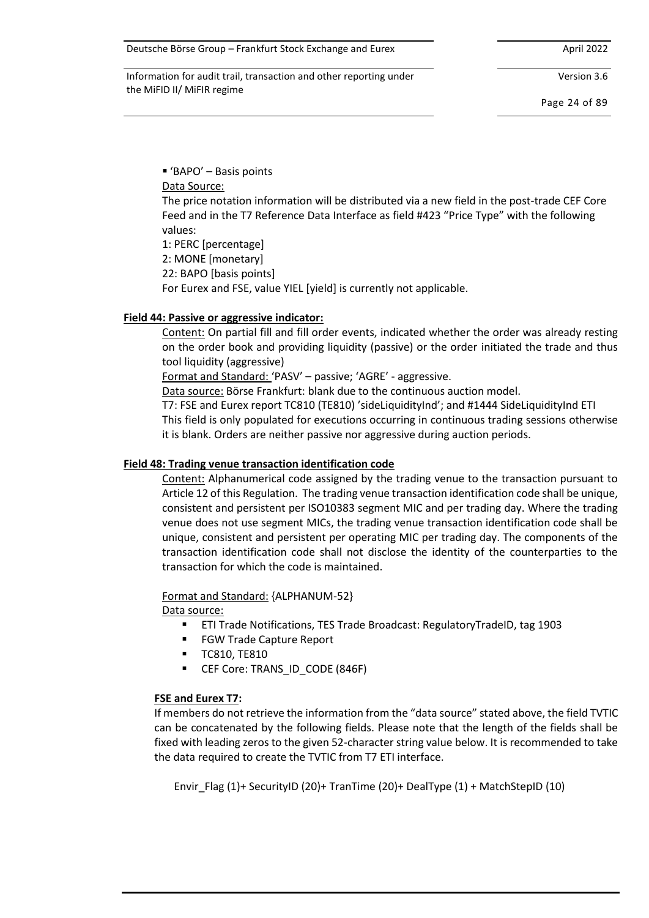- 'BAPO' – Basis points

Data Source:

The price notation information will be distributed via a new field in the post-trade CEF Core Feed and in the T7 Reference Data Interface as field #423 "Price Type" with the following values:

1: PERC [percentage]

2: MONE [monetary]

22: BAPO [basis points]

For Eurex and FSE, value YIEL [yield] is currently not applicable.

**Field 44: Passive or aggressive indicator:**

Content: On partial fill and fill order events, indicated whether the order was already resting on the order book and providing liquidity (passive) or the order initiated the trade and thus tool liquidity (aggressive)

Format and Standard: 'PASV' – passive; 'AGRE' - aggressive.

Data source: Börse Frankfurt: blank due to the continuous auction model.

T7: FSE and Eurex report TC810 (TE810) 'sideLiquidityInd'; and #1444 SideLiquidityInd ETI

This field is only populated for executions occurring in continuous trading sessions otherwise it is blank. Orders are neither passive nor aggressive during auction periods.

**Field 48: Trading venue transaction identification code**

Content: Alphanumerical code assigned by the trading venue to the transaction pursuant to Article 12 of this Regulation. The trading venue transaction identification code shall be unique, consistent and persistent per ISO10383 segment MIC and per trading day. Where the trading venue does not use segment MICs, the trading venue transaction identification code shall be unique, consistent and persistent per operating MIC per trading day. The components of the transaction identification code shall not disclose the identity of the counterparties to the transaction for which the code is maintained.

Format and Standard: {ALPHANUM-52}

Data source:

- ETI Trade Notifications, TES Trade Broadcast: RegulatoryTradeID, tag 1903
- FGW Trade Capture Report
- TC810, TE810
- CEF Core: TRANS_ID_CODE (846F)

**FSE and Eurex T7:**

If members do not retrieve the information from the "data source" stated above, the field TVTIC can be concatenated by the following fields. Please note that the length of the fields shall be fixed with leading zeros to the given 52-character string value below. It is recommended to take the data required to create the TVTIC from T7 ETI interface.

Envir_Flag (1)+ SecurityID (20)+ TranTime (20)+ DealType (1) + MatchStepID (10)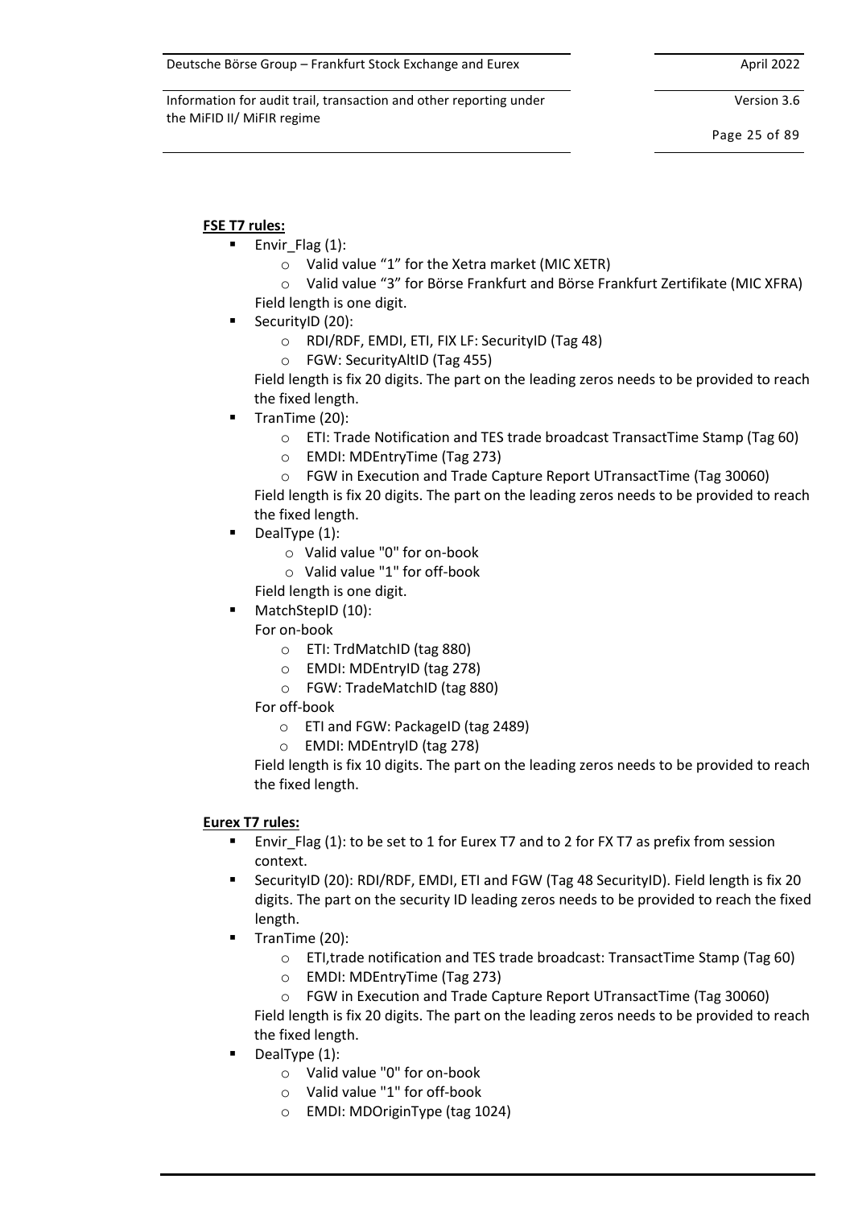**FSE T7 rules:**

- Envir_Flag (1):
  - Valid value "1" for the Xetra market (MIC XETR)
  - Valid value "3" for Börse Frankfurt and Börse Frankfurt Zertifikate (MIC XFRA)

  Field length is one digit.
- SecurityID (20):
  - RDI/RDF, EMDI, ETI, FIX LF: SecurityID (Tag 48)
  - FGW: SecurityAltID (Tag 455)

  Field length is fix 20 digits. The part on the leading zeros needs to be provided to reach the fixed length.
- TranTime (20):
  - ETI: Trade Notification and TES trade broadcast TransactTime Stamp (Tag 60)
  - EMDI: MDEntryTime (Tag 273)
  - FGW in Execution and Trade Capture Report UTransactTime (Tag 30060)

  Field length is fix 20 digits. The part on the leading zeros needs to be provided to reach the fixed length.
- DealType (1):
  - Valid value "0" for on-book
  - Valid value "1" for off-book

  Field length is one digit.
- MatchStepID (10):

  For on-book
  - ETI: TrdMatchID (tag 880)
  - EMDI: MDEntryID (tag 278)
  - FGW: TradeMatchID (tag 880)

  For off-book
  - ETI and FGW: PackageID (tag 2489)
  - EMDI: MDEntryID (tag 278)

  Field length is fix 10 digits. The part on the leading zeros needs to be provided to reach the fixed length.

**Eurex T7 rules:**

- Envir_Flag (1): to be set to 1 for Eurex T7 and to 2 for FX T7 as prefix from session context.
- SecurityID (20): RDI/RDF, EMDI, ETI and FGW (Tag 48 SecurityID). Field length is fix 20 digits. The part on the security ID leading zeros needs to be provided to reach the fixed length.
- TranTime (20):
  - ETI,trade notification and TES trade broadcast: TransactTime Stamp (Tag 60)
  - EMDI: MDEntryTime (Tag 273)
  - FGW in Execution and Trade Capture Report UTransactTime (Tag 30060)

  Field length is fix 20 digits. The part on the leading zeros needs to be provided to reach the fixed length.
- DealType (1):
  - Valid value "0" for on-book
  - Valid value "1" for off-book
  - EMDI: MDOriginType (tag 1024)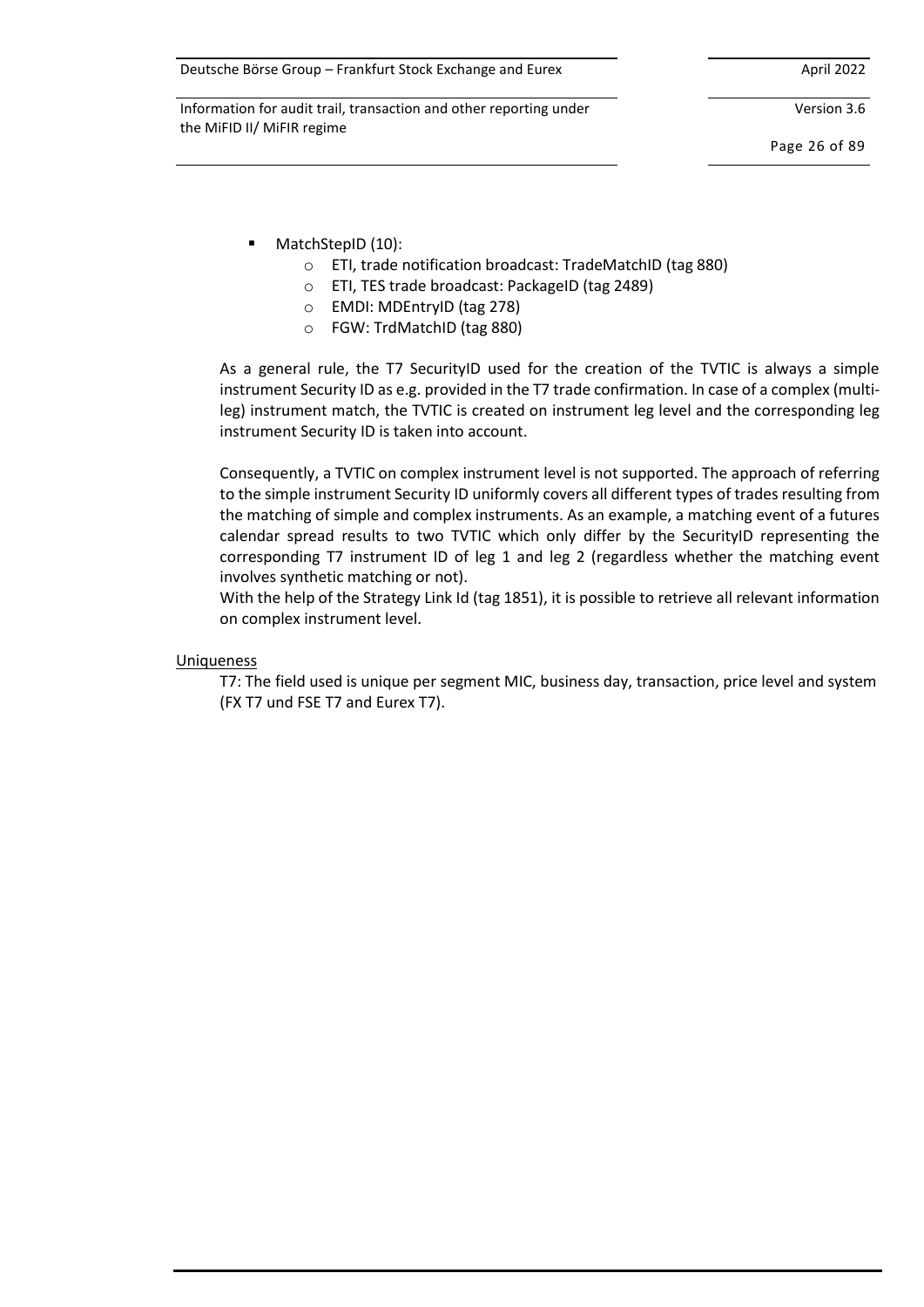- MatchStepID (10):
  - ETI, trade notification broadcast: TradeMatchID (tag 880)
  - ETI, TES trade broadcast: PackageID (tag 2489)
  - EMDI: MDEntryID (tag 278)
  - FGW: TrdMatchID (tag 880)

As a general rule, the T7 SecurityID used for the creation of the TVTIC is always a simple instrument Security ID as e.g. provided in the T7 trade confirmation. In case of a complex (multi-leg) instrument match, the TVTIC is created on instrument leg level and the corresponding leg instrument Security ID is taken into account.

Consequently, a TVTIC on complex instrument level is not supported. The approach of referring to the simple instrument Security ID uniformly covers all different types of trades resulting from the matching of simple and complex instruments. As an example, a matching event of a futures calendar spread results to two TVTIC which only differ by the SecurityID representing the corresponding T7 instrument ID of leg 1 and leg 2 (regardless whether the matching event involves synthetic matching or not).
With the help of the Strategy Link Id (tag 1851), it is possible to retrieve all relevant information on complex instrument level.

<u>Uniqueness</u>

T7: The field used is unique per segment MIC, business day, transaction, price level and system (FX T7 und FSE T7 and Eurex T7).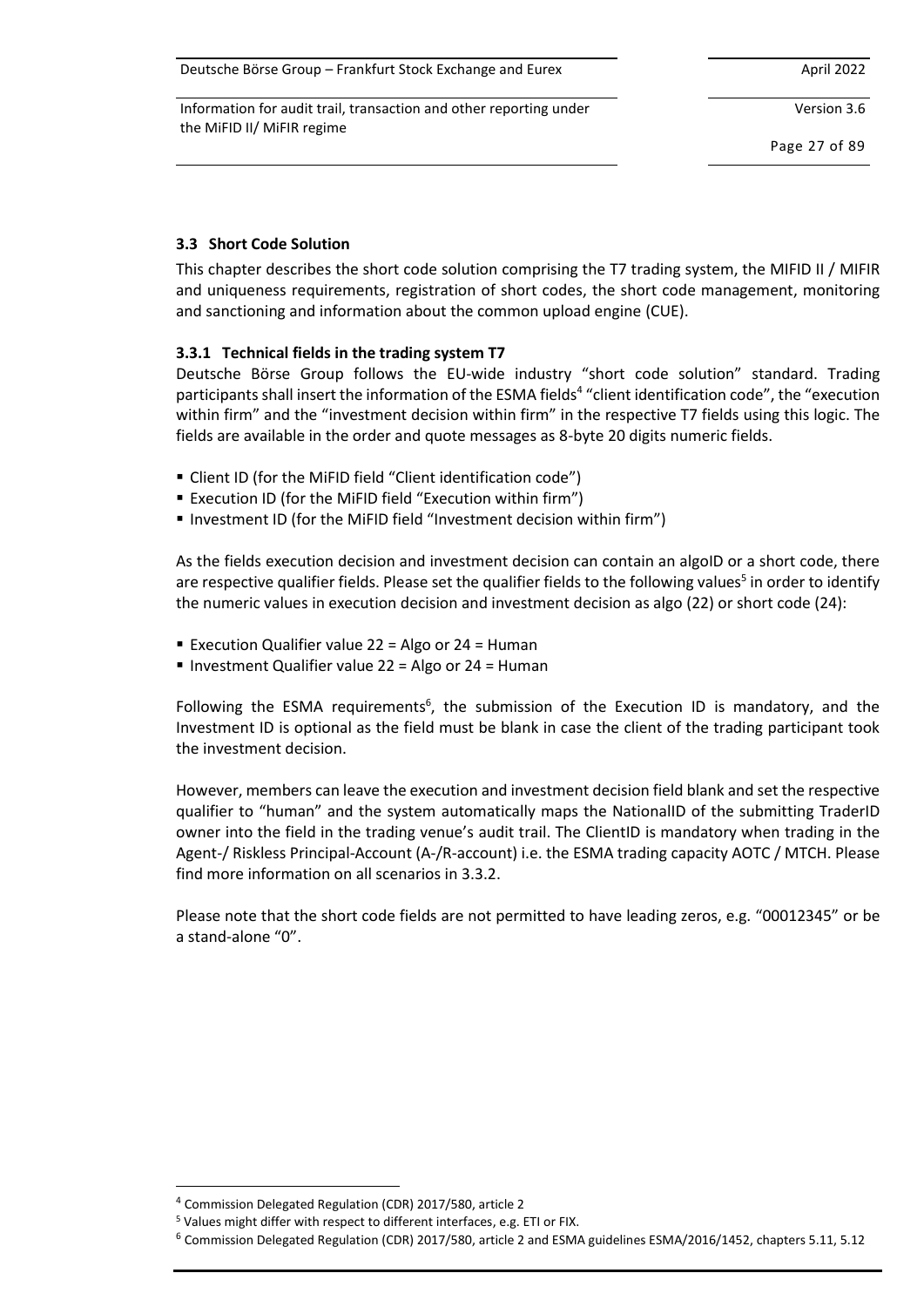### 3.3 Short Code Solution

This chapter describes the short code solution comprising the T7 trading system, the MIFID II / MIFIR and uniqueness requirements, registration of short codes, the short code management, monitoring and sanctioning and information about the common upload engine (CUE).

#### 3.3.1 Technical fields in the trading system T7

Deutsche Börse Group follows the EU-wide industry "short code solution" standard. Trading participants shall insert the information of the ESMA fields[4] "client identification code", the "execution within firm" and the "investment decision within firm" in the respective T7 fields using this logic. The fields are available in the order and quote messages as 8-byte 20 digits numeric fields.

- Client ID (for the MiFID field "Client identification code")
- Execution ID (for the MiFID field "Execution within firm")
- Investment ID (for the MiFID field "Investment decision within firm")

As the fields execution decision and investment decision can contain an algoID or a short code, there are respective qualifier fields. Please set the qualifier fields to the following values[5] in order to identify the numeric values in execution decision and investment decision as algo (22) or short code (24):

- Execution Qualifier value 22 = Algo or 24 = Human
- Investment Qualifier value 22 = Algo or 24 = Human

Following the ESMA requirements[6], the submission of the Execution ID is mandatory, and the Investment ID is optional as the field must be blank in case the client of the trading participant took the investment decision.

However, members can leave the execution and investment decision field blank and set the respective qualifier to "human" and the system automatically maps the NationalID of the submitting TraderID owner into the field in the trading venue's audit trail. The ClientID is mandatory when trading in the Agent-/ Riskless Principal-Account (A-/R-account) i.e. the ESMA trading capacity AOTC / MTCH. Please find more information on all scenarios in 3.3.2.

Please note that the short code fields are not permitted to have leading zeros, e.g. "00012345" or be a stand-alone "0".

---

[4] Commission Delegated Regulation (CDR) 2017/580, article 2

[5] Values might differ with respect to different interfaces, e.g. ETI or FIX.

[6] Commission Delegated Regulation (CDR) 2017/580, article 2 and ESMA guidelines ESMA/2016/1452, chapters 5.11, 5.12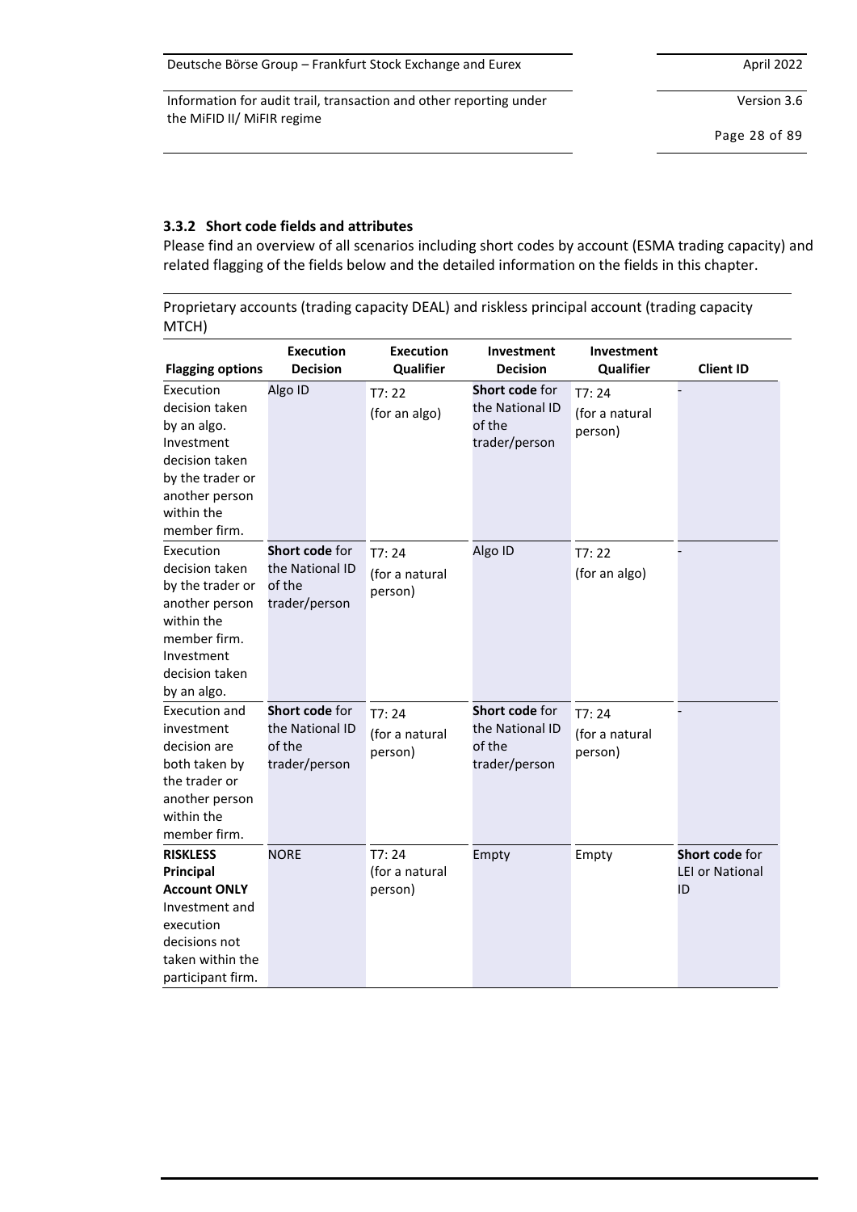### 3.3.2 Short code fields and attributes

Please find an overview of all scenarios including short codes by account (ESMA trading capacity) and related flagging of the fields below and the detailed information on the fields in this chapter.

Proprietary accounts (trading capacity DEAL) and riskless principal account (trading capacity MTCH)

| Flagging options | Execution Decision | Execution Qualifier | Investment Decision | Investment Qualifier | Client ID |
|---|---|---|---|---|---|
| Execution decision taken by an algo. Investment decision taken by the trader or another person within the member firm. | Algo ID | T7: 22 (for an algo) | **Short code** for the National ID of the trader/person | T7: 24 (for a natural person) | - |
| Execution decision taken by the trader or another person within the member firm. Investment decision taken by an algo. | **Short code** for the National ID of the trader/person | T7: 24 (for a natural person) | Algo ID | T7: 22 (for an algo) | - |
| Execution and investment decision are both taken by the trader or another person within the member firm. | **Short code** for the National ID of the trader/person | T7: 24 (for a natural person) | **Short code** for the National ID of the trader/person | T7: 24 (for a natural person) | - |
| **RISKLESS Principal Account ONLY** Investment and execution decisions not taken within the participant firm. | NORE | T7: 24 (for a natural person) | Empty | Empty | **Short code** for LEI or National ID |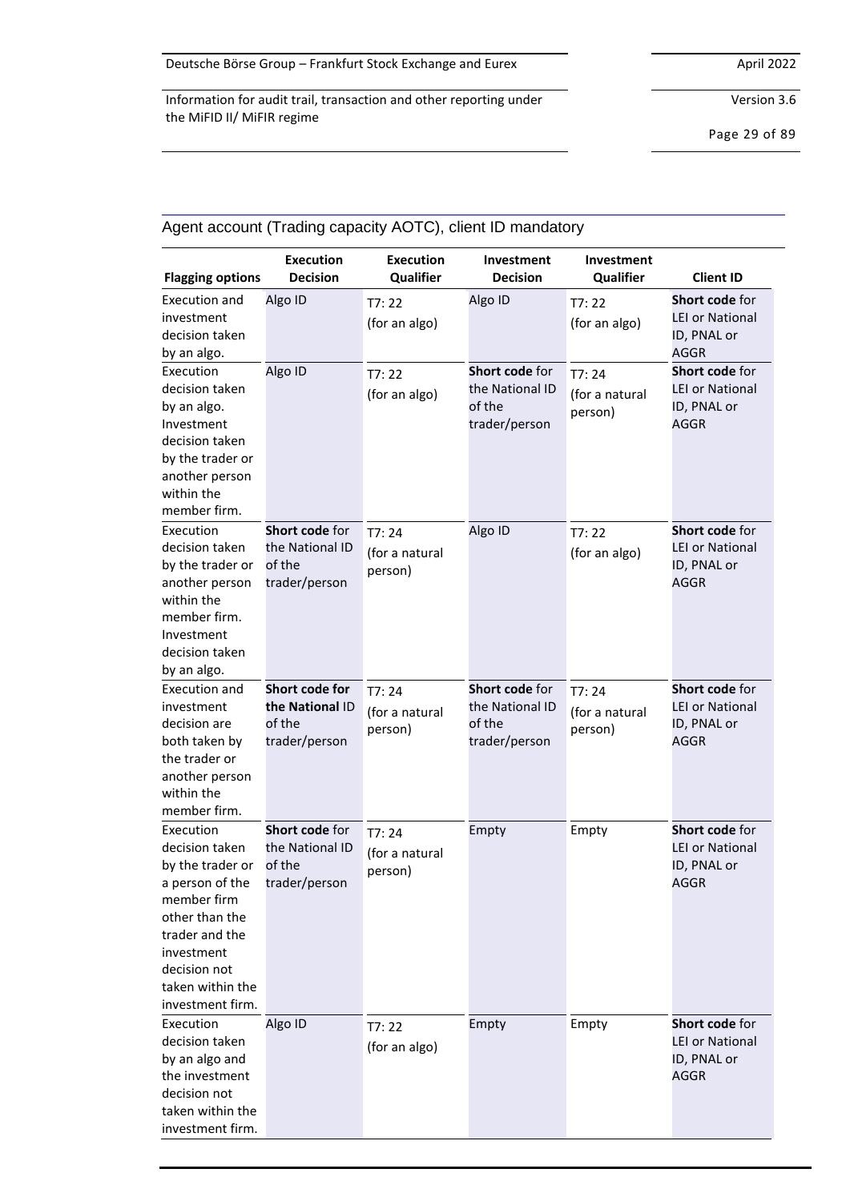## Agent account (Trading capacity AOTC), client ID mandatory

| Flagging options | Execution Decision | Execution Qualifier | Investment Decision | Investment Qualifier | Client ID |
|---|---|---|---|---|---|
| Execution and investment decision taken by an algo. | Algo ID | T7: 22 (for an algo) | Algo ID | T7: 22 (for an algo) | **Short code** for LEI or National ID, PNAL or AGGR |
| Execution decision taken by an algo. Investment decision taken by the trader or another person within the member firm. | Algo ID | T7: 22 (for an algo) | **Short code** for the National ID of the trader/person | T7: 24 (for a natural person) | **Short code** for LEI or National ID, PNAL or AGGR |
| Execution decision taken by the trader or another person within the member firm. Investment decision taken by an algo. | **Short code** for the National ID of the trader/person | T7: 24 (for a natural person) | Algo ID | T7: 22 (for an algo) | **Short code** for LEI or National ID, PNAL or AGGR |
| Execution and investment decision are both taken by the trader or another person within the member firm. | **Short code for the National** ID of the trader/person | T7: 24 (for a natural person) | **Short code** for the National ID of the trader/person | T7: 24 (for a natural person) | **Short code** for LEI or National ID, PNAL or AGGR |
| Execution decision taken by the trader or a person of the member firm other than the trader and the investment decision not taken within the investment firm. | **Short code** for the National ID of the trader/person | T7: 24 (for a natural person) | Empty | Empty | **Short code** for LEI or National ID, PNAL or AGGR |
| Execution decision taken by an algo and the investment decision not taken within the investment firm. | Algo ID | T7: 22 (for an algo) | Empty | Empty | **Short code** for LEI or National ID, PNAL or AGGR |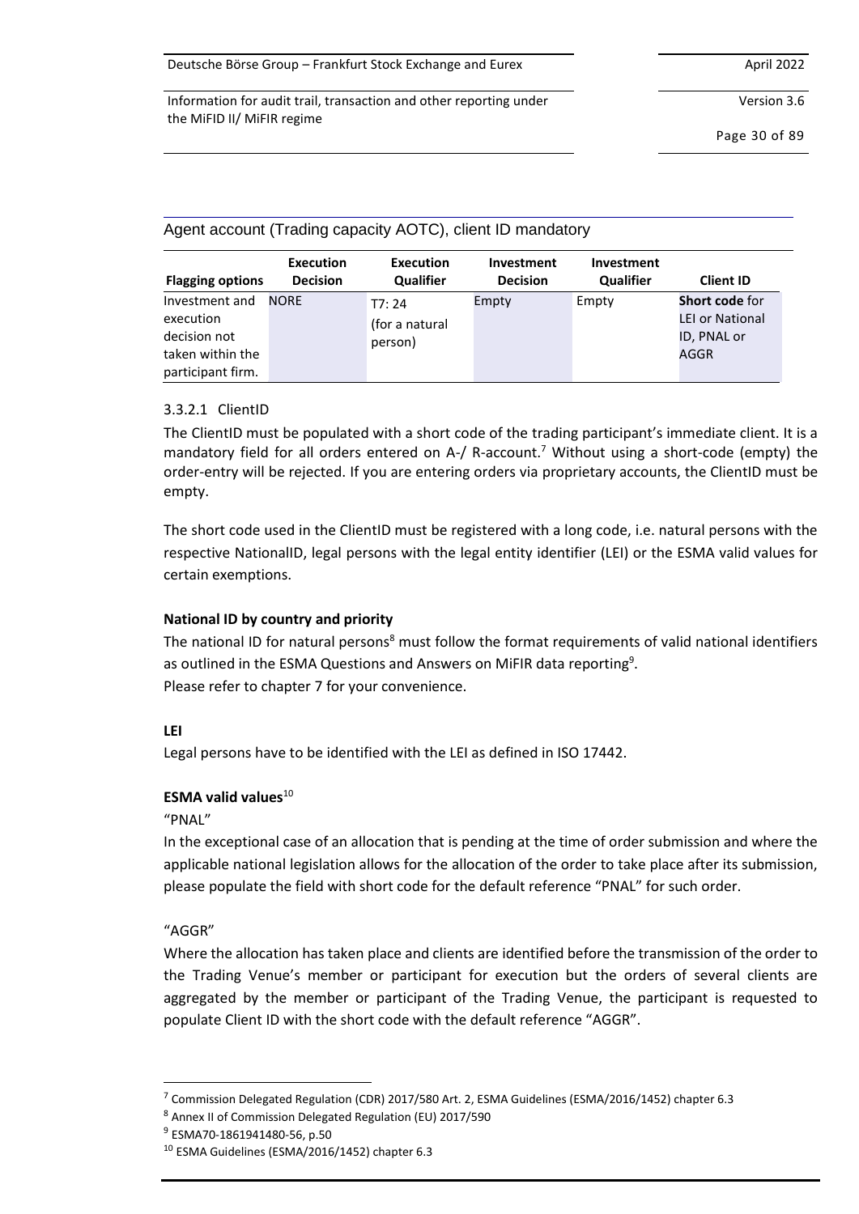Agent account (Trading capacity AOTC), client ID mandatory

| Flagging options | Execution Decision | Execution Qualifier | Investment Decision | Investment Qualifier | Client ID |
|---|---|---|---|---|---|
| Investment and execution decision not taken within the participant firm. | NORE | T7: 24 (for a natural person) | Empty | Empty | **Short code** for LEI or National ID, PNAL or AGGR |

### 3.3.2.1 ClientID

The ClientID must be populated with a short code of the trading participant's immediate client. It is a mandatory field for all orders entered on A-/ R-account.[7] Without using a short-code (empty) the order-entry will be rejected. If you are entering orders via proprietary accounts, the ClientID must be empty.

The short code used in the ClientID must be registered with a long code, i.e. natural persons with the respective NationalID, legal persons with the legal entity identifier (LEI) or the ESMA valid values for certain exemptions.

**National ID by country and priority**

The national ID for natural persons[8] must follow the format requirements of valid national identifiers as outlined in the ESMA Questions and Answers on MiFIR data reporting[9].
Please refer to chapter 7 for your convenience.

**LEI**

Legal persons have to be identified with the LEI as defined in ISO 17442.

**ESMA valid values**[10]

"PNAL"

In the exceptional case of an allocation that is pending at the time of order submission and where the applicable national legislation allows for the allocation of the order to take place after its submission, please populate the field with short code for the default reference "PNAL" for such order.

"AGGR"

Where the allocation has taken place and clients are identified before the transmission of the order to the Trading Venue's member or participant for execution but the orders of several clients are aggregated by the member or participant of the Trading Venue, the participant is requested to populate Client ID with the short code with the default reference "AGGR".

---

[7] Commission Delegated Regulation (CDR) 2017/580 Art. 2, ESMA Guidelines (ESMA/2016/1452) chapter 6.3

[8] Annex II of Commission Delegated Regulation (EU) 2017/590

[9] ESMA70-1861941480-56, p.50

[10] ESMA Guidelines (ESMA/2016/1452) chapter 6.3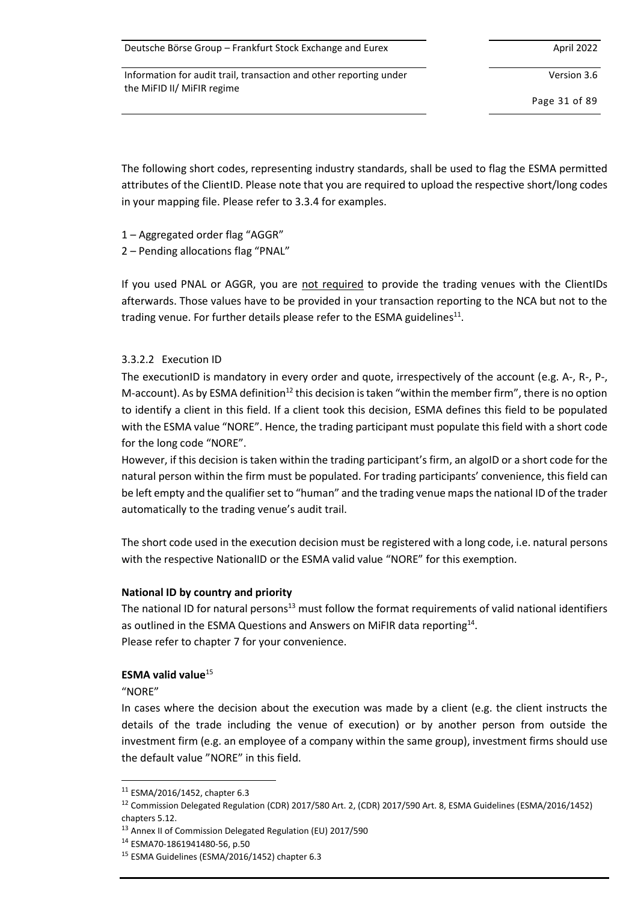The following short codes, representing industry standards, shall be used to flag the ESMA permitted attributes of the ClientID. Please note that you are required to upload the respective short/long codes in your mapping file. Please refer to 3.3.4 for examples.

1 – Aggregated order flag "AGGR"
2 – Pending allocations flag "PNAL"

If you used PNAL or AGGR, you are <u>not required</u> to provide the trading venues with the ClientIDs afterwards. Those values have to be provided in your transaction reporting to the NCA but not to the trading venue. For further details please refer to the ESMA guidelines[11].

#### 3.3.2.2 Execution ID

The executionID is mandatory in every order and quote, irrespectively of the account (e.g. A-, R-, P-, M-account). As by ESMA definition[12] this decision is taken "within the member firm", there is no option to identify a client in this field. If a client took this decision, ESMA defines this field to be populated with the ESMA value "NORE". Hence, the trading participant must populate this field with a short code for the long code "NORE".

However, if this decision is taken within the trading participant's firm, an algoID or a short code for the natural person within the firm must be populated. For trading participants' convenience, this field can be left empty and the qualifier set to "human" and the trading venue maps the national ID of the trader automatically to the trading venue's audit trail.

The short code used in the execution decision must be registered with a long code, i.e. natural persons with the respective NationalID or the ESMA valid value "NORE" for this exemption.

**National ID by country and priority**

The national ID for natural persons[13] must follow the format requirements of valid national identifiers as outlined in the ESMA Questions and Answers on MiFIR data reporting[14].
Please refer to chapter 7 for your convenience.

**ESMA valid value**[15]

"NORE"

In cases where the decision about the execution was made by a client (e.g. the client instructs the details of the trade including the venue of execution) or by another person from outside the investment firm (e.g. an employee of a company within the same group), investment firms should use the default value "NORE" in this field.

---

[11] ESMA/2016/1452, chapter 6.3

[12] Commission Delegated Regulation (CDR) 2017/580 Art. 2, (CDR) 2017/590 Art. 8, ESMA Guidelines (ESMA/2016/1452) chapters 5.12.

[13] Annex II of Commission Delegated Regulation (EU) 2017/590

[14] ESMA70-1861941480-56, p.50

[15] ESMA Guidelines (ESMA/2016/1452) chapter 6.3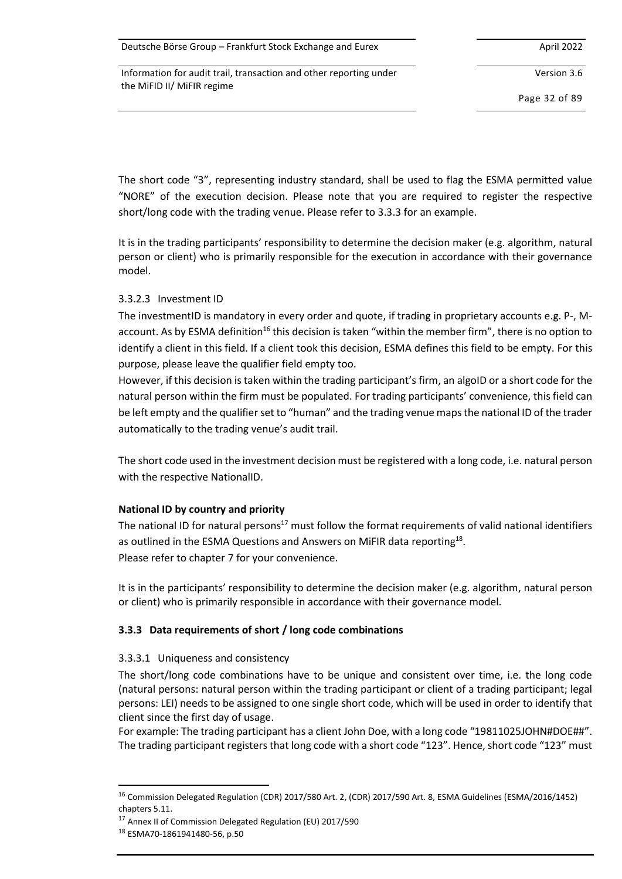The short code "3", representing industry standard, shall be used to flag the ESMA permitted value "NORE" of the execution decision. Please note that you are required to register the respective short/long code with the trading venue. Please refer to 3.3.3 for an example.

It is in the trading participants' responsibility to determine the decision maker (e.g. algorithm, natural person or client) who is primarily responsible for the execution in accordance with their governance model.

#### 3.3.2.3 Investment ID

The investmentID is mandatory in every order and quote, if trading in proprietary accounts e.g. P-, M-account. As by ESMA definition[16] this decision is taken "within the member firm", there is no option to identify a client in this field. If a client took this decision, ESMA defines this field to be empty. For this purpose, please leave the qualifier field empty too.

However, if this decision is taken within the trading participant's firm, an algoID or a short code for the natural person within the firm must be populated. For trading participants' convenience, this field can be left empty and the qualifier set to "human" and the trading venue maps the national ID of the trader automatically to the trading venue's audit trail.

The short code used in the investment decision must be registered with a long code, i.e. natural person with the respective NationalID.

**National ID by country and priority**

The national ID for natural persons[17] must follow the format requirements of valid national identifiers as outlined in the ESMA Questions and Answers on MiFIR data reporting[18].

Please refer to chapter 7 for your convenience.

It is in the participants' responsibility to determine the decision maker (e.g. algorithm, natural person or client) who is primarily responsible in accordance with their governance model.

### 3.3.3 Data requirements of short / long code combinations

#### 3.3.3.1 Uniqueness and consistency

The short/long code combinations have to be unique and consistent over time, i.e. the long code (natural persons: natural person within the trading participant or client of a trading participant; legal persons: LEI) needs to be assigned to one single short code, which will be used in order to identify that client since the first day of usage.

For example: The trading participant has a client John Doe, with a long code "19811025JOHN#DOE##". The trading participant registers that long code with a short code "123". Hence, short code "123" must

---

[16] Commission Delegated Regulation (CDR) 2017/580 Art. 2, (CDR) 2017/590 Art. 8, ESMA Guidelines (ESMA/2016/1452) chapters 5.11.

[17] Annex II of Commission Delegated Regulation (EU) 2017/590

[18] ESMA70-1861941480-56, p.50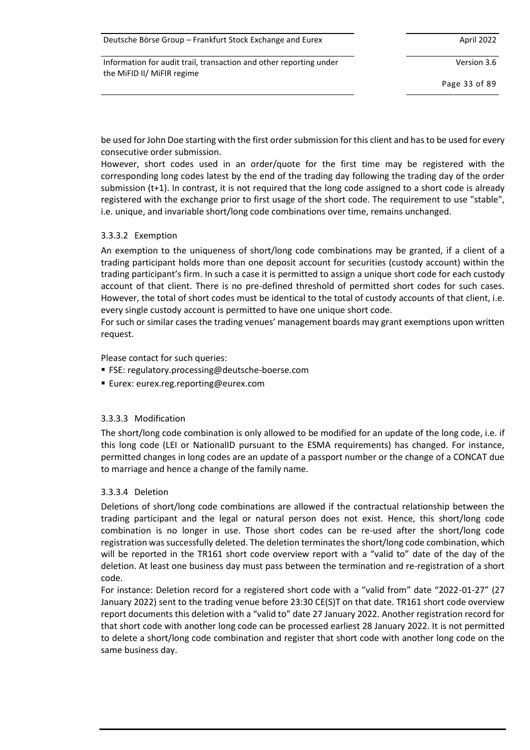be used for John Doe starting with the first order submission for this client and has to be used for every consecutive order submission.
However, short codes used in an order/quote for the first time may be registered with the corresponding long codes latest by the end of the trading day following the trading day of the order submission (t+1). In contrast, it is not required that the long code assigned to a short code is already registered with the exchange prior to first usage of the short code. The requirement to use "stable", i.e. unique, and invariable short/long code combinations over time, remains unchanged.

#### 3.3.3.2 Exemption

An exemption to the uniqueness of short/long code combinations may be granted, if a client of a trading participant holds more than one deposit account for securities (custody account) within the trading participant's firm. In such a case it is permitted to assign a unique short code for each custody account of that client. There is no pre-defined threshold of permitted short codes for such cases. However, the total of short codes must be identical to the total of custody accounts of that client, i.e. every single custody account is permitted to have one unique short code.
For such or similar cases the trading venues' management boards may grant exemptions upon written request.

Please contact for such queries:

- FSE: regulatory.processing@deutsche-boerse.com
- Eurex: eurex.reg.reporting@eurex.com

#### 3.3.3.3 Modification

The short/long code combination is only allowed to be modified for an update of the long code, i.e. if this long code (LEI or NationalID pursuant to the ESMA requirements) has changed. For instance, permitted changes in long codes are an update of a passport number or the change of a CONCAT due to marriage and hence a change of the family name.

#### 3.3.3.4 Deletion

Deletions of short/long code combinations are allowed if the contractual relationship between the trading participant and the legal or natural person does not exist. Hence, this short/long code combination is no longer in use. Those short codes can be re-used after the short/long code registration was successfully deleted. The deletion terminates the short/long code combination, which will be reported in the TR161 short code overview report with a "valid to" date of the day of the deletion. At least one business day must pass between the termination and re-registration of a short code.
For instance: Deletion record for a registered short code with a "valid from" date "2022-01-27" (27 January 2022) sent to the trading venue before 23:30 CE(S)T on that date. TR161 short code overview report documents this deletion with a "valid to" date 27 January 2022. Another registration record for that short code with another long code can be processed earliest 28 January 2022. It is not permitted to delete a short/long code combination and register that short code with another long code on the same business day.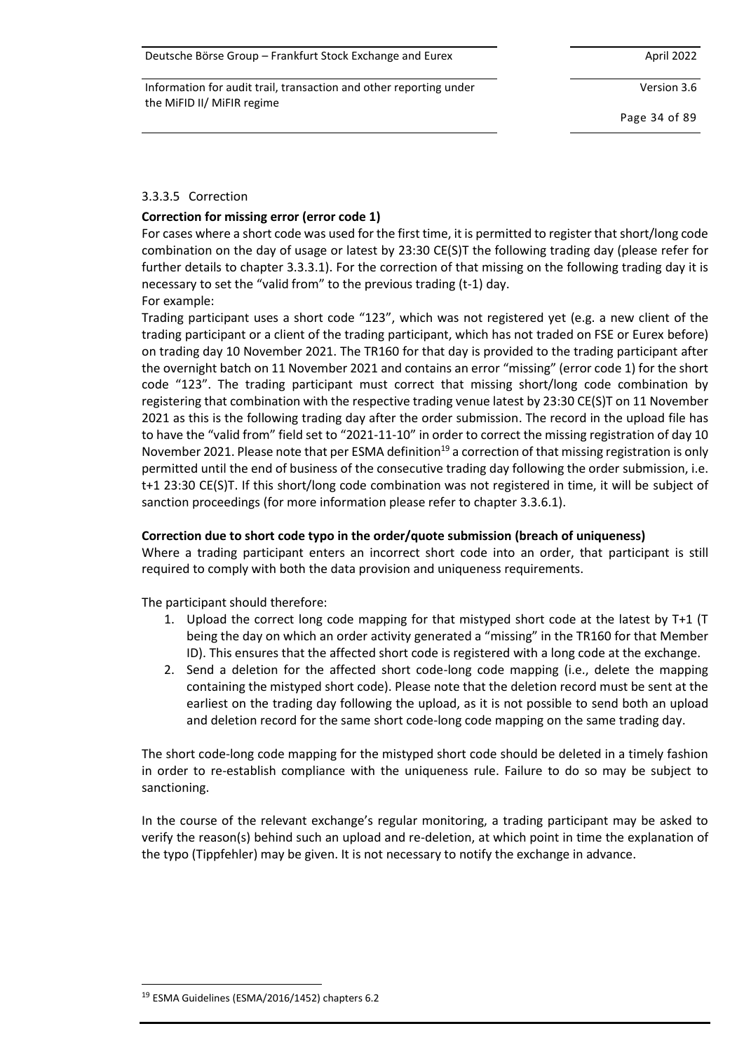#### 3.3.3.5 Correction

**Correction for missing error (error code 1)**

For cases where a short code was used for the first time, it is permitted to register that short/long code combination on the day of usage or latest by 23:30 CE(S)T the following trading day (please refer for further details to chapter 3.3.3.1). For the correction of that missing on the following trading day it is necessary to set the "valid from" to the previous trading (t-1) day.

For example:

Trading participant uses a short code "123", which was not registered yet (e.g. a new client of the trading participant or a client of the trading participant, which has not traded on FSE or Eurex before) on trading day 10 November 2021. The TR160 for that day is provided to the trading participant after the overnight batch on 11 November 2021 and contains an error "missing" (error code 1) for the short code "123". The trading participant must correct that missing short/long code combination by registering that combination with the respective trading venue latest by 23:30 CE(S)T on 11 November 2021 as this is the following trading day after the order submission. The record in the upload file has to have the "valid from" field set to "2021-11-10" in order to correct the missing registration of day 10 November 2021. Please note that per ESMA definition[19] a correction of that missing registration is only permitted until the end of business of the consecutive trading day following the order submission, i.e. t+1 23:30 CE(S)T. If this short/long code combination was not registered in time, it will be subject of sanction proceedings (for more information please refer to chapter 3.3.6.1).

**Correction due to short code typo in the order/quote submission (breach of uniqueness)**

Where a trading participant enters an incorrect short code into an order, that participant is still required to comply with both the data provision and uniqueness requirements.

The participant should therefore:

1. Upload the correct long code mapping for that mistyped short code at the latest by T+1 (T being the day on which an order activity generated a "missing" in the TR160 for that Member ID). This ensures that the affected short code is registered with a long code at the exchange.
2. Send a deletion for the affected short code-long code mapping (i.e., delete the mapping containing the mistyped short code). Please note that the deletion record must be sent at the earliest on the trading day following the upload, as it is not possible to send both an upload and deletion record for the same short code-long code mapping on the same trading day.

The short code-long code mapping for the mistyped short code should be deleted in a timely fashion in order to re-establish compliance with the uniqueness rule. Failure to do so may be subject to sanctioning.

In the course of the relevant exchange's regular monitoring, a trading participant may be asked to verify the reason(s) behind such an upload and re-deletion, at which point in time the explanation of the typo (Tippfehler) may be given. It is not necessary to notify the exchange in advance.

---

[19] ESMA Guidelines (ESMA/2016/1452) chapters 6.2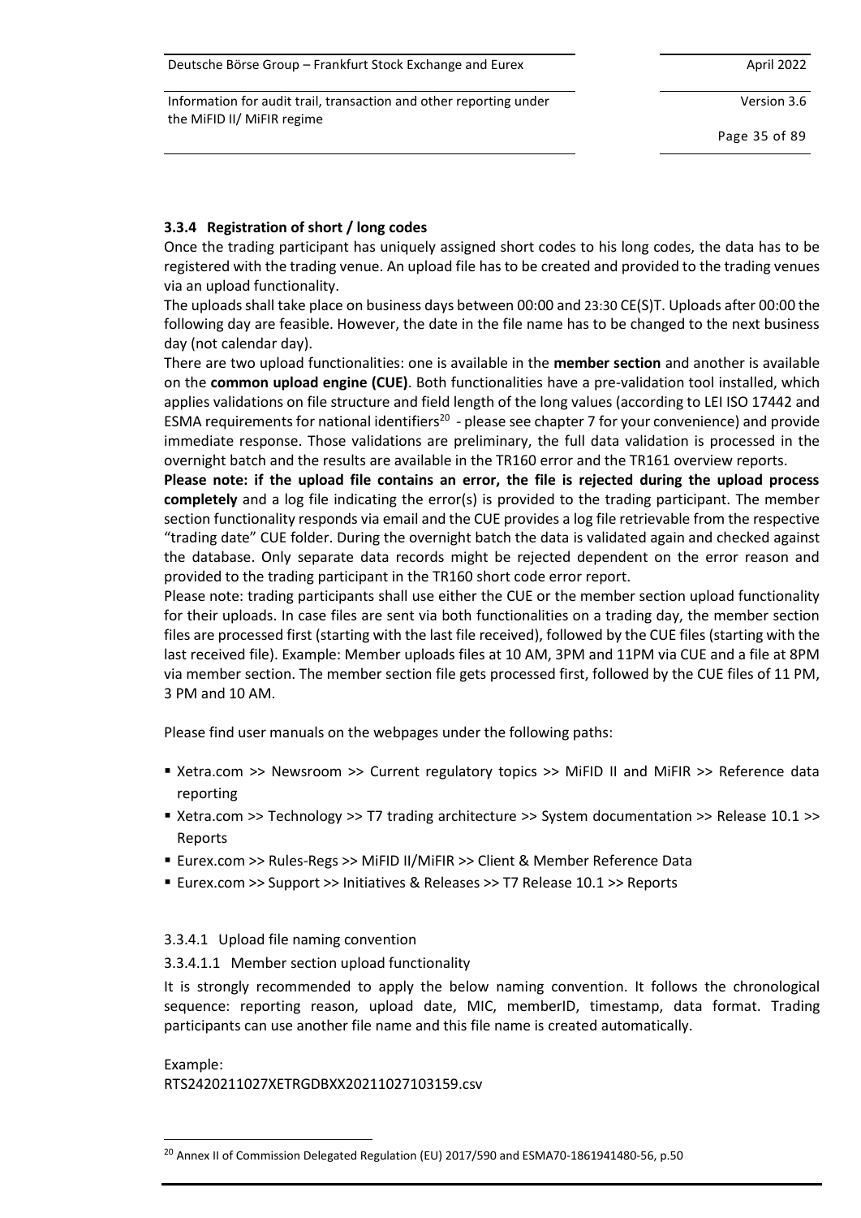### 3.3.4 Registration of short / long codes

Once the trading participant has uniquely assigned short codes to his long codes, the data has to be registered with the trading venue. An upload file has to be created and provided to the trading venues via an upload functionality.

The uploads shall take place on business days between 00:00 and 23:30 CE(S)T. Uploads after 00:00 the following day are feasible. However, the date in the file name has to be changed to the next business day (not calendar day).

There are two upload functionalities: one is available in the **member section** and another is available on the **common upload engine (CUE)**. Both functionalities have a pre-validation tool installed, which applies validations on file structure and field length of the long values (according to LEI ISO 17442 and ESMA requirements for national identifiers[20] - please see chapter 7 for your convenience) and provide immediate response. Those validations are preliminary, the full data validation is processed in the overnight batch and the results are available in the TR160 error and the TR161 overview reports.

**Please note: if the upload file contains an error, the file is rejected during the upload process completely** and a log file indicating the error(s) is provided to the trading participant. The member section functionality responds via email and the CUE provides a log file retrievable from the respective "trading date" CUE folder. During the overnight batch the data is validated again and checked against the database. Only separate data records might be rejected dependent on the error reason and provided to the trading participant in the TR160 short code error report.

Please note: trading participants shall use either the CUE or the member section upload functionality for their uploads. In case files are sent via both functionalities on a trading day, the member section files are processed first (starting with the last file received), followed by the CUE files (starting with the last received file). Example: Member uploads files at 10 AM, 3PM and 11PM via CUE and a file at 8PM via member section. The member section file gets processed first, followed by the CUE files of 11 PM, 3 PM and 10 AM.

Please find user manuals on the webpages under the following paths:

- Xetra.com >> Newsroom >> Current regulatory topics >> MiFID II and MiFIR >> Reference data reporting
- Xetra.com >> Technology >> T7 trading architecture >> System documentation >> Release 10.1 >> Reports
- Eurex.com >> Rules-Regs >> MiFID II/MiFIR >> Client & Member Reference Data
- Eurex.com >> Support >> Initiatives & Releases >> T7 Release 10.1 >> Reports

#### 3.3.4.1 Upload file naming convention

##### 3.3.4.1.1 Member section upload functionality

It is strongly recommended to apply the below naming convention. It follows the chronological sequence: reporting reason, upload date, MIC, memberID, timestamp, data format. Trading participants can use another file name and this file name is created automatically.

Example:
RTS2420211027XETRGDBXX20211027103159.csv

[20] Annex II of Commission Delegated Regulation (EU) 2017/590 and ESMA70-1861941480-56, p.50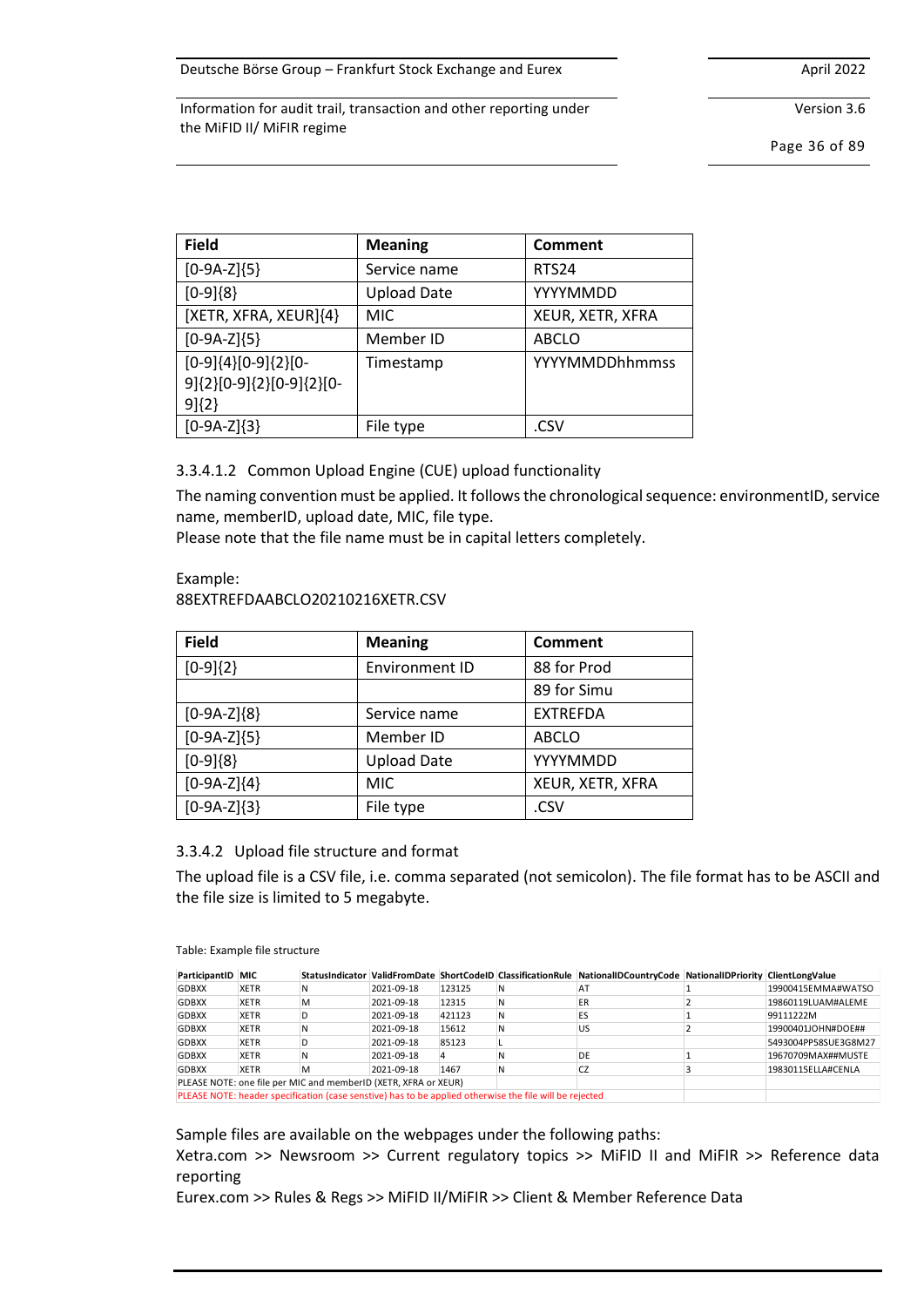| Field | Meaning | Comment |
|---|---|---|
| [0-9A-Z]{5} | Service name | RTS24 |
| [0-9]{8} | Upload Date | YYYYMMDD |
| [XETR, XFRA, XEUR]{4} | MIC | XEUR, XETR, XFRA |
| [0-9A-Z]{5} | Member ID | ABCLO |
| [0-9]{4}[0-9]{2}[0-9]{2}[0-9][0-9]{2}[0-9]{2} | Timestamp | YYYYMMDDhhmmss |
| [0-9A-Z]{3} | File type | .CSV |

#### 3.3.4.1.2 Common Upload Engine (CUE) upload functionality

The naming convention must be applied. It follows the chronological sequence: environmentID, service name, memberID, upload date, MIC, file type.
Please note that the file name must be in capital letters completely.

Example:
88EXTREFDAABCLO20210216XETR.CSV

| Field | Meaning | Comment |
|---|---|---|
| [0-9]{2} | Environment ID | 88 for Prod |
| | | 89 for Simu |
| [0-9A-Z]{8} | Service name | EXTREFDA |
| [0-9A-Z]{5} | Member ID | ABCLO |
| [0-9]{8} | Upload Date | YYYYMMDD |
| [0-9A-Z]{4} | MIC | XEUR, XETR, XFRA |
| [0-9A-Z]{3} | File type | .CSV |

### 3.3.4.2 Upload file structure and format

The upload file is a CSV file, i.e. comma separated (not semicolon). The file format has to be ASCII and the file size is limited to 5 megabyte.

Table: Example file structure

| ParticipantID | MIC | StatusIndicator | ValidFromDate | ShortCodeID | ClassificationRule | NationalIDCountryCode | NationalIDPriority | ClientLongValue |
|---|---|---|---|---|---|---|---|---|
| GDBXX | XETR | N | 2021-09-18 | 123125 | N | AT | 1 | 19900415EMMA#WATSO |
| GDBXX | XETR | M | 2021-09-18 | 12315 | N | ER | 2 | 19860119LUAM#ALEME |
| GDBXX | XETR | D | 2021-09-18 | 421123 | N | ES | 1 | 99111222M |
| GDBXX | XETR | N | 2021-09-18 | 15612 | N | US | 2 | 19900401JOHN#DOE## |
| GDBXX | XETR | D | 2021-09-18 | 85123 | L | | | 5493004PP58SUE3G8M27 |
| GDBXX | XETR | N | 2021-09-18 | 4 | N | DE | 1 | 19670709MAX##MUSTE |
| GDBXX | XETR | M | 2021-09-18 | 1467 | N | CZ | 3 | 19830115ELLA#CENLA |
| PLEASE NOTE: one file per MIC and memberID (XETR, XFRA or XEUR) | | | | | | | | |
| PLEASE NOTE: header specification (case senstive) has to be applied otherwise the file will be rejected | | | | | | | | |

Sample files are available on the webpages under the following paths:
Xetra.com >> Newsroom >> Current regulatory topics >> MiFID II and MiFIR >> Reference data reporting
Eurex.com >> Rules & Regs >> MiFID II/MiFIR >> Client & Member Reference Data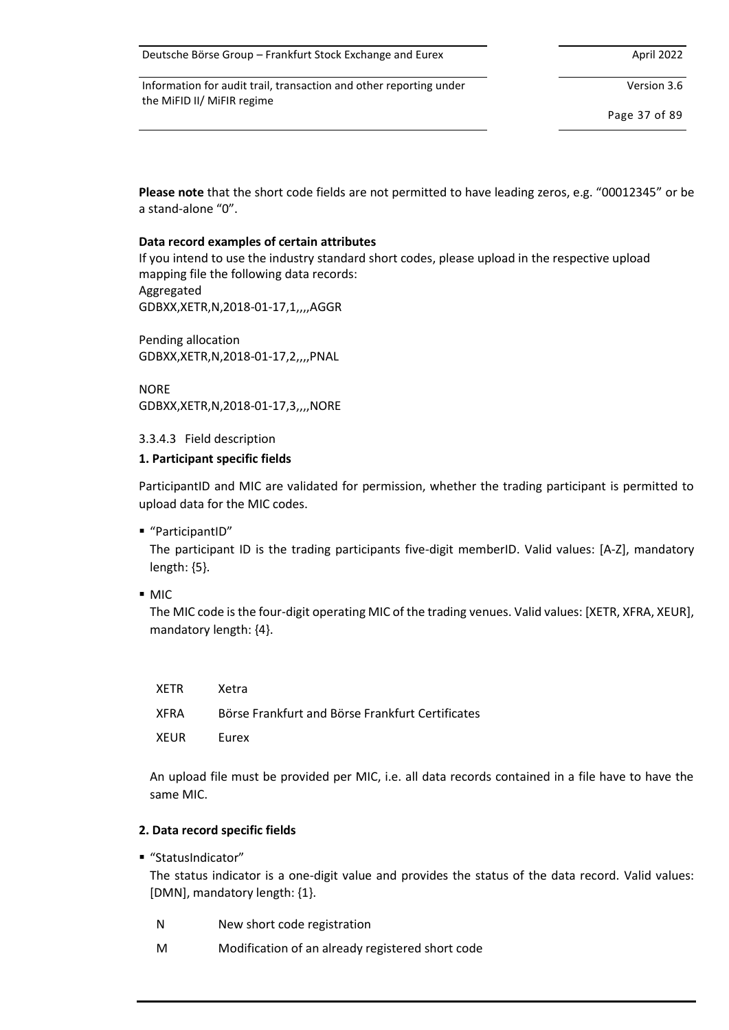**Please note** that the short code fields are not permitted to have leading zeros, e.g. "00012345" or be a stand-alone "0".

**Data record examples of certain attributes**

If you intend to use the industry standard short codes, please upload in the respective upload mapping file the following data records:

Aggregated
GDBXX,XETR,N,2018-01-17,1,,,,AGGR

Pending allocation
GDBXX,XETR,N,2018-01-17,2,,,,PNAL

NORE
GDBXX,XETR,N,2018-01-17,3,,,,NORE

#### 3.3.4.3 Field description

**1. Participant specific fields**

ParticipantID and MIC are validated for permission, whether the trading participant is permitted to upload data for the MIC codes.

- "ParticipantID"
  The participant ID is the trading participants five-digit memberID. Valid values: [A-Z], mandatory length: {5}.
- MIC
  The MIC code is the four-digit operating MIC of the trading venues. Valid values: [XETR, XFRA, XEUR], mandatory length: {4}.

| | |
|---|---|
| XETR | Xetra |
| XFRA | Börse Frankfurt and Börse Frankfurt Certificates |
| XEUR | Eurex |

  An upload file must be provided per MIC, i.e. all data records contained in a file have to have the same MIC.

**2. Data record specific fields**

- "StatusIndicator"
  The status indicator is a one-digit value and provides the status of the data record. Valid values: [DMN], mandatory length: {1}.

| | |
|---|---|
| N | New short code registration |
| M | Modification of an already registered short code |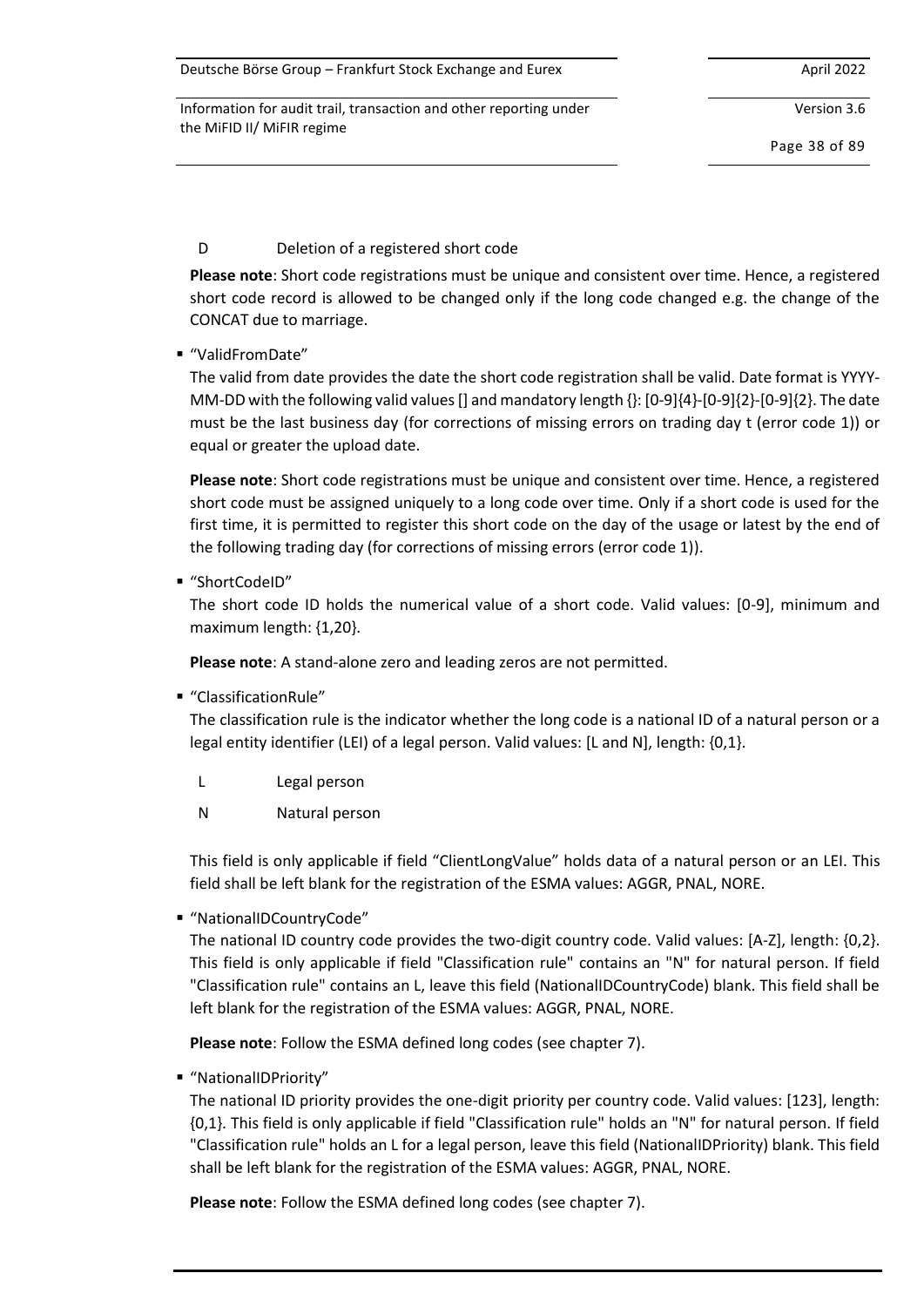D Deletion of a registered short code

**Please note**: Short code registrations must be unique and consistent over time. Hence, a registered short code record is allowed to be changed only if the long code changed e.g. the change of the CONCAT due to marriage.

- "ValidFromDate"

  The valid from date provides the date the short code registration shall be valid. Date format is YYYY-MM-DD with the following valid values [] and mandatory length {}: [0-9]{4}-[0-9]{2}-[0-9]{2}. The date must be the last business day (for corrections of missing errors on trading day t (error code 1)) or equal or greater the upload date.

  **Please note**: Short code registrations must be unique and consistent over time. Hence, a registered short code must be assigned uniquely to a long code over time. Only if a short code is used for the first time, it is permitted to register this short code on the day of the usage or latest by the end of the following trading day (for corrections of missing errors (error code 1)).

- "ShortCodeID"

  The short code ID holds the numerical value of a short code. Valid values: [0-9], minimum and maximum length: {1,20}.

  **Please note**: A stand-alone zero and leading zeros are not permitted.

- "ClassificationRule"

  The classification rule is the indicator whether the long code is a national ID of a natural person or a legal entity identifier (LEI) of a legal person. Valid values: [L and N], length: {0,1}.

  L Legal person

  N Natural person

  This field is only applicable if field "ClientLongValue" holds data of a natural person or an LEI. This field shall be left blank for the registration of the ESMA values: AGGR, PNAL, NORE.

- "NationalIDCountryCode"

  The national ID country code provides the two-digit country code. Valid values: [A-Z], length: {0,2}. This field is only applicable if field "Classification rule" contains an "N" for natural person. If field "Classification rule" contains an L, leave this field (NationalIDCountryCode) blank. This field shall be left blank for the registration of the ESMA values: AGGR, PNAL, NORE.

  **Please note**: Follow the ESMA defined long codes (see chapter 7).

- "NationalIDPriority"

  The national ID priority provides the one-digit priority per country code. Valid values: [123], length: {0,1}. This field is only applicable if field "Classification rule" holds an "N" for natural person. If field "Classification rule" holds an L for a legal person, leave this field (NationalIDPriority) blank. This field shall be left blank for the registration of the ESMA values: AGGR, PNAL, NORE.

  **Please note**: Follow the ESMA defined long codes (see chapter 7).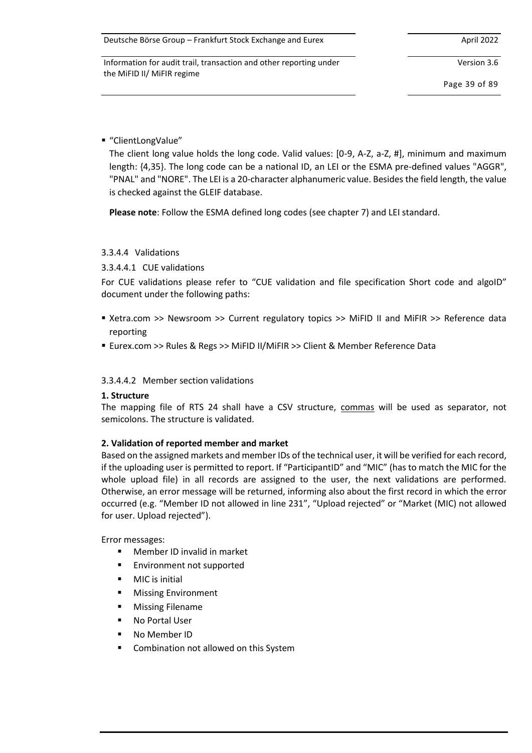- "ClientLongValue"

  The client long value holds the long code. Valid values: [0-9, A-Z, a-Z, #], minimum and maximum length: {4,35}. The long code can be a national ID, an LEI or the ESMA pre-defined values "AGGR", "PNAL" and "NORE". The LEI is a 20-character alphanumeric value. Besides the field length, the value is checked against the GLEIF database.

  **Please note**: Follow the ESMA defined long codes (see chapter 7) and LEI standard.

#### 3.3.4.4 Validations

##### 3.3.4.4.1 CUE validations

For CUE validations please refer to "CUE validation and file specification Short code and algoID" document under the following paths:

- Xetra.com >> Newsroom >> Current regulatory topics >> MiFID II and MiFIR >> Reference data reporting
- Eurex.com >> Rules & Regs >> MiFID II/MiFIR >> Client & Member Reference Data

##### 3.3.4.4.2 Member section validations

**1. Structure**

The mapping file of RTS 24 shall have a CSV structure, commas will be used as separator, not semicolons. The structure is validated.

**2. Validation of reported member and market**

Based on the assigned markets and member IDs of the technical user, it will be verified for each record, if the uploading user is permitted to report. If "ParticipantID" and "MIC" (has to match the MIC for the whole upload file) in all records are assigned to the user, the next validations are performed. Otherwise, an error message will be returned, informing also about the first record in which the error occurred (e.g. "Member ID not allowed in line 231", "Upload rejected" or "Market (MIC) not allowed for user. Upload rejected").

Error messages:

- Member ID invalid in market
- Environment not supported
- MIC is initial
- Missing Environment
- Missing Filename
- No Portal User
- No Member ID
- Combination not allowed on this System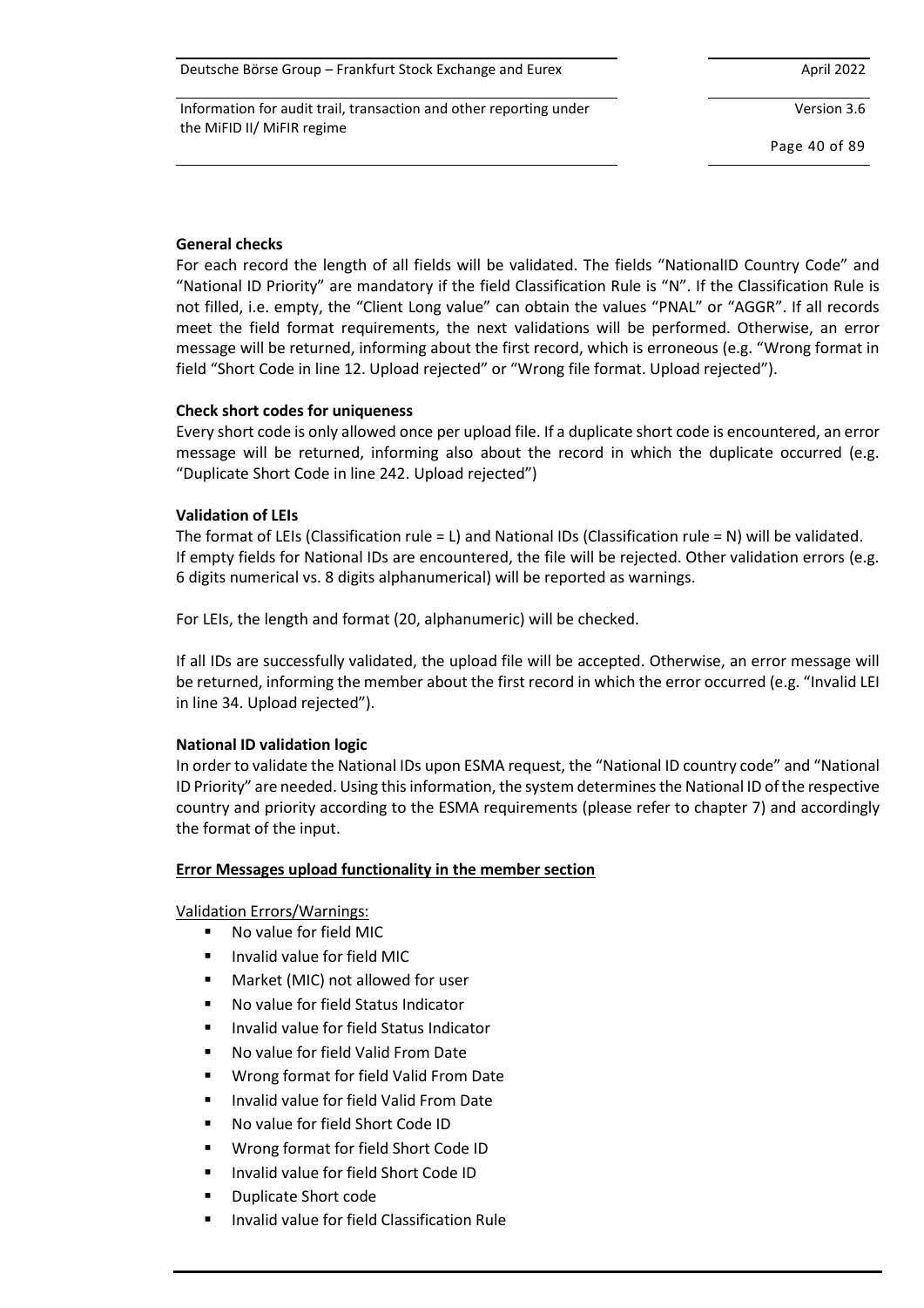**General checks**

For each record the length of all fields will be validated. The fields "NationalID Country Code" and "National ID Priority" are mandatory if the field Classification Rule is "N". If the Classification Rule is not filled, i.e. empty, the "Client Long value" can obtain the values "PNAL" or "AGGR". If all records meet the field format requirements, the next validations will be performed. Otherwise, an error message will be returned, informing about the first record, which is erroneous (e.g. "Wrong format in field "Short Code in line 12. Upload rejected" or "Wrong file format. Upload rejected").

**Check short codes for uniqueness**

Every short code is only allowed once per upload file. If a duplicate short code is encountered, an error message will be returned, informing also about the record in which the duplicate occurred (e.g. "Duplicate Short Code in line 242. Upload rejected")

**Validation of LEIs**

The format of LEIs (Classification rule = L) and National IDs (Classification rule = N) will be validated. If empty fields for National IDs are encountered, the file will be rejected. Other validation errors (e.g. 6 digits numerical vs. 8 digits alphanumerical) will be reported as warnings.

For LEIs, the length and format (20, alphanumeric) will be checked.

If all IDs are successfully validated, the upload file will be accepted. Otherwise, an error message will be returned, informing the member about the first record in which the error occurred (e.g. "Invalid LEI in line 34. Upload rejected").

**National ID validation logic**

In order to validate the National IDs upon ESMA request, the "National ID country code" and "National ID Priority" are needed. Using this information, the system determines the National ID of the respective country and priority according to the ESMA requirements (please refer to chapter 7) and accordingly the format of the input.

**Error Messages upload functionality in the member section**

Validation Errors/Warnings:

- No value for field MIC
- Invalid value for field MIC
- Market (MIC) not allowed for user
- No value for field Status Indicator
- Invalid value for field Status Indicator
- No value for field Valid From Date
- Wrong format for field Valid From Date
- Invalid value for field Valid From Date
- No value for field Short Code ID
- Wrong format for field Short Code ID
- Invalid value for field Short Code ID
- Duplicate Short code
- Invalid value for field Classification Rule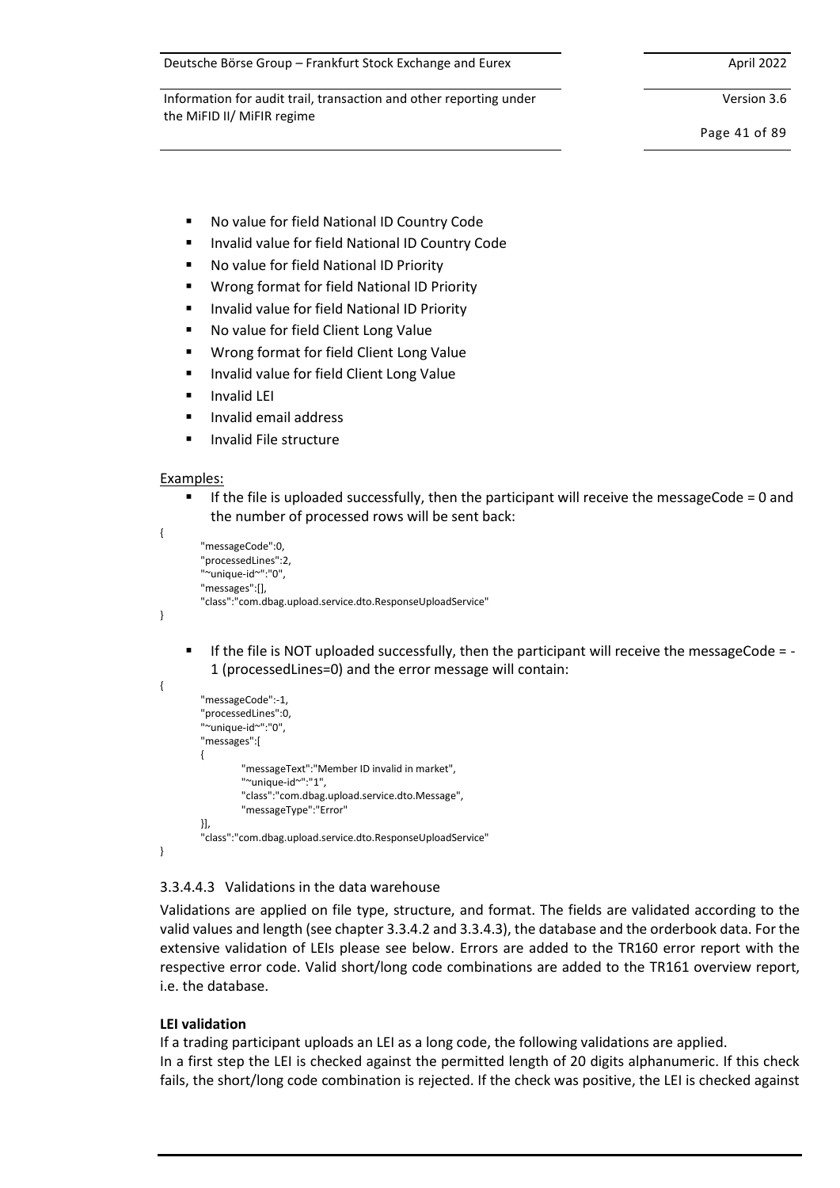- No value for field National ID Country Code
- Invalid value for field National ID Country Code
- No value for field National ID Priority
- Wrong format for field National ID Priority
- Invalid value for field National ID Priority
- No value for field Client Long Value
- Wrong format for field Client Long Value
- Invalid value for field Client Long Value
- Invalid LEI
- Invalid email address
- Invalid File structure

Examples:

- If the file is uploaded successfully, then the participant will receive the messageCode = 0 and the number of processed rows will be sent back:

```
{
        "messageCode":0,
        "processedLines":2,
        "~unique-id~":"0",
        "messages":[],
        "class":"com.dbag.upload.service.dto.ResponseUploadService"
}
```

- If the file is NOT uploaded successfully, then the participant will receive the messageCode = -1 (processedLines=0) and the error message will contain:

```
{
        "messageCode":-1,
        "processedLines":0,
        "~unique-id~":"0",
        "messages":[
        {
                "messageText":"Member ID invalid in market",
                "~unique-id~":"1",
                "class":"com.dbag.upload.service.dto.Message",
                "messageType":"Error"
        }],
        "class":"com.dbag.upload.service.dto.ResponseUploadService"
}
```

#### 3.3.4.4.3 Validations in the data warehouse

Validations are applied on file type, structure, and format. The fields are validated according to the valid values and length (see chapter 3.3.4.2 and 3.3.4.3), the database and the orderbook data. For the extensive validation of LEIs please see below. Errors are added to the TR160 error report with the respective error code. Valid short/long code combinations are added to the TR161 overview report, i.e. the database.

**LEI validation**

If a trading participant uploads an LEI as a long code, the following validations are applied.
In a first step the LEI is checked against the permitted length of 20 digits alphanumeric. If this check fails, the short/long code combination is rejected. If the check was positive, the LEI is checked against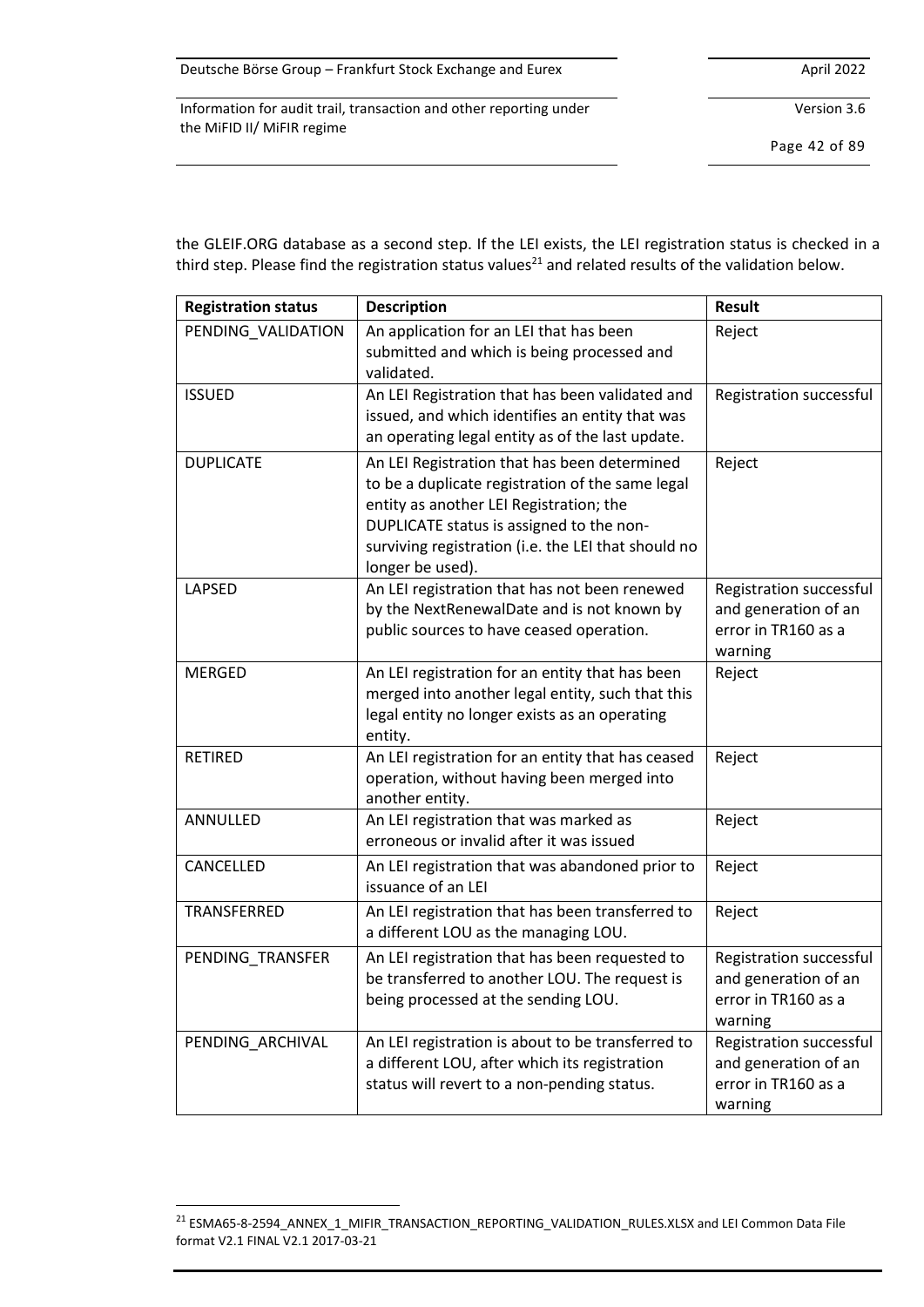the GLEIF.ORG database as a second step. If the LEI exists, the LEI registration status is checked in a third step. Please find the registration status values[21] and related results of the validation below.

| Registration status | Description | Result |
|---|---|---|
| PENDING_VALIDATION | An application for an LEI that has been submitted and which is being processed and validated. | Reject |
| ISSUED | An LEI Registration that has been validated and issued, and which identifies an entity that was an operating legal entity as of the last update. | Registration successful |
| DUPLICATE | An LEI Registration that has been determined to be a duplicate registration of the same legal entity as another LEI Registration; the DUPLICATE status is assigned to the non-surviving registration (i.e. the LEI that should no longer be used). | Reject |
| LAPSED | An LEI registration that has not been renewed by the NextRenewalDate and is not known by public sources to have ceased operation. | Registration successful and generation of an error in TR160 as a warning |
| MERGED | An LEI registration for an entity that has been merged into another legal entity, such that this legal entity no longer exists as an operating entity. | Reject |
| RETIRED | An LEI registration for an entity that has ceased operation, without having been merged into another entity. | Reject |
| ANNULLED | An LEI registration that was marked as erroneous or invalid after it was issued | Reject |
| CANCELLED | An LEI registration that was abandoned prior to issuance of an LEI | Reject |
| TRANSFERRED | An LEI registration that has been transferred to a different LOU as the managing LOU. | Reject |
| PENDING_TRANSFER | An LEI registration that has been requested to be transferred to another LOU. The request is being processed at the sending LOU. | Registration successful and generation of an error in TR160 as a warning |
| PENDING_ARCHIVAL | An LEI registration is about to be transferred to a different LOU, after which its registration status will revert to a non-pending status. | Registration successful and generation of an error in TR160 as a warning |

[21] ESMA65-8-2594_ANNEX_1_MIFIR_TRANSACTION_REPORTING_VALIDATION_RULES.XLSX and LEI Common Data File format V2.1 FINAL V2.1 2017-03-21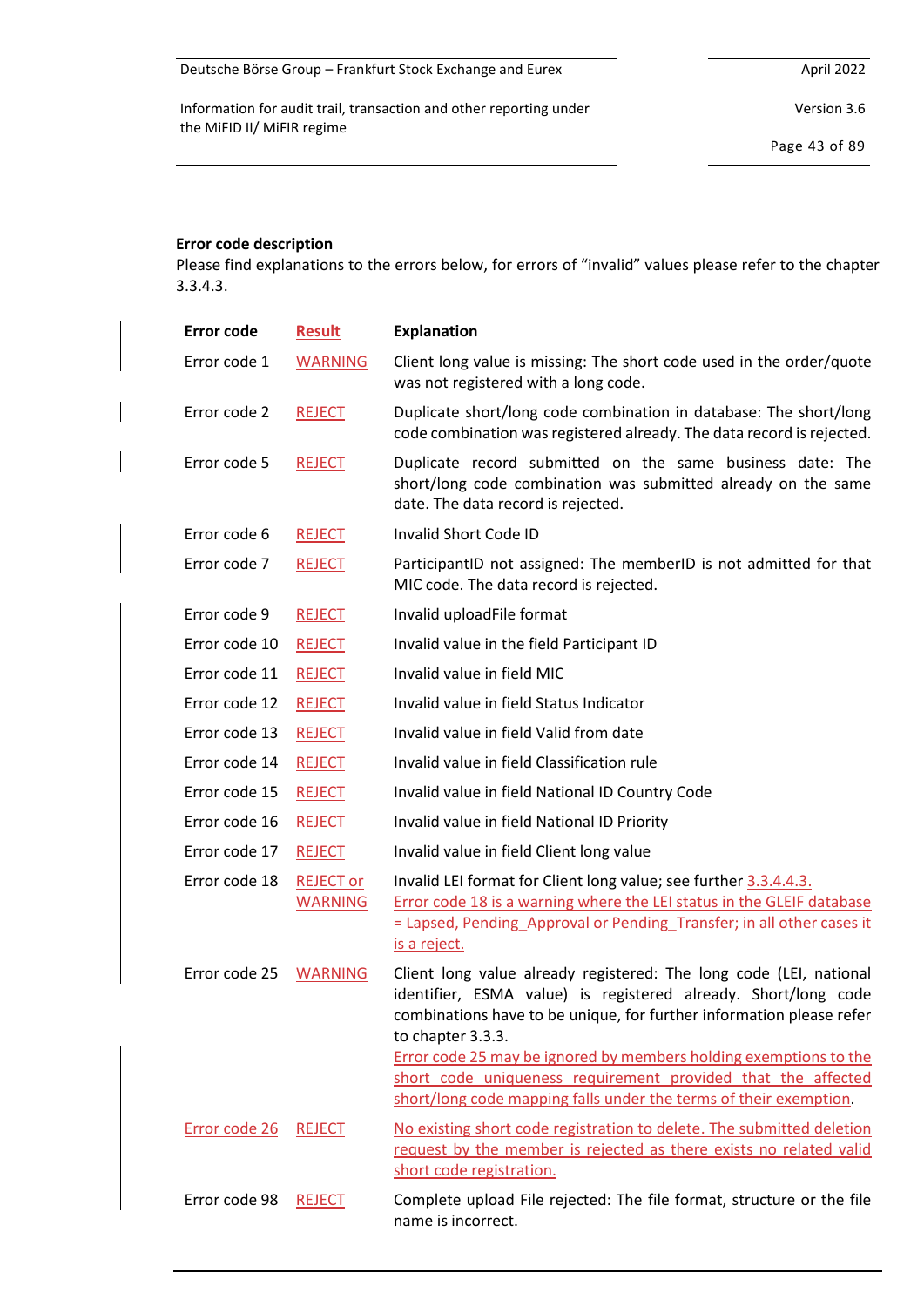**Error code description**

Please find explanations to the errors below, for errors of "invalid" values please refer to the chapter 3.3.4.3.

| Error code | Result | Explanation |
|---|---|---|
| Error code 1 | WARNING | Client long value is missing: The short code used in the order/quote was not registered with a long code. |
| Error code 2 | REJECT | Duplicate short/long code combination in database: The short/long code combination was registered already. The data record is rejected. |
| Error code 5 | REJECT | Duplicate record submitted on the same business date: The short/long code combination was submitted already on the same date. The data record is rejected. |
| Error code 6 | REJECT | Invalid Short Code ID |
| Error code 7 | REJECT | ParticipantID not assigned: The memberID is not admitted for that MIC code. The data record is rejected. |
| Error code 9 | REJECT | Invalid uploadFile format |
| Error code 10 | REJECT | Invalid value in the field Participant ID |
| Error code 11 | REJECT | Invalid value in field MIC |
| Error code 12 | REJECT | Invalid value in field Status Indicator |
| Error code 13 | REJECT | Invalid value in field Valid from date |
| Error code 14 | REJECT | Invalid value in field Classification rule |
| Error code 15 | REJECT | Invalid value in field National ID Country Code |
| Error code 16 | REJECT | Invalid value in field National ID Priority |
| Error code 17 | REJECT | Invalid value in field Client long value |
| Error code 18 | REJECT or WARNING | Invalid LEI format for Client long value; see further 3.3.4.4.3. Error code 18 is a warning where the LEI status in the GLEIF database = Lapsed, Pending_Approval or Pending_Transfer; in all other cases it is a reject. |
| Error code 25 | WARNING | Client long value already registered: The long code (LEI, national identifier, ESMA value) is registered already. Short/long code combinations have to be unique, for further information please refer to chapter 3.3.3. Error code 25 may be ignored by members holding exemptions to the short code uniqueness requirement provided that the affected short/long code mapping falls under the terms of their exemption. |
| Error code 26 | REJECT | No existing short code registration to delete. The submitted deletion request by the member is rejected as there exists no related valid short code registration. |
| Error code 98 | REJECT | Complete upload File rejected: The file format, structure or the file name is incorrect. |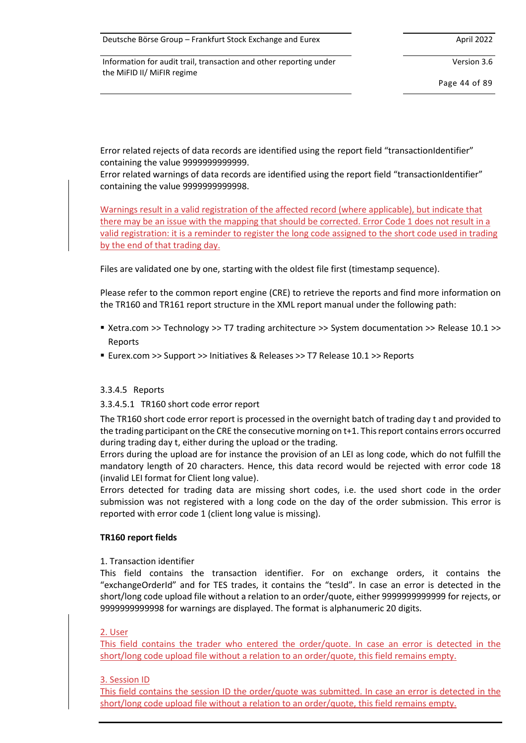Error related rejects of data records are identified using the report field "transactionIdentifier" containing the value 9999999999999.
Error related warnings of data records are identified using the report field "transactionIdentifier" containing the value 9999999999998.

Warnings result in a valid registration of the affected record (where applicable), but indicate that there may be an issue with the mapping that should be corrected. Error Code 1 does not result in a valid registration: it is a reminder to register the long code assigned to the short code used in trading by the end of that trading day.

Files are validated one by one, starting with the oldest file first (timestamp sequence).

Please refer to the common report engine (CRE) to retrieve the reports and find more information on the TR160 and TR161 report structure in the XML report manual under the following path:

- Xetra.com >> Technology >> T7 trading architecture >> System documentation >> Release 10.1 >> Reports
- Eurex.com >> Support >> Initiatives & Releases >> T7 Release 10.1 >> Reports

#### 3.3.4.5 Reports

##### 3.3.4.5.1 TR160 short code error report

The TR160 short code error report is processed in the overnight batch of trading day t and provided to the trading participant on the CRE the consecutive morning on t+1. This report contains errors occurred during trading day t, either during the upload or the trading.
Errors during the upload are for instance the provision of an LEI as long code, which do not fulfill the mandatory length of 20 characters. Hence, this data record would be rejected with error code 18 (invalid LEI format for Client long value).
Errors detected for trading data are missing short codes, i.e. the used short code in the order submission was not registered with a long code on the day of the order submission. This error is reported with error code 1 (client long value is missing).

**TR160 report fields**

1. Transaction identifier
This field contains the transaction identifier. For on exchange orders, it contains the "exchangeOrderId" and for TES trades, it contains the "tesId". In case an error is detected in the short/long code upload file without a relation to an order/quote, either 9999999999999 for rejects, or 9999999999998 for warnings are displayed. The format is alphanumeric 20 digits.

2. User
This field contains the trader who entered the order/quote. In case an error is detected in the short/long code upload file without a relation to an order/quote, this field remains empty.

3. Session ID
This field contains the session ID the order/quote was submitted. In case an error is detected in the short/long code upload file without a relation to an order/quote, this field remains empty.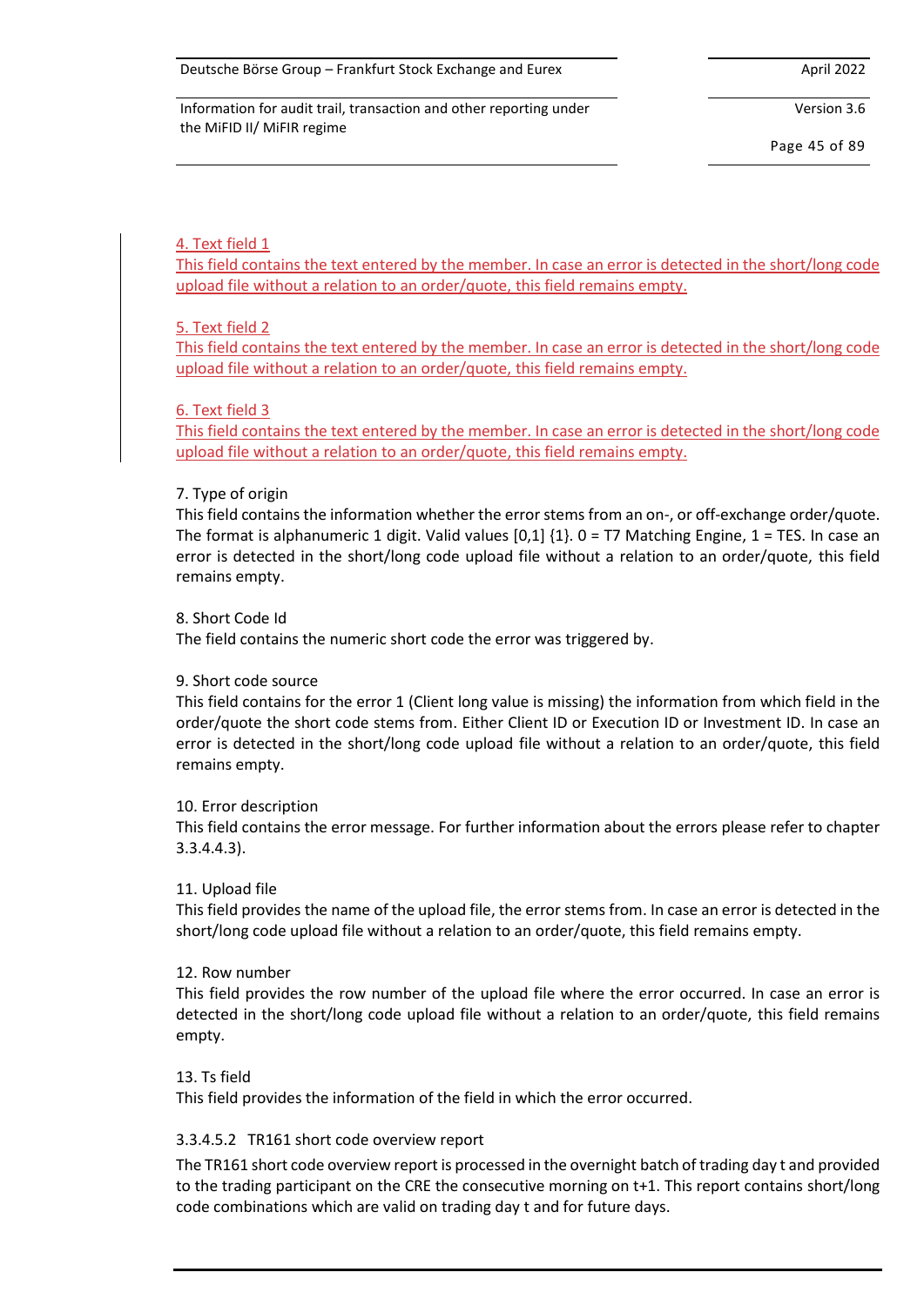4. Text field 1
This field contains the text entered by the member. In case an error is detected in the short/long code upload file without a relation to an order/quote, this field remains empty.

5. Text field 2
This field contains the text entered by the member. In case an error is detected in the short/long code upload file without a relation to an order/quote, this field remains empty.

6. Text field 3
This field contains the text entered by the member. In case an error is detected in the short/long code upload file without a relation to an order/quote, this field remains empty.

7. Type of origin
This field contains the information whether the error stems from an on-, or off-exchange order/quote. The format is alphanumeric 1 digit. Valid values [0,1] {1}. 0 = T7 Matching Engine, 1 = TES. In case an error is detected in the short/long code upload file without a relation to an order/quote, this field remains empty.

8. Short Code Id
The field contains the numeric short code the error was triggered by.

9. Short code source
This field contains for the error 1 (Client long value is missing) the information from which field in the order/quote the short code stems from. Either Client ID or Execution ID or Investment ID. In case an error is detected in the short/long code upload file without a relation to an order/quote, this field remains empty.

10. Error description
This field contains the error message. For further information about the errors please refer to chapter 3.3.4.4.3).

11. Upload file
This field provides the name of the upload file, the error stems from. In case an error is detected in the short/long code upload file without a relation to an order/quote, this field remains empty.

12. Row number
This field provides the row number of the upload file where the error occurred. In case an error is detected in the short/long code upload file without a relation to an order/quote, this field remains empty.

13. Ts field
This field provides the information of the field in which the error occurred.

#### 3.3.4.5.2 TR161 short code overview report

The TR161 short code overview report is processed in the overnight batch of trading day t and provided to the trading participant on the CRE the consecutive morning on t+1. This report contains short/long code combinations which are valid on trading day t and for future days.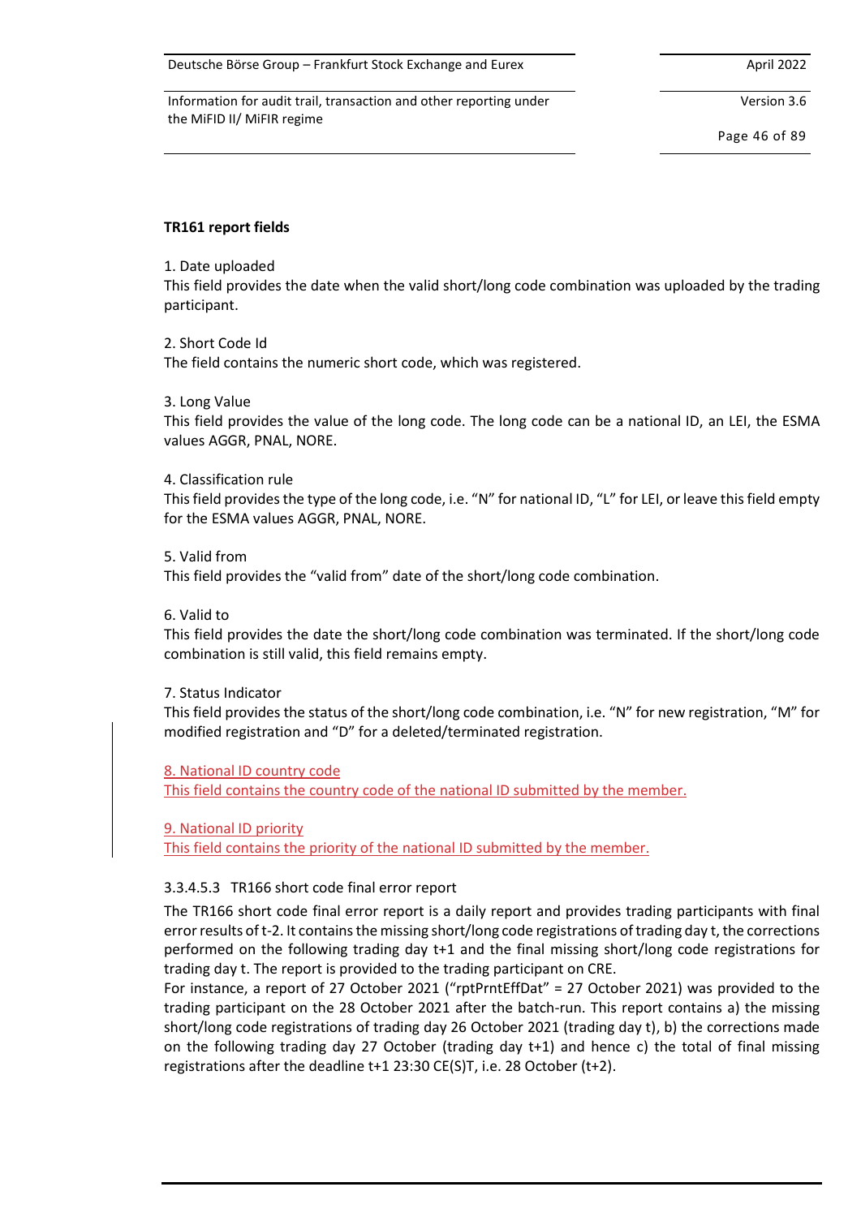**TR161 report fields**

1. Date uploaded
This field provides the date when the valid short/long code combination was uploaded by the trading participant.

2. Short Code Id
The field contains the numeric short code, which was registered.

3. Long Value
This field provides the value of the long code. The long code can be a national ID, an LEI, the ESMA values AGGR, PNAL, NORE.

4. Classification rule
This field provides the type of the long code, i.e. "N" for national ID, "L" for LEI, or leave this field empty for the ESMA values AGGR, PNAL, NORE.

5. Valid from
This field provides the "valid from" date of the short/long code combination.

6. Valid to
This field provides the date the short/long code combination was terminated. If the short/long code combination is still valid, this field remains empty.

7. Status Indicator
This field provides the status of the short/long code combination, i.e. "N" for new registration, "M" for modified registration and "D" for a deleted/terminated registration.

8. National ID country code
This field contains the country code of the national ID submitted by the member.

9. National ID priority
This field contains the priority of the national ID submitted by the member.

#### 3.3.4.5.3 TR166 short code final error report

The TR166 short code final error report is a daily report and provides trading participants with final error results of t-2. It contains the missing short/long code registrations of trading day t, the corrections performed on the following trading day t+1 and the final missing short/long code registrations for trading day t. The report is provided to the trading participant on CRE.
For instance, a report of 27 October 2021 ("rptPrntEffDat" = 27 October 2021) was provided to the trading participant on the 28 October 2021 after the batch-run. This report contains a) the missing short/long code registrations of trading day 26 October 2021 (trading day t), b) the corrections made on the following trading day 27 October (trading day t+1) and hence c) the total of final missing registrations after the deadline t+1 23:30 CE(S)T, i.e. 28 October (t+2).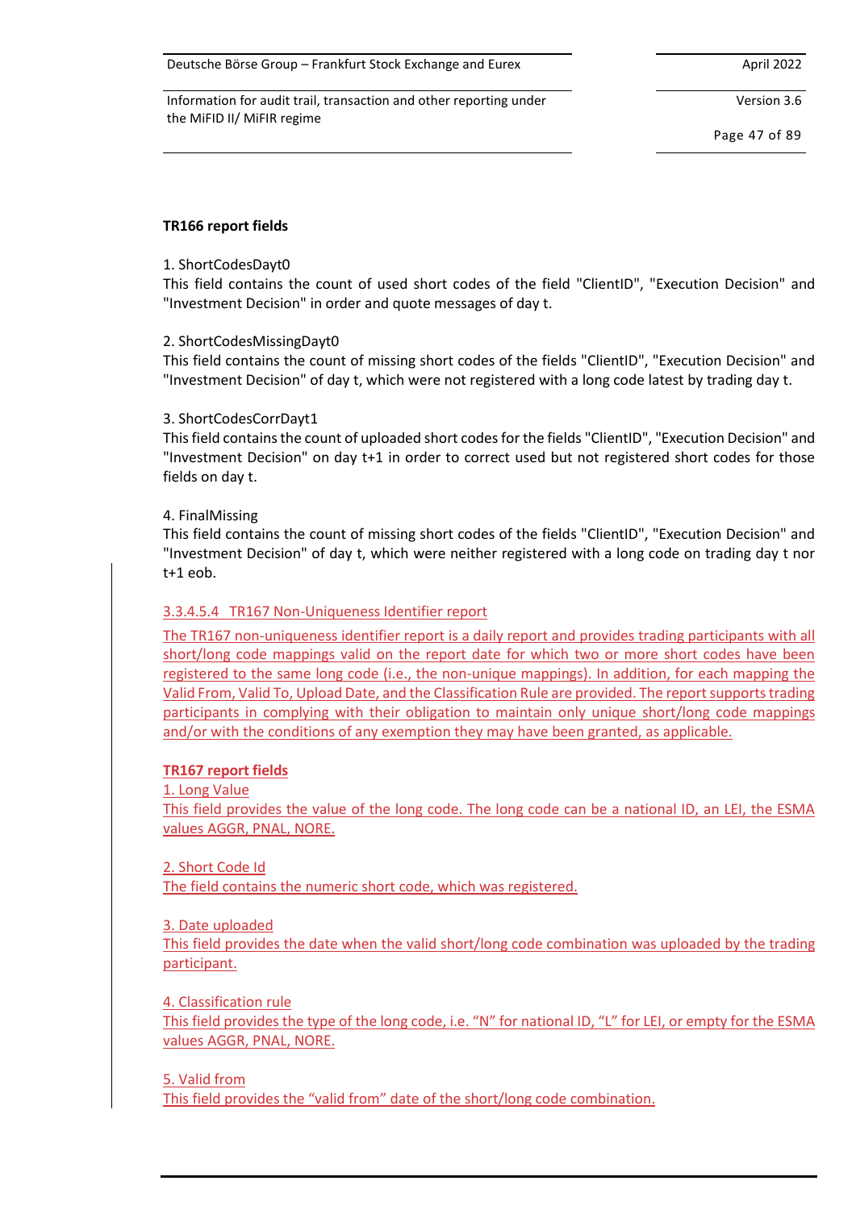**TR166 report fields**

1. ShortCodesDayt0

This field contains the count of used short codes of the field "ClientID", "Execution Decision" and "Investment Decision" in order and quote messages of day t.

2. ShortCodesMissingDayt0

This field contains the count of missing short codes of the fields "ClientID", "Execution Decision" and "Investment Decision" of day t, which were not registered with a long code latest by trading day t.

3. ShortCodesCorrDayt1

This field contains the count of uploaded short codes for the fields "ClientID", "Execution Decision" and "Investment Decision" on day t+1 in order to correct used but not registered short codes for those fields on day t.

4. FinalMissing

This field contains the count of missing short codes of the fields "ClientID", "Execution Decision" and "Investment Decision" of day t, which were neither registered with a long code on trading day t nor t+1 eob.

##### 3.3.4.5.4 TR167 Non-Uniqueness Identifier report

The TR167 non-uniqueness identifier report is a daily report and provides trading participants with all short/long code mappings valid on the report date for which two or more short codes have been registered to the same long code (i.e., the non-unique mappings). In addition, for each mapping the Valid From, Valid To, Upload Date, and the Classification Rule are provided. The report supports trading participants in complying with their obligation to maintain only unique short/long code mappings and/or with the conditions of any exemption they may have been granted, as applicable.

**TR167 report fields**

1. Long Value

This field provides the value of the long code. The long code can be a national ID, an LEI, the ESMA values AGGR, PNAL, NORE.

2. Short Code Id

The field contains the numeric short code, which was registered.

3. Date uploaded

This field provides the date when the valid short/long code combination was uploaded by the trading participant.

4. Classification rule

This field provides the type of the long code, i.e. “N” for national ID, “L” for LEI, or empty for the ESMA values AGGR, PNAL, NORE.

5. Valid from

This field provides the “valid from” date of the short/long code combination.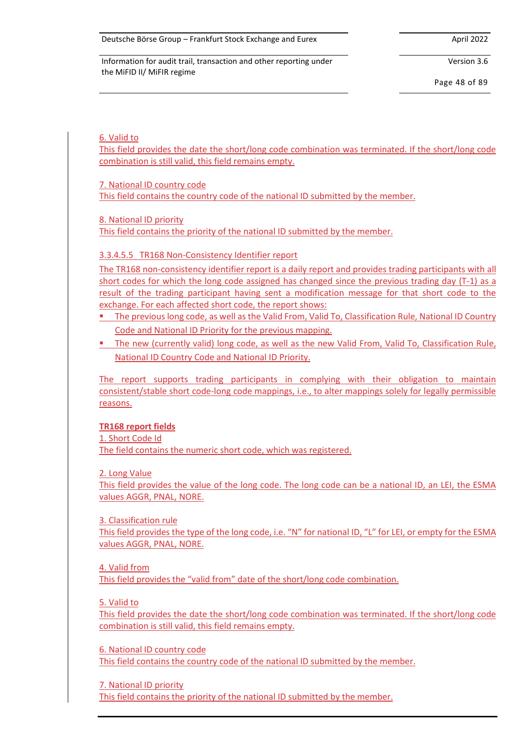6. Valid to
This field provides the date the short/long code combination was terminated. If the short/long code combination is still valid, this field remains empty.

7. National ID country code
This field contains the country code of the national ID submitted by the member.

8. National ID priority
This field contains the priority of the national ID submitted by the member.

#### 3.3.4.5.5 TR168 Non-Consistency Identifier report

The TR168 non-consistency identifier report is a daily report and provides trading participants with all short codes for which the long code assigned has changed since the previous trading day (T-1) as a result of the trading participant having sent a modification message for that short code to the exchange. For each affected short code, the report shows:

- The previous long code, as well as the Valid From, Valid To, Classification Rule, National ID Country Code and National ID Priority for the previous mapping.
- The new (currently valid) long code, as well as the new Valid From, Valid To, Classification Rule, National ID Country Code and National ID Priority.

The report supports trading participants in complying with their obligation to maintain consistent/stable short code-long code mappings, i.e., to alter mappings solely for legally permissible reasons.

**TR168 report fields**

1. Short Code Id
The field contains the numeric short code, which was registered.

2. Long Value
This field provides the value of the long code. The long code can be a national ID, an LEI, the ESMA values AGGR, PNAL, NORE.

3. Classification rule
This field provides the type of the long code, i.e. "N" for national ID, "L" for LEI, or empty for the ESMA values AGGR, PNAL, NORE.

4. Valid from
This field provides the "valid from" date of the short/long code combination.

5. Valid to
This field provides the date the short/long code combination was terminated. If the short/long code combination is still valid, this field remains empty.

6. National ID country code
This field contains the country code of the national ID submitted by the member.

7. National ID priority
This field contains the priority of the national ID submitted by the member.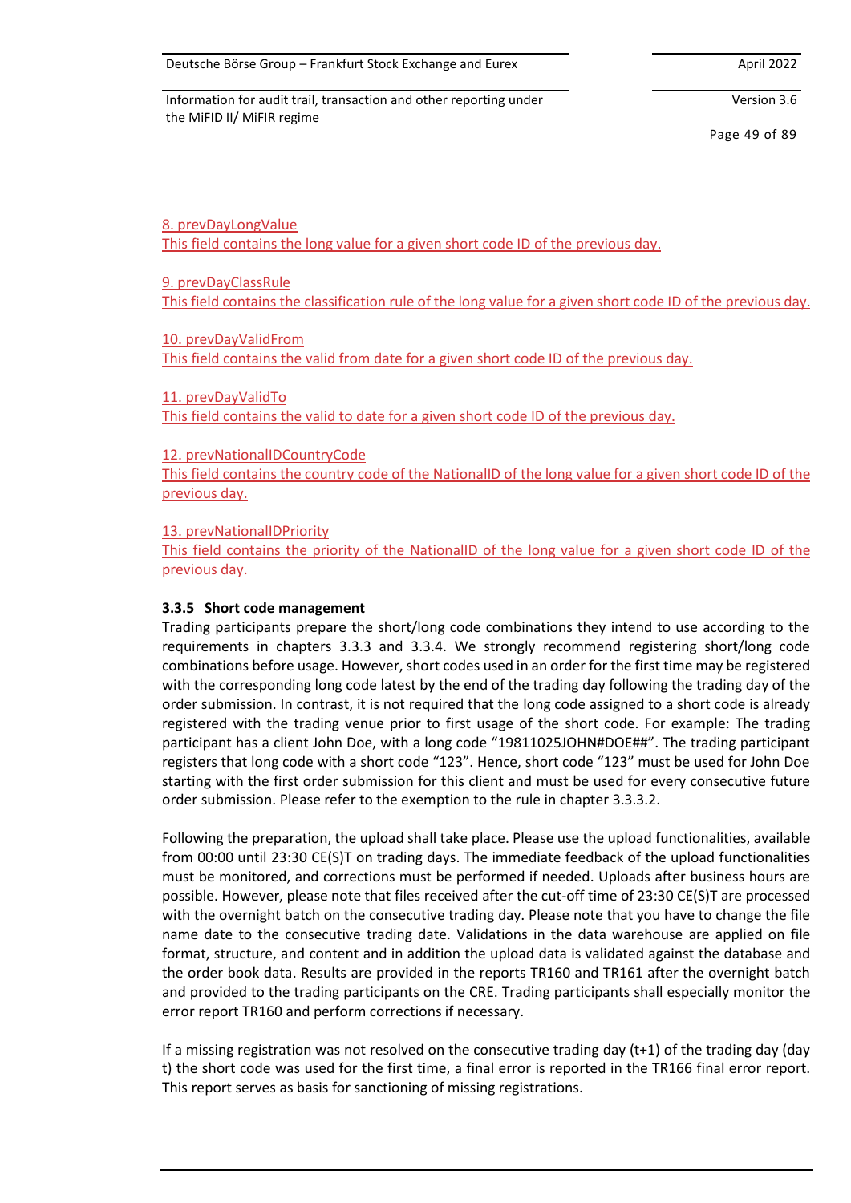8. prevDayLongValue
This field contains the long value for a given short code ID of the previous day.

9. prevDayClassRule
This field contains the classification rule of the long value for a given short code ID of the previous day.

10. prevDayValidFrom
This field contains the valid from date for a given short code ID of the previous day.

11. prevDayValidTo
This field contains the valid to date for a given short code ID of the previous day.

12. prevNationalIDCountryCode
This field contains the country code of the NationalID of the long value for a given short code ID of the previous day.

13. prevNationalIDPriority
This field contains the priority of the NationalID of the long value for a given short code ID of the previous day.

### 3.3.5 Short code management

Trading participants prepare the short/long code combinations they intend to use according to the requirements in chapters 3.3.3 and 3.3.4. We strongly recommend registering short/long code combinations before usage. However, short codes used in an order for the first time may be registered with the corresponding long code latest by the end of the trading day following the trading day of the order submission. In contrast, it is not required that the long code assigned to a short code is already registered with the trading venue prior to first usage of the short code. For example: The trading participant has a client John Doe, with a long code "19811025JOHN#DOE##". The trading participant registers that long code with a short code "123". Hence, short code "123" must be used for John Doe starting with the first order submission for this client and must be used for every consecutive future order submission. Please refer to the exemption to the rule in chapter 3.3.3.2.

Following the preparation, the upload shall take place. Please use the upload functionalities, available from 00:00 until 23:30 CE(S)T on trading days. The immediate feedback of the upload functionalities must be monitored, and corrections must be performed if needed. Uploads after business hours are possible. However, please note that files received after the cut-off time of 23:30 CE(S)T are processed with the overnight batch on the consecutive trading day. Please note that you have to change the file name date to the consecutive trading date. Validations in the data warehouse are applied on file format, structure, and content and in addition the upload data is validated against the database and the order book data. Results are provided in the reports TR160 and TR161 after the overnight batch and provided to the trading participants on the CRE. Trading participants shall especially monitor the error report TR160 and perform corrections if necessary.

If a missing registration was not resolved on the consecutive trading day (t+1) of the trading day (day t) the short code was used for the first time, a final error is reported in the TR166 final error report. This report serves as basis for sanctioning of missing registrations.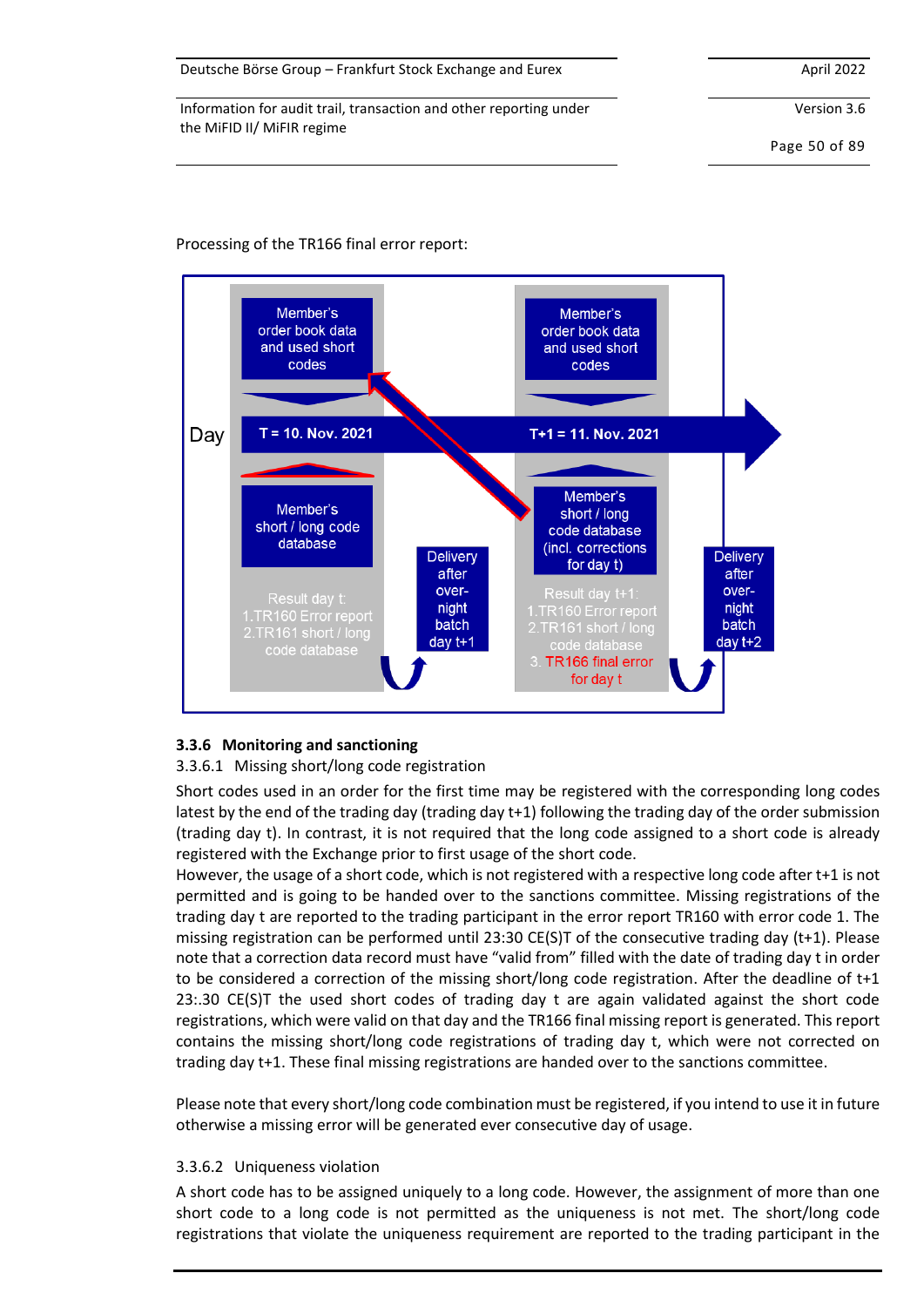Processing of the TR166 final error report:

Day

T = 10. Nov. 2021

T+1 = 11. Nov. 2021

Member's order book data and used short codes

Member's short / long code database

Result day t:
1. TR160 Error report
2. TR161 short / long code database

Delivery after over-night batch day t+1

Member's order book data and used short codes

Member's short / long code database (incl. corrections for day t)

Result day t+1:
1. TR160 Error report
2. TR161 short / long code database
3. TR166 final error for day t

Delivery after over-night batch day t+2

### 3.3.6 Monitoring and sanctioning

#### 3.3.6.1 Missing short/long code registration

Short codes used in an order for the first time may be registered with the corresponding long codes latest by the end of the trading day (trading day t+1) following the trading day of the order submission (trading day t). In contrast, it is not required that the long code assigned to a short code is already registered with the Exchange prior to first usage of the short code.

However, the usage of a short code, which is not registered with a respective long code after t+1 is not permitted and is going to be handed over to the sanctions committee. Missing registrations of the trading day t are reported to the trading participant in the error report TR160 with error code 1. The missing registration can be performed until 23:30 CE(S)T of the consecutive trading day (t+1). Please note that a correction data record must have "valid from" filled with the date of trading day t in order to be considered a correction of the missing short/long code registration. After the deadline of t+1 23:.30 CE(S)T the used short codes of trading day t are again validated against the short code registrations, which were valid on that day and the TR166 final missing report is generated. This report contains the missing short/long code registrations of trading day t, which were not corrected on trading day t+1. These final missing registrations are handed over to the sanctions committee.

Please note that every short/long code combination must be registered, if you intend to use it in future otherwise a missing error will be generated ever consecutive day of usage.

#### 3.3.6.2 Uniqueness violation

A short code has to be assigned uniquely to a long code. However, the assignment of more than one short code to a long code is not permitted as the uniqueness is not met. The short/long code registrations that violate the uniqueness requirement are reported to the trading participant in the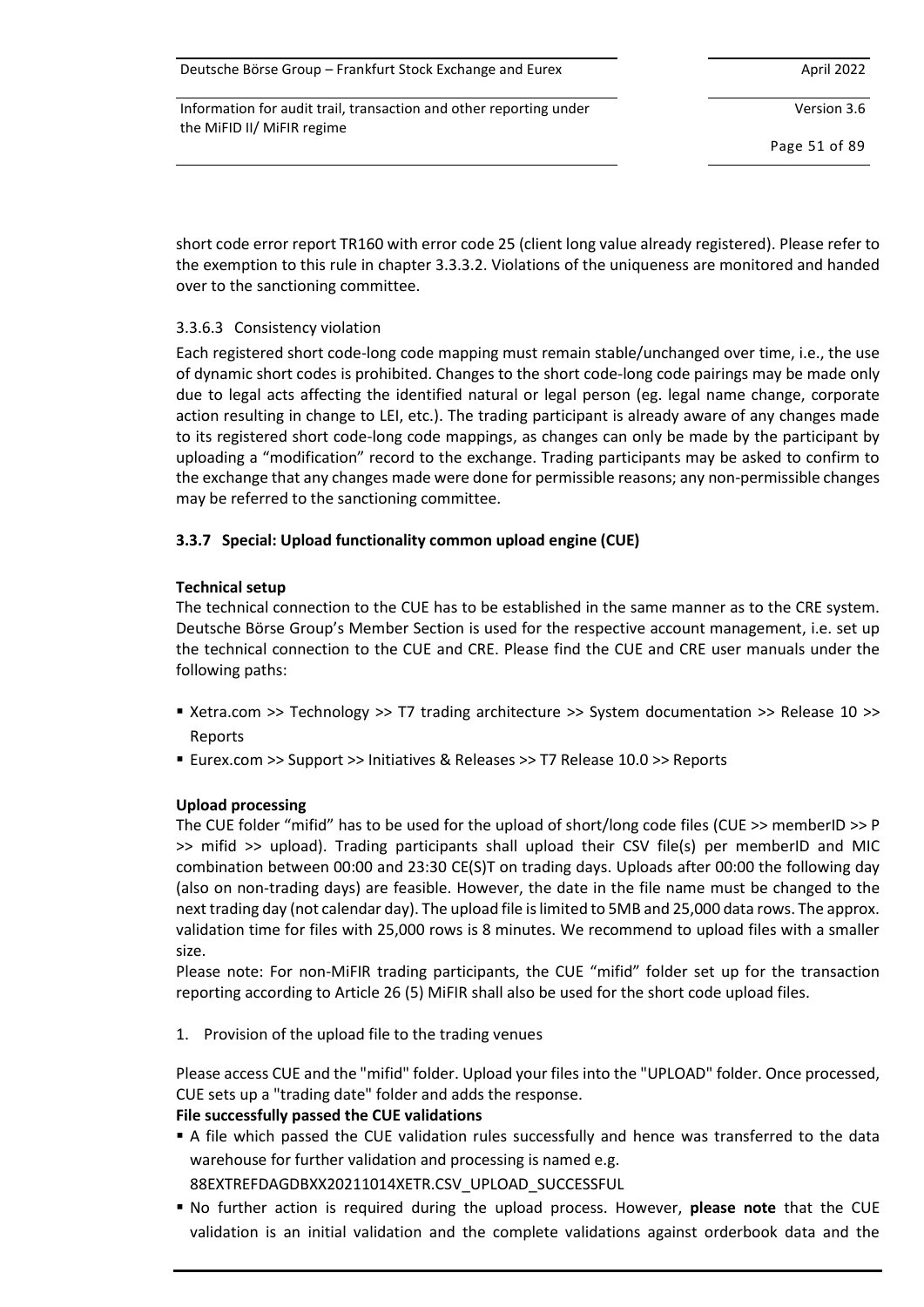short code error report TR160 with error code 25 (client long value already registered). Please refer to the exemption to this rule in chapter 3.3.3.2. Violations of the uniqueness are monitored and handed over to the sanctioning committee.

#### 3.3.6.3 Consistency violation

Each registered short code-long code mapping must remain stable/unchanged over time, i.e., the use of dynamic short codes is prohibited. Changes to the short code-long code pairings may be made only due to legal acts affecting the identified natural or legal person (eg. legal name change, corporate action resulting in change to LEI, etc.). The trading participant is already aware of any changes made to its registered short code-long code mappings, as changes can only be made by the participant by uploading a "modification" record to the exchange. Trading participants may be asked to confirm to the exchange that any changes made were done for permissible reasons; any non-permissible changes may be referred to the sanctioning committee.

### 3.3.7 Special: Upload functionality common upload engine (CUE)

**Technical setup**

The technical connection to the CUE has to be established in the same manner as to the CRE system. Deutsche Börse Group's Member Section is used for the respective account management, i.e. set up the technical connection to the CUE and CRE. Please find the CUE and CRE user manuals under the following paths:

- Xetra.com >> Technology >> T7 trading architecture >> System documentation >> Release 10 >> Reports
- Eurex.com >> Support >> Initiatives & Releases >> T7 Release 10.0 >> Reports

**Upload processing**

The CUE folder "mifid" has to be used for the upload of short/long code files (CUE >> memberID >> P >> mifid >> upload). Trading participants shall upload their CSV file(s) per memberID and MIC combination between 00:00 and 23:30 CE(S)T on trading days. Uploads after 00:00 the following day (also on non-trading days) are feasible. However, the date in the file name must be changed to the next trading day (not calendar day). The upload file is limited to 5MB and 25,000 data rows. The approx. validation time for files with 25,000 rows is 8 minutes. We recommend to upload files with a smaller size.

Please note: For non-MiFIR trading participants, the CUE "mifid" folder set up for the transaction reporting according to Article 26 (5) MiFIR shall also be used for the short code upload files.

1. Provision of the upload file to the trading venues

Please access CUE and the "mifid" folder. Upload your files into the "UPLOAD" folder. Once processed, CUE sets up a "trading date" folder and adds the response.

**File successfully passed the CUE validations**

- A file which passed the CUE validation rules successfully and hence was transferred to the data warehouse for further validation and processing is named e.g. 88EXTREFDAGDBXX20211014XETR.CSV_UPLOAD_SUCCESSFUL
- No further action is required during the upload process. However, **please note** that the CUE validation is an initial validation and the complete validations against orderbook data and the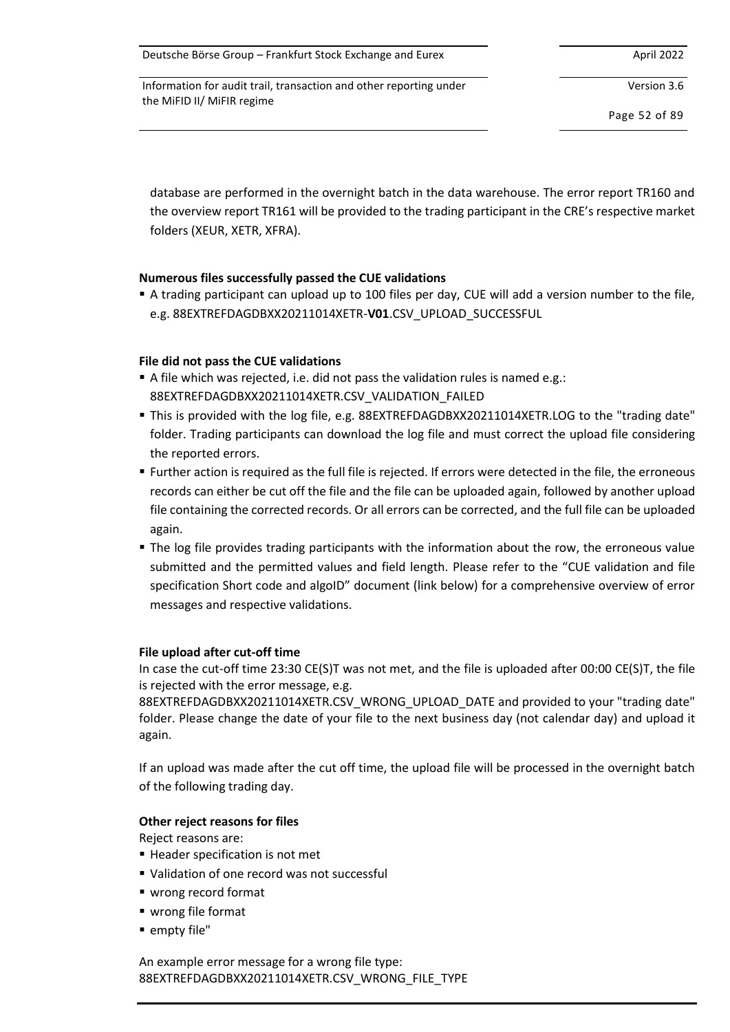database are performed in the overnight batch in the data warehouse. The error report TR160 and the overview report TR161 will be provided to the trading participant in the CRE's respective market folders (XEUR, XETR, XFRA).

**Numerous files successfully passed the CUE validations**

- A trading participant can upload up to 100 files per day, CUE will add a version number to the file, e.g. 88EXTREFDAGDBXX20211014XETR-**V01**.CSV_UPLOAD_SUCCESSFUL

**File did not pass the CUE validations**

- A file which was rejected, i.e. did not pass the validation rules is named e.g.: 88EXTREFDAGDBXX20211014XETR.CSV_VALIDATION_FAILED
- This is provided with the log file, e.g. 88EXTREFDAGDBXX20211014XETR.LOG to the "trading date" folder. Trading participants can download the log file and must correct the upload file considering the reported errors.
- Further action is required as the full file is rejected. If errors were detected in the file, the erroneous records can either be cut off the file and the file can be uploaded again, followed by another upload file containing the corrected records. Or all errors can be corrected, and the full file can be uploaded again.
- The log file provides trading participants with the information about the row, the erroneous value submitted and the permitted values and field length. Please refer to the "CUE validation and file specification Short code and algoID" document (link below) for a comprehensive overview of error messages and respective validations.

**File upload after cut-off time**

In case the cut-off time 23:30 CE(S)T was not met, and the file is uploaded after 00:00 CE(S)T, the file is rejected with the error message, e.g. 88EXTREFDAGDBXX20211014XETR.CSV_WRONG_UPLOAD_DATE and provided to your "trading date" folder. Please change the date of your file to the next business day (not calendar day) and upload it again.

If an upload was made after the cut off time, the upload file will be processed in the overnight batch of the following trading day.

**Other reject reasons for files**

Reject reasons are:

- Header specification is not met
- Validation of one record was not successful
- wrong record format
- wrong file format
- empty file"

An example error message for a wrong file type:
88EXTREFDAGDBXX20211014XETR.CSV_WRONG_FILE_TYPE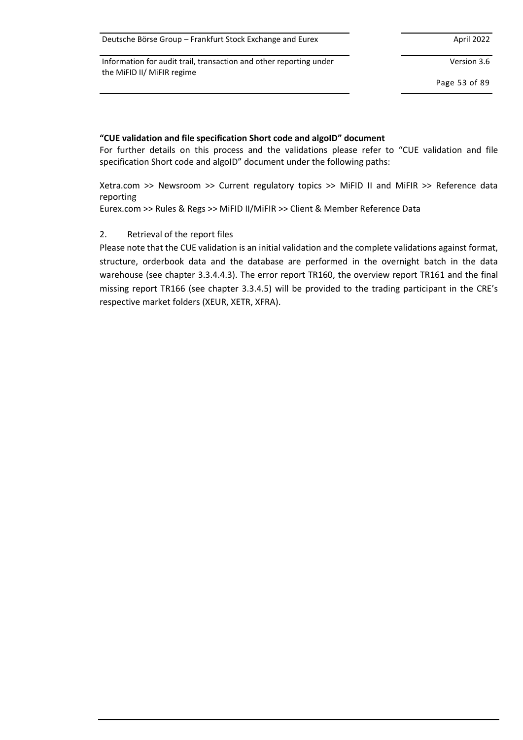**“CUE validation and file specification Short code and algoID” document**

For further details on this process and the validations please refer to “CUE validation and file specification Short code and algoID” document under the following paths:

Xetra.com >> Newsroom >> Current regulatory topics >> MiFID II and MiFIR >> Reference data reporting
Eurex.com >> Rules & Regs >> MiFID II/MiFIR >> Client & Member Reference Data

2. Retrieval of the report files

Please note that the CUE validation is an initial validation and the complete validations against format, structure, orderbook data and the database are performed in the overnight batch in the data warehouse (see chapter 3.3.4.4.3). The error report TR160, the overview report TR161 and the final missing report TR166 (see chapter 3.3.4.5) will be provided to the trading participant in the CRE’s respective market folders (XEUR, XETR, XFRA).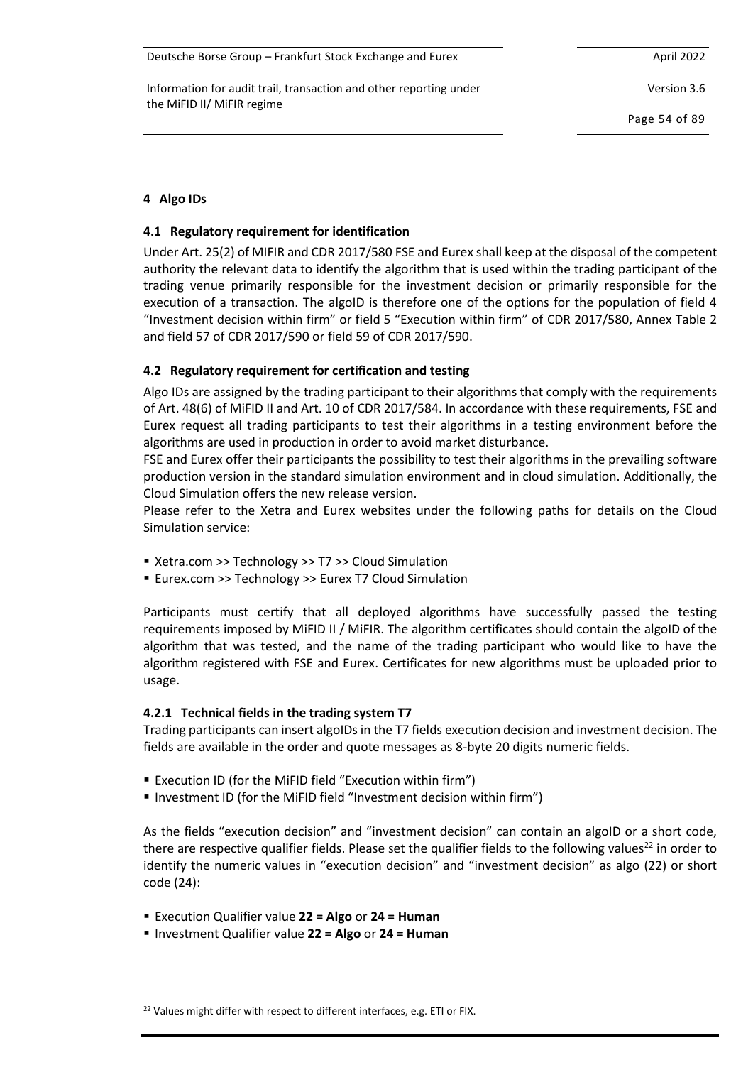# 4 Algo IDs

## 4.1 Regulatory requirement for identification

Under Art. 25(2) of MIFIR and CDR 2017/580 FSE and Eurex shall keep at the disposal of the competent authority the relevant data to identify the algorithm that is used within the trading participant of the trading venue primarily responsible for the investment decision or primarily responsible for the execution of a transaction. The algoID is therefore one of the options for the population of field 4 "Investment decision within firm" or field 5 "Execution within firm" of CDR 2017/580, Annex Table 2 and field 57 of CDR 2017/590 or field 59 of CDR 2017/590.

## 4.2 Regulatory requirement for certification and testing

Algo IDs are assigned by the trading participant to their algorithms that comply with the requirements of Art. 48(6) of MiFID II and Art. 10 of CDR 2017/584. In accordance with these requirements, FSE and Eurex request all trading participants to test their algorithms in a testing environment before the algorithms are used in production in order to avoid market disturbance.

FSE and Eurex offer their participants the possibility to test their algorithms in the prevailing software production version in the standard simulation environment and in cloud simulation. Additionally, the Cloud Simulation offers the new release version.

Please refer to the Xetra and Eurex websites under the following paths for details on the Cloud Simulation service:

- Xetra.com >> Technology >> T7 >> Cloud Simulation
- Eurex.com >> Technology >> Eurex T7 Cloud Simulation

Participants must certify that all deployed algorithms have successfully passed the testing requirements imposed by MiFID II / MiFIR. The algorithm certificates should contain the algoID of the algorithm that was tested, and the name of the trading participant who would like to have the algorithm registered with FSE and Eurex. Certificates for new algorithms must be uploaded prior to usage.

### 4.2.1 Technical fields in the trading system T7

Trading participants can insert algoIDs in the T7 fields execution decision and investment decision. The fields are available in the order and quote messages as 8-byte 20 digits numeric fields.

- Execution ID (for the MiFID field "Execution within firm")
- Investment ID (for the MiFID field "Investment decision within firm")

As the fields "execution decision" and "investment decision" can contain an algoID or a short code, there are respective qualifier fields. Please set the qualifier fields to the following values[22] in order to identify the numeric values in "execution decision" and "investment decision" as algo (22) or short code (24):

- Execution Qualifier value **22 = Algo** or **24 = Human**
- Investment Qualifier value **22 = Algo** or **24 = Human**

[22] Values might differ with respect to different interfaces, e.g. ETI or FIX.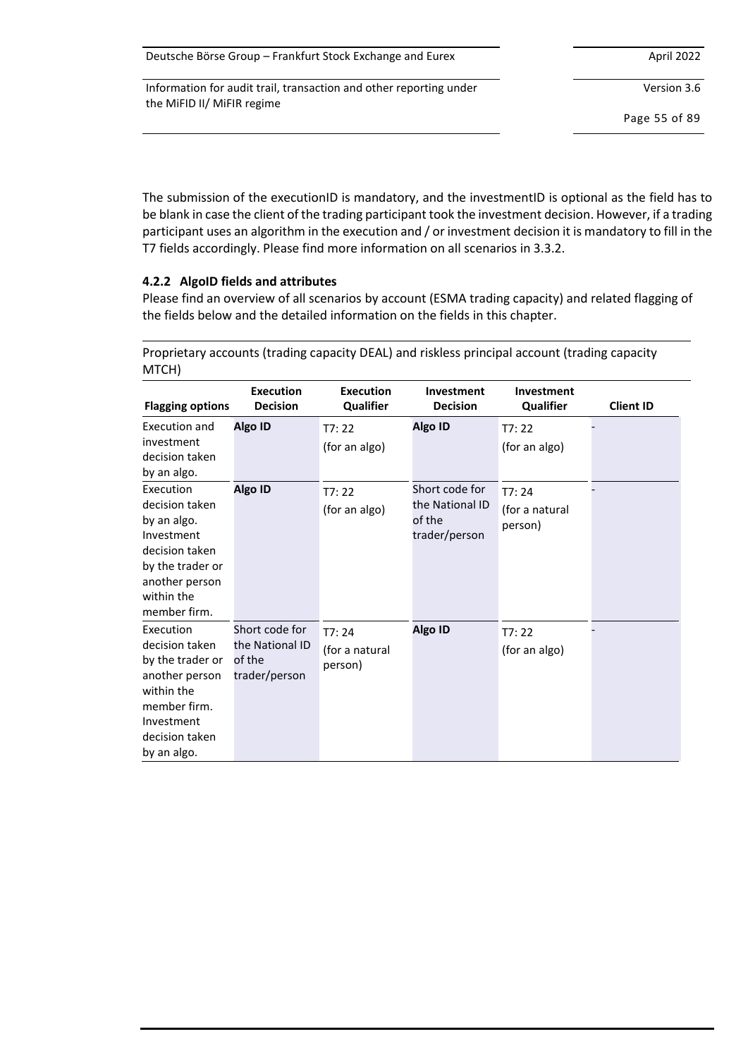The submission of the executionID is mandatory, and the investmentID is optional as the field has to be blank in case the client of the trading participant took the investment decision. However, if a trading participant uses an algorithm in the execution and / or investment decision it is mandatory to fill in the T7 fields accordingly. Please find more information on all scenarios in 3.3.2.

### 4.2.2 AlgoID fields and attributes

Please find an overview of all scenarios by account (ESMA trading capacity) and related flagging of the fields below and the detailed information on the fields in this chapter.

Proprietary accounts (trading capacity DEAL) and riskless principal account (trading capacity MTCH)

| Flagging options | Execution Decision | Execution Qualifier | Investment Decision | Investment Qualifier | Client ID |
|---|---|---|---|---|---|
| Execution and investment decision taken by an algo. | **Algo ID** | T7: 22 (for an algo) | **Algo ID** | T7: 22 (for an algo) | - |
| Execution decision taken by an algo. Investment decision taken by the trader or another person within the member firm. | **Algo ID** | T7: 22 (for an algo) | Short code for the National ID of the trader/person | T7: 24 (for a natural person) | - |
| Execution decision taken by the trader or another person within the member firm. Investment decision taken by an algo. | Short code for the National ID of the trader/person | T7: 24 (for a natural person) | **Algo ID** | T7: 22 (for an algo) | - |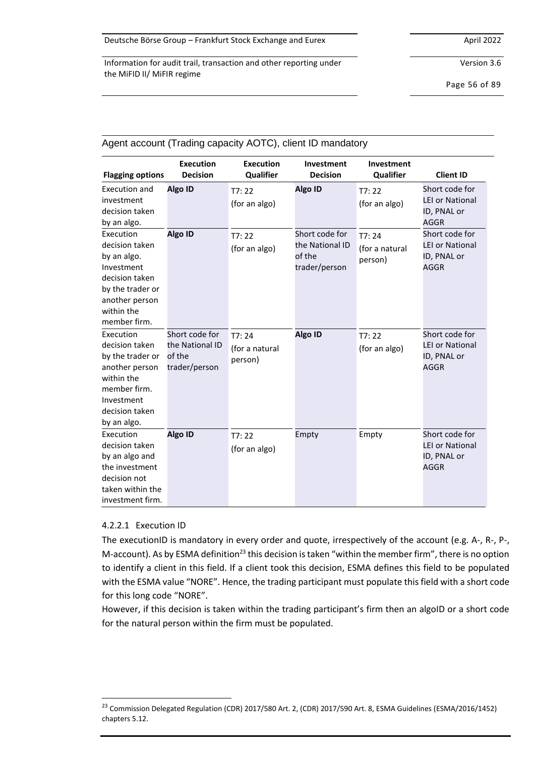Agent account (Trading capacity AOTC), client ID mandatory

| Flagging options | Execution Decision | Execution Qualifier | Investment Decision | Investment Qualifier | Client ID |
|---|---|---|---|---|---|
| Execution and investment decision taken by an algo. | **Algo ID** | T7: 22 (for an algo) | **Algo ID** | T7: 22 (for an algo) | Short code for LEI or National ID, PNAL or AGGR |
| Execution decision taken by an algo. Investment decision taken by the trader or another person within the member firm. | **Algo ID** | T7: 22 (for an algo) | Short code for the National ID of the trader/person | T7: 24 (for a natural person) | Short code for LEI or National ID, PNAL or AGGR |
| Execution decision taken by the trader or another person within the member firm. Investment decision taken by an algo. | Short code for the National ID of the trader/person | T7: 24 (for a natural person) | **Algo ID** | T7: 22 (for an algo) | Short code for LEI or National ID, PNAL or AGGR |
| Execution decision taken by an algo and the investment decision not taken within the investment firm. | **Algo ID** | T7: 22 (for an algo) | Empty | Empty | Short code for LEI or National ID, PNAL or AGGR |

#### 4.2.2.1 Execution ID

The executionID is mandatory in every order and quote, irrespectively of the account (e.g. A-, R-, P-, M-account). As by ESMA definition[23] this decision is taken "within the member firm", there is no option to identify a client in this field. If a client took this decision, ESMA defines this field to be populated with the ESMA value "NORE". Hence, the trading participant must populate this field with a short code for this long code "NORE".

However, if this decision is taken within the trading participant's firm then an algoID or a short code for the natural person within the firm must be populated.

[23] Commission Delegated Regulation (CDR) 2017/580 Art. 2, (CDR) 2017/590 Art. 8, ESMA Guidelines (ESMA/2016/1452) chapters 5.12.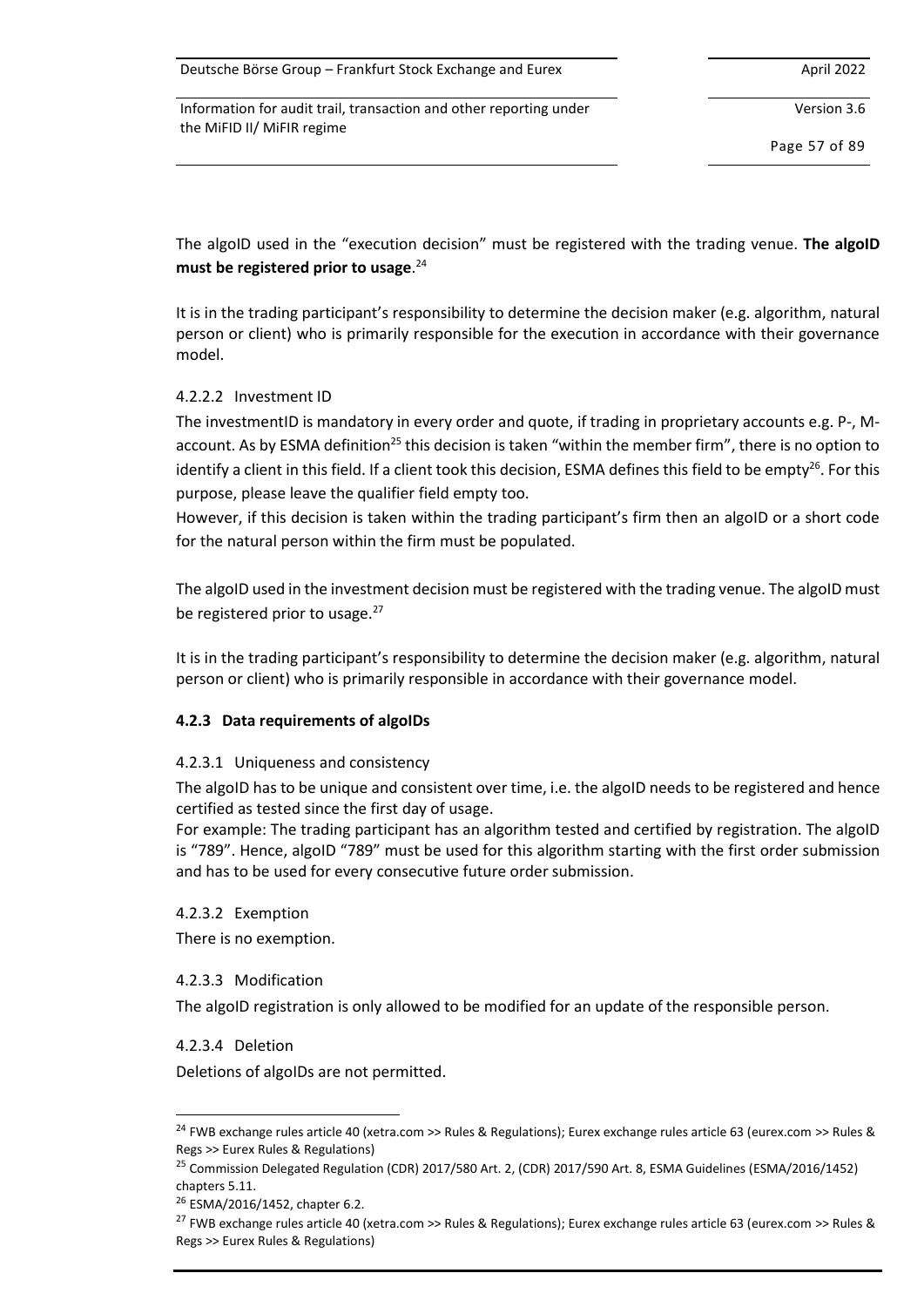The algoID used in the "execution decision" must be registered with the trading venue. **The algoID must be registered prior to usage**.[24]

It is in the trading participant's responsibility to determine the decision maker (e.g. algorithm, natural person or client) who is primarily responsible for the execution in accordance with their governance model.

#### 4.2.2.2 Investment ID

The investmentID is mandatory in every order and quote, if trading in proprietary accounts e.g. P-, M-account. As by ESMA definition[25] this decision is taken "within the member firm", there is no option to identify a client in this field. If a client took this decision, ESMA defines this field to be empty[26]. For this purpose, please leave the qualifier field empty too.

However, if this decision is taken within the trading participant's firm then an algoID or a short code for the natural person within the firm must be populated.

The algoID used in the investment decision must be registered with the trading venue. The algoID must be registered prior to usage.[27]

It is in the trading participant's responsibility to determine the decision maker (e.g. algorithm, natural person or client) who is primarily responsible in accordance with their governance model.

### 4.2.3 Data requirements of algoIDs

#### 4.2.3.1 Uniqueness and consistency

The algoID has to be unique and consistent over time, i.e. the algoID needs to be registered and hence certified as tested since the first day of usage.

For example: The trading participant has an algorithm tested and certified by registration. The algoID is "789". Hence, algoID "789" must be used for this algorithm starting with the first order submission and has to be used for every consecutive future order submission.

#### 4.2.3.2 Exemption

There is no exemption.

#### 4.2.3.3 Modification

The algoID registration is only allowed to be modified for an update of the responsible person.

#### 4.2.3.4 Deletion

Deletions of algoIDs are not permitted.

---

[24] FWB exchange rules article 40 (xetra.com >> Rules & Regulations); Eurex exchange rules article 63 (eurex.com >> Rules & Regs >> Eurex Rules & Regulations)

[25] Commission Delegated Regulation (CDR) 2017/580 Art. 2, (CDR) 2017/590 Art. 8, ESMA Guidelines (ESMA/2016/1452) chapters 5.11.

[26] ESMA/2016/1452, chapter 6.2.

[27] FWB exchange rules article 40 (xetra.com >> Rules & Regulations); Eurex exchange rules article 63 (eurex.com >> Rules & Regs >> Eurex Rules & Regulations)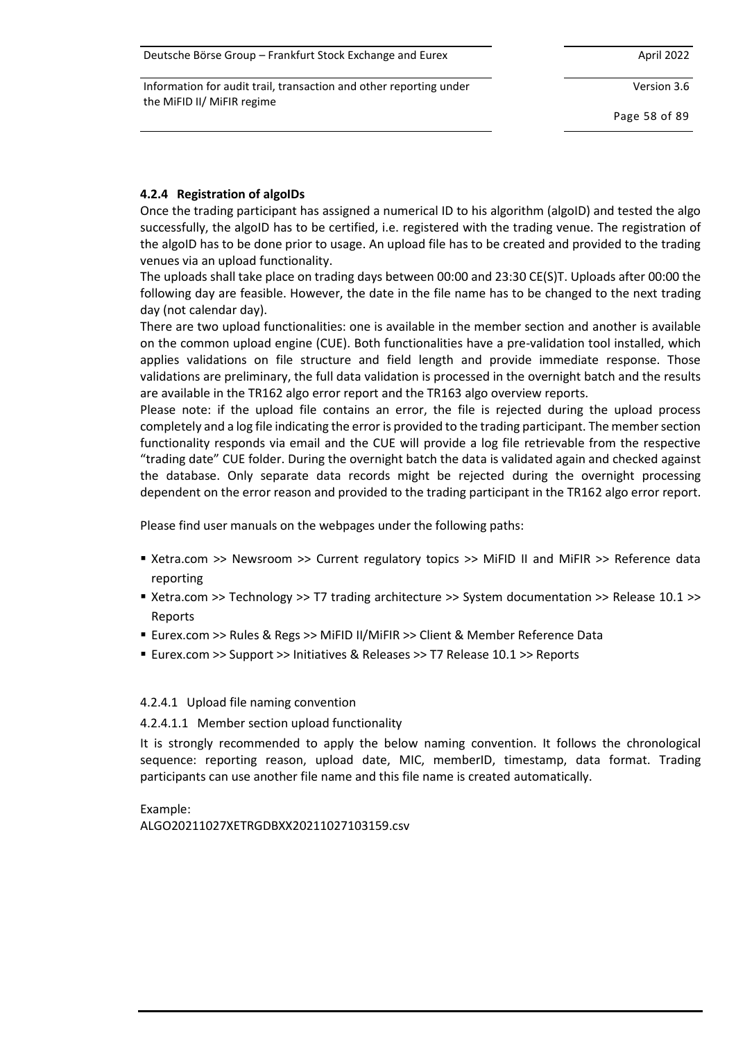### 4.2.4 Registration of algoIDs

Once the trading participant has assigned a numerical ID to his algorithm (algoID) and tested the algo successfully, the algoID has to be certified, i.e. registered with the trading venue. The registration of the algoID has to be done prior to usage. An upload file has to be created and provided to the trading venues via an upload functionality.

The uploads shall take place on trading days between 00:00 and 23:30 CE(S)T. Uploads after 00:00 the following day are feasible. However, the date in the file name has to be changed to the next trading day (not calendar day).

There are two upload functionalities: one is available in the member section and another is available on the common upload engine (CUE). Both functionalities have a pre-validation tool installed, which applies validations on file structure and field length and provide immediate response. Those validations are preliminary, the full data validation is processed in the overnight batch and the results are available in the TR162 algo error report and the TR163 algo overview reports.

Please note: if the upload file contains an error, the file is rejected during the upload process completely and a log file indicating the error is provided to the trading participant. The member section functionality responds via email and the CUE will provide a log file retrievable from the respective "trading date" CUE folder. During the overnight batch the data is validated again and checked against the database. Only separate data records might be rejected during the overnight processing dependent on the error reason and provided to the trading participant in the TR162 algo error report.

Please find user manuals on the webpages under the following paths:

- Xetra.com >> Newsroom >> Current regulatory topics >> MiFID II and MiFIR >> Reference data reporting
- Xetra.com >> Technology >> T7 trading architecture >> System documentation >> Release 10.1 >> Reports
- Eurex.com >> Rules & Regs >> MiFID II/MiFIR >> Client & Member Reference Data
- Eurex.com >> Support >> Initiatives & Releases >> T7 Release 10.1 >> Reports

#### 4.2.4.1 Upload file naming convention

##### 4.2.4.1.1 Member section upload functionality

It is strongly recommended to apply the below naming convention. It follows the chronological sequence: reporting reason, upload date, MIC, memberID, timestamp, data format. Trading participants can use another file name and this file name is created automatically.

Example:
ALGO20211027XETRGDBXX20211027103159.csv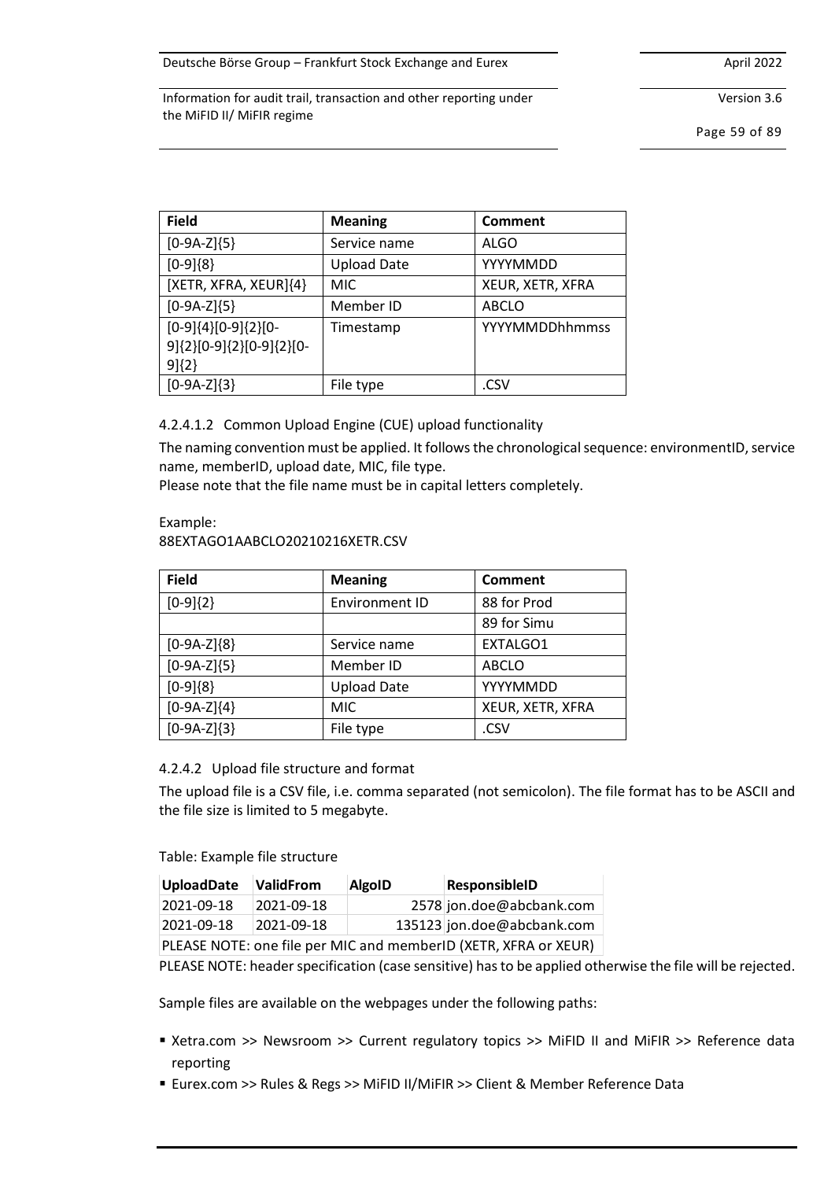| Field | Meaning | Comment |
|---|---|---|
| [0-9A-Z]{5} | Service name | ALGO |
| [0-9]{8} | Upload Date | YYYYMMDD |
| [XETR, XFRA, XEUR]{4} | MIC | XEUR, XETR, XFRA |
| [0-9A-Z]{5} | Member ID | ABCLO |
| [0-9]{4}[0-9]{2}[0-9]{2}[0-9]{2}[0-9]{2}[0-9]{2} | Timestamp | YYYYMMDDhhmmss |
| [0-9A-Z]{3} | File type | .CSV |

#### 4.2.4.1.2 Common Upload Engine (CUE) upload functionality

The naming convention must be applied. It follows the chronological sequence: environmentID, service name, memberID, upload date, MIC, file type.
Please note that the file name must be in capital letters completely.

Example:
88EXTAGO1AABCLO20210216XETR.CSV

| Field | Meaning | Comment |
|---|---|---|
| [0-9]{2} | Environment ID | 88 for Prod |
| | | 89 for Simu |
| [0-9A-Z]{8} | Service name | EXTALGO1 |
| [0-9A-Z]{5} | Member ID | ABCLO |
| [0-9]{8} | Upload Date | YYYYMMDD |
| [0-9A-Z]{4} | MIC | XEUR, XETR, XFRA |
| [0-9A-Z]{3} | File type | .CSV |

#### 4.2.4.2 Upload file structure and format

The upload file is a CSV file, i.e. comma separated (not semicolon). The file format has to be ASCII and the file size is limited to 5 megabyte.

Table: Example file structure

| **UploadDate** | **ValidFrom** | **AlgoID** | **ResponsibleID** |
|---|---|---|---|
| 2021-09-18 | 2021-09-18 | 2578 | jon.doe@abcbank.com |
| 2021-09-18 | 2021-09-18 | 135123 | jon.doe@abcbank.com |
| PLEASE NOTE: one file per MIC and memberID (XETR, XFRA or XEUR) | | | |

PLEASE NOTE: header specification (case sensitive) has to be applied otherwise the file will be rejected.

Sample files are available on the webpages under the following paths:

- Xetra.com >> Newsroom >> Current regulatory topics >> MiFID II and MiFIR >> Reference data reporting
- Eurex.com >> Rules & Regs >> MiFID II/MiFIR >> Client & Member Reference Data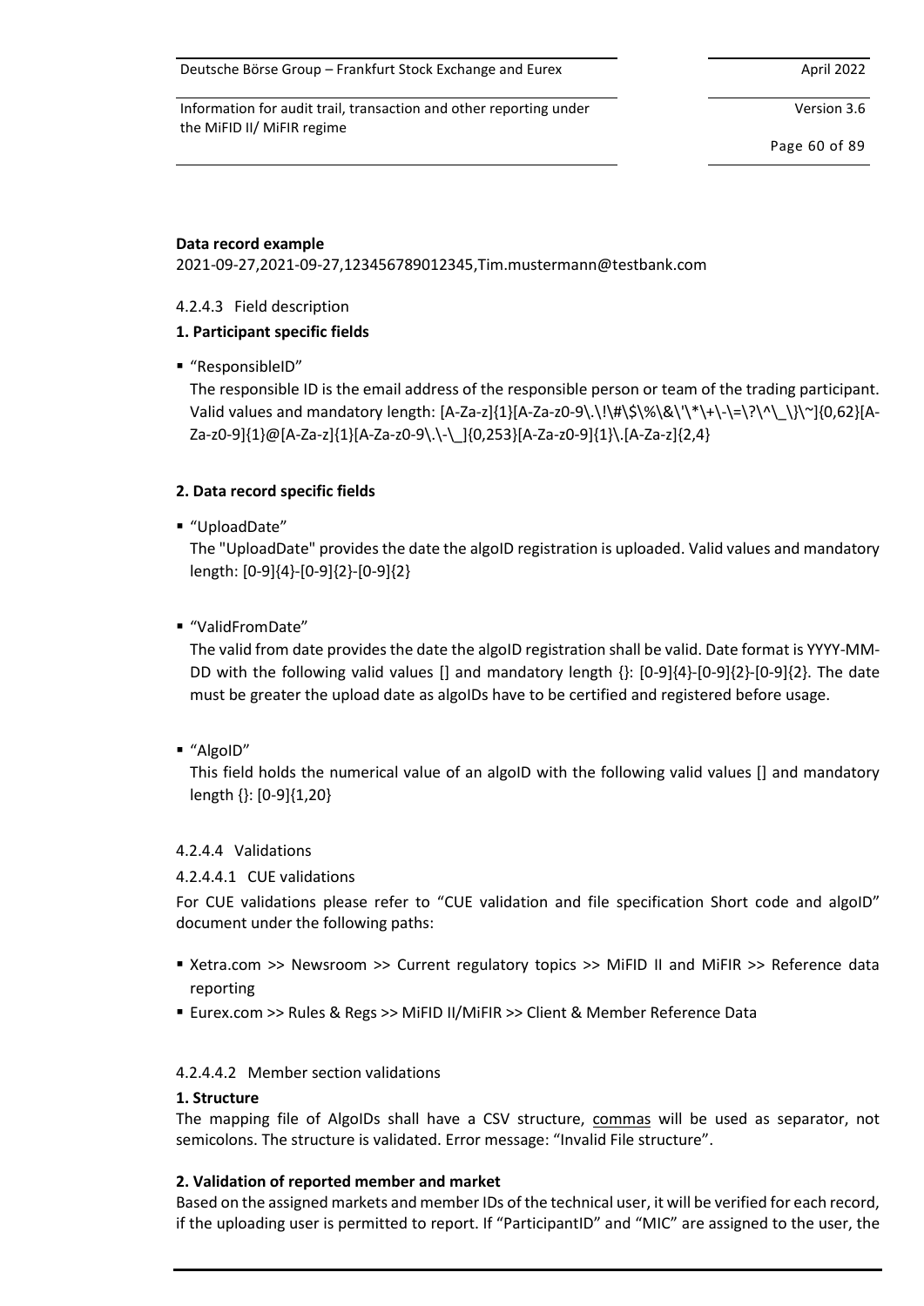**Data record example**

2021-09-27,2021-09-27,123456789012345,Tim.mustermann@testbank.com

4.2.4.3 Field description

**1. Participant specific fields**

- "ResponsibleID"
  The responsible ID is the email address of the responsible person or team of the trading participant. Valid values and mandatory length: [A-Za-z]{1}[A-Za-z0-9\.\!\#\$\%\&\'\*\+\-\=\?\^\_\}\~]{0,62}[A-Za-z0-9]{1}@[A-Za-z]{1}[A-Za-z0-9\.\-\_]{0,253}[A-Za-z0-9]{1}\.[A-Za-z]{2,4}

**2. Data record specific fields**

- "UploadDate"
  The "UploadDate" provides the date the algoID registration is uploaded. Valid values and mandatory length: [0-9]{4}-[0-9]{2}-[0-9]{2}

- "ValidFromDate"
  The valid from date provides the date the algoID registration shall be valid. Date format is YYYY-MM-DD with the following valid values [] and mandatory length {}: [0-9]{4}-[0-9]{2}-[0-9]{2}. The date must be greater the upload date as algoIDs have to be certified and registered before usage.

- "AlgoID"
  This field holds the numerical value of an algoID with the following valid values [] and mandatory length {}: [0-9]{1,20}

4.2.4.4 Validations

4.2.4.4.1 CUE validations

For CUE validations please refer to "CUE validation and file specification Short code and algoID" document under the following paths:

- Xetra.com >> Newsroom >> Current regulatory topics >> MiFID II and MiFIR >> Reference data reporting
- Eurex.com >> Rules & Regs >> MiFID II/MiFIR >> Client & Member Reference Data

4.2.4.4.2 Member section validations

**1. Structure**

The mapping file of AlgoIDs shall have a CSV structure, commas will be used as separator, not semicolons. The structure is validated. Error message: "Invalid File structure".

**2. Validation of reported member and market**

Based on the assigned markets and member IDs of the technical user, it will be verified for each record, if the uploading user is permitted to report. If "ParticipantID" and "MIC" are assigned to the user, the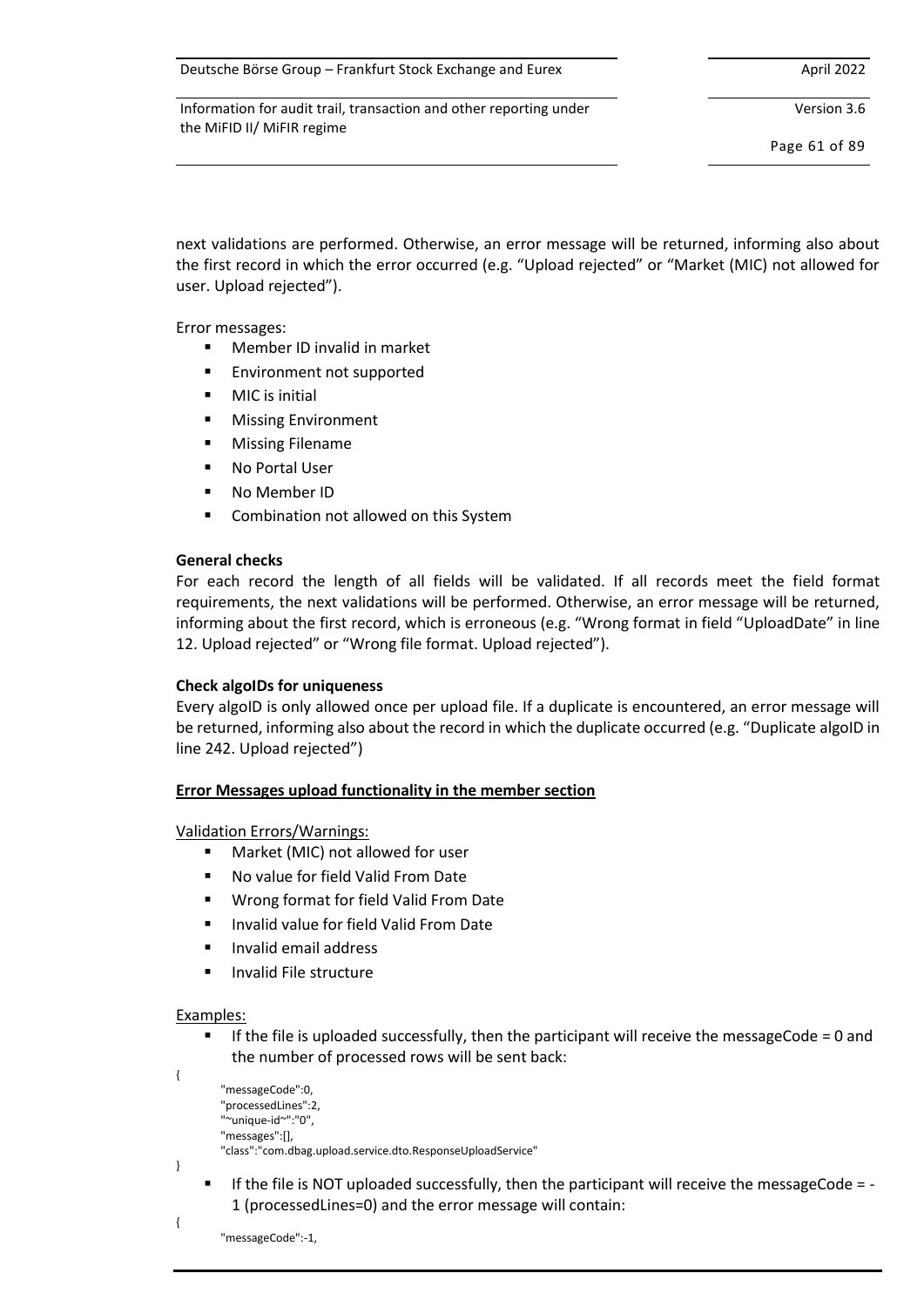next validations are performed. Otherwise, an error message will be returned, informing also about the first record in which the error occurred (e.g. "Upload rejected" or "Market (MIC) not allowed for user. Upload rejected").

Error messages:

- Member ID invalid in market
- Environment not supported
- MIC is initial
- Missing Environment
- Missing Filename
- No Portal User
- No Member ID
- Combination not allowed on this System

**General checks**

For each record the length of all fields will be validated. If all records meet the field format requirements, the next validations will be performed. Otherwise, an error message will be returned, informing about the first record, which is erroneous (e.g. "Wrong format in field "UploadDate" in line 12. Upload rejected" or "Wrong file format. Upload rejected").

**Check algoIDs for uniqueness**

Every algoID is only allowed once per upload file. If a duplicate is encountered, an error message will be returned, informing also about the record in which the duplicate occurred (e.g. "Duplicate algoID in line 242. Upload rejected")

**<u>Error Messages upload functionality in the member section</u>**

<u>Validation Errors/Warnings:</u>

- Market (MIC) not allowed for user
- No value for field Valid From Date
- Wrong format for field Valid From Date
- Invalid value for field Valid From Date
- Invalid email address
- Invalid File structure

<u>Examples:</u>

- If the file is uploaded successfully, then the participant will receive the messageCode = 0 and the number of processed rows will be sent back:

```
{
    "messageCode":0,
    "processedLines":2,
    "~unique-id~":"0",
    "messages":[],
    "class":"com.dbag.upload.service.dto.ResponseUploadService"
}
```

- If the file is NOT uploaded successfully, then the participant will receive the messageCode = -1 (processedLines=0) and the error message will contain:

```
{
    "messageCode":-1,
```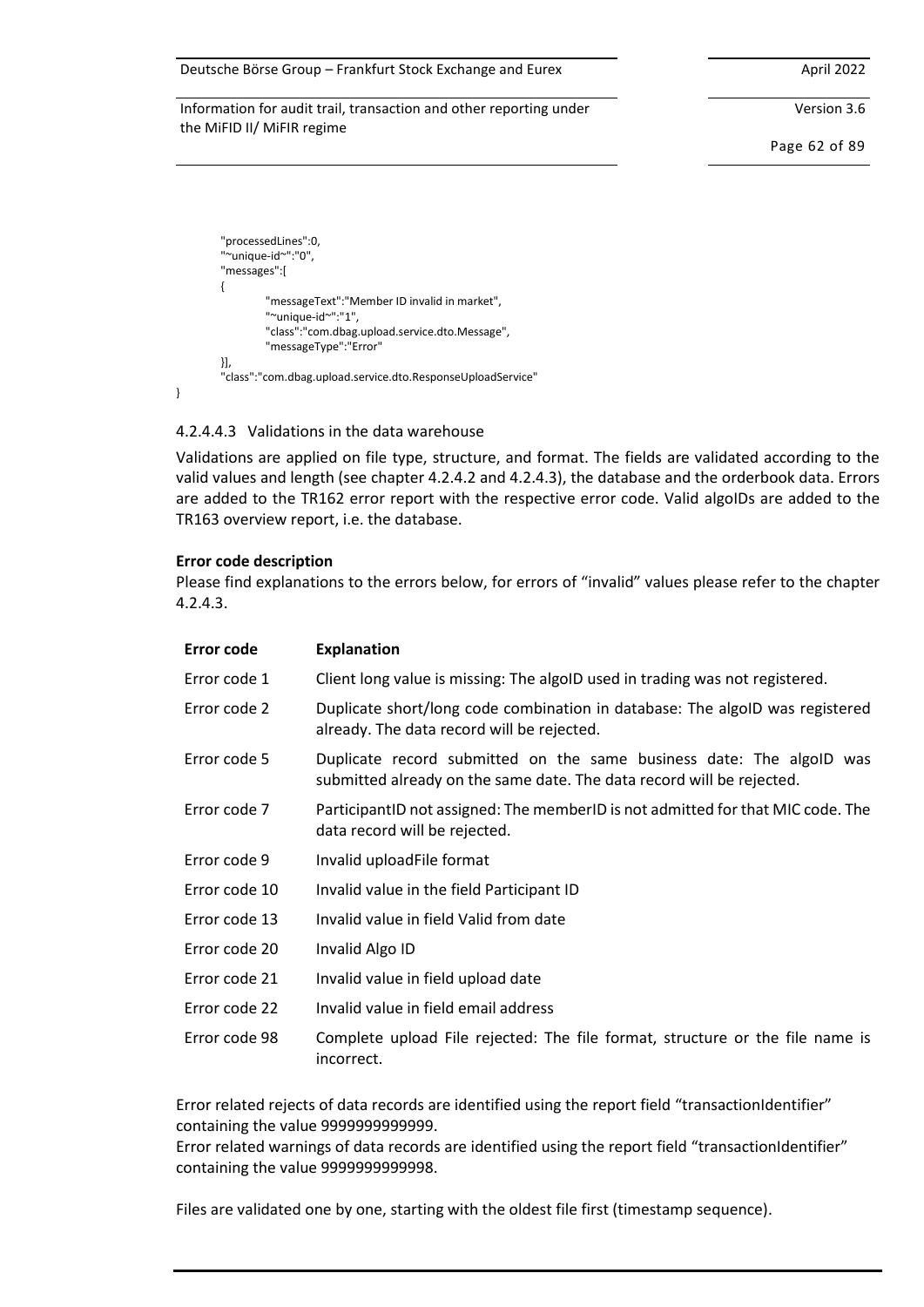```
        "processedLines":0,
        "~unique-id~":"0",
        "messages":[
        {
                "messageText":"Member ID invalid in market",
                "~unique-id~":"1",
                "class":"com.dbag.upload.service.dto.Message",
                "messageType":"Error"
        }],
        "class":"com.dbag.upload.service.dto.ResponseUploadService"
}
```

#### 4.2.4.4.3 Validations in the data warehouse

Validations are applied on file type, structure, and format. The fields are validated according to the valid values and length (see chapter 4.2.4.2 and 4.2.4.3), the database and the orderbook data. Errors are added to the TR162 error report with the respective error code. Valid algoIDs are added to the TR163 overview report, i.e. the database.

**Error code description**

Please find explanations to the errors below, for errors of "invalid" values please refer to the chapter 4.2.4.3.

| Error code | Explanation |
|---|---|
| Error code 1 | Client long value is missing: The algoID used in trading was not registered. |
| Error code 2 | Duplicate short/long code combination in database: The algoID was registered already. The data record will be rejected. |
| Error code 5 | Duplicate record submitted on the same business date: The algoID was submitted already on the same date. The data record will be rejected. |
| Error code 7 | ParticipantID not assigned: The memberID is not admitted for that MIC code. The data record will be rejected. |
| Error code 9 | Invalid uploadFile format |
| Error code 10 | Invalid value in the field Participant ID |
| Error code 13 | Invalid value in field Valid from date |
| Error code 20 | Invalid Algo ID |
| Error code 21 | Invalid value in field upload date |
| Error code 22 | Invalid value in field email address |
| Error code 98 | Complete upload File rejected: The file format, structure or the file name is incorrect. |

Error related rejects of data records are identified using the report field "transactionIdentifier" containing the value 9999999999999.
Error related warnings of data records are identified using the report field "transactionIdentifier" containing the value 9999999999998.

Files are validated one by one, starting with the oldest file first (timestamp sequence).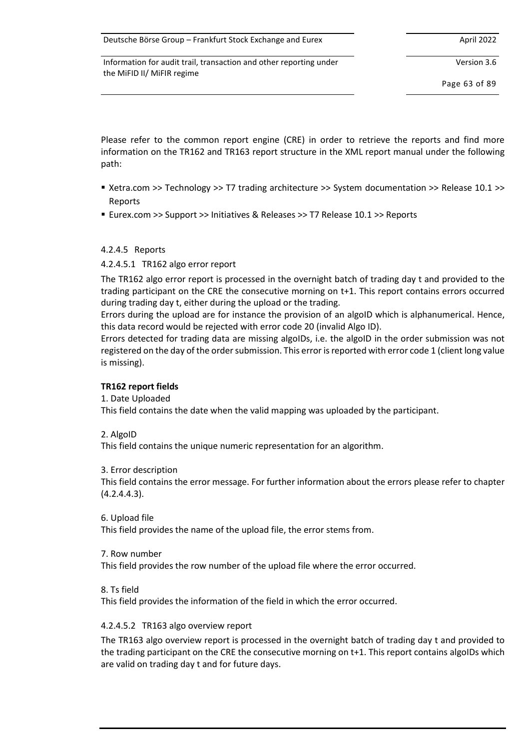Please refer to the common report engine (CRE) in order to retrieve the reports and find more information on the TR162 and TR163 report structure in the XML report manual under the following path:

- Xetra.com >> Technology >> T7 trading architecture >> System documentation >> Release 10.1 >> Reports
- Eurex.com >> Support >> Initiatives & Releases >> T7 Release 10.1 >> Reports

#### 4.2.4.5 Reports

##### 4.2.4.5.1 TR162 algo error report

The TR162 algo error report is processed in the overnight batch of trading day t and provided to the trading participant on the CRE the consecutive morning on t+1. This report contains errors occurred during trading day t, either during the upload or the trading.

Errors during the upload are for instance the provision of an algoID which is alphanumerical. Hence, this data record would be rejected with error code 20 (invalid Algo ID).

Errors detected for trading data are missing algoIDs, i.e. the algoID in the order submission was not registered on the day of the order submission. This error is reported with error code 1 (client long value is missing).

**TR162 report fields**

1. Date Uploaded

This field contains the date when the valid mapping was uploaded by the participant.

2. AlgoID

This field contains the unique numeric representation for an algorithm.

3. Error description

This field contains the error message. For further information about the errors please refer to chapter (4.2.4.4.3).

6. Upload file

This field provides the name of the upload file, the error stems from.

7. Row number

This field provides the row number of the upload file where the error occurred.

8. Ts field

This field provides the information of the field in which the error occurred.

##### 4.2.4.5.2 TR163 algo overview report

The TR163 algo overview report is processed in the overnight batch of trading day t and provided to the trading participant on the CRE the consecutive morning on t+1. This report contains algoIDs which are valid on trading day t and for future days.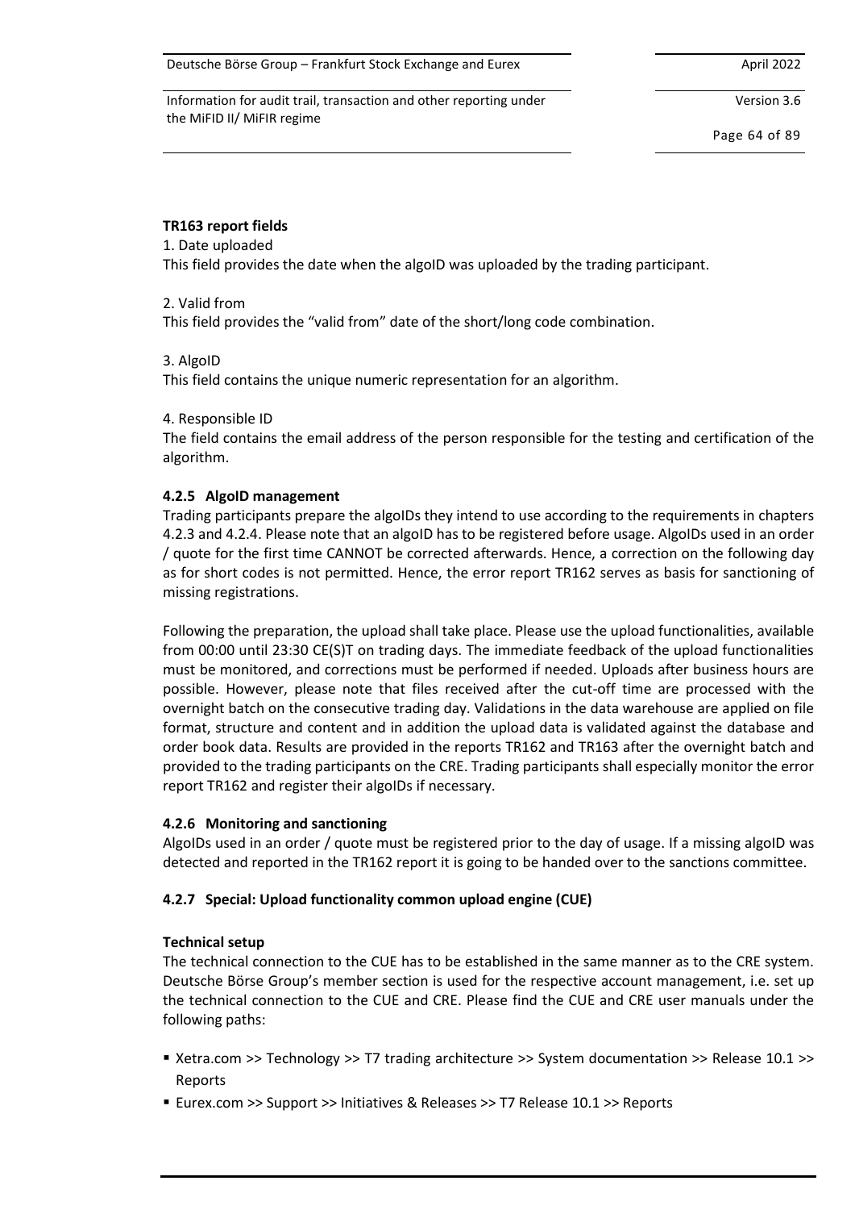**TR163 report fields**

1. Date uploaded

This field provides the date when the algoID was uploaded by the trading participant.

2. Valid from

This field provides the "valid from" date of the short/long code combination.

3. AlgoID

This field contains the unique numeric representation for an algorithm.

4. Responsible ID

The field contains the email address of the person responsible for the testing and certification of the algorithm.

### 4.2.5 AlgoID management

Trading participants prepare the algoIDs they intend to use according to the requirements in chapters 4.2.3 and 4.2.4. Please note that an algoID has to be registered before usage. AlgoIDs used in an order / quote for the first time CANNOT be corrected afterwards. Hence, a correction on the following day as for short codes is not permitted. Hence, the error report TR162 serves as basis for sanctioning of missing registrations.

Following the preparation, the upload shall take place. Please use the upload functionalities, available from 00:00 until 23:30 CE(S)T on trading days. The immediate feedback of the upload functionalities must be monitored, and corrections must be performed if needed. Uploads after business hours are possible. However, please note that files received after the cut-off time are processed with the overnight batch on the consecutive trading day. Validations in the data warehouse are applied on file format, structure and content and in addition the upload data is validated against the database and order book data. Results are provided in the reports TR162 and TR163 after the overnight batch and provided to the trading participants on the CRE. Trading participants shall especially monitor the error report TR162 and register their algoIDs if necessary.

### 4.2.6 Monitoring and sanctioning

AlgoIDs used in an order / quote must be registered prior to the day of usage. If a missing algoID was detected and reported in the TR162 report it is going to be handed over to the sanctions committee.

### 4.2.7 Special: Upload functionality common upload engine (CUE)

**Technical setup**

The technical connection to the CUE has to be established in the same manner as to the CRE system. Deutsche Börse Group's member section is used for the respective account management, i.e. set up the technical connection to the CUE and CRE. Please find the CUE and CRE user manuals under the following paths:

- Xetra.com >> Technology >> T7 trading architecture >> System documentation >> Release 10.1 >> Reports
- Eurex.com >> Support >> Initiatives & Releases >> T7 Release 10.1 >> Reports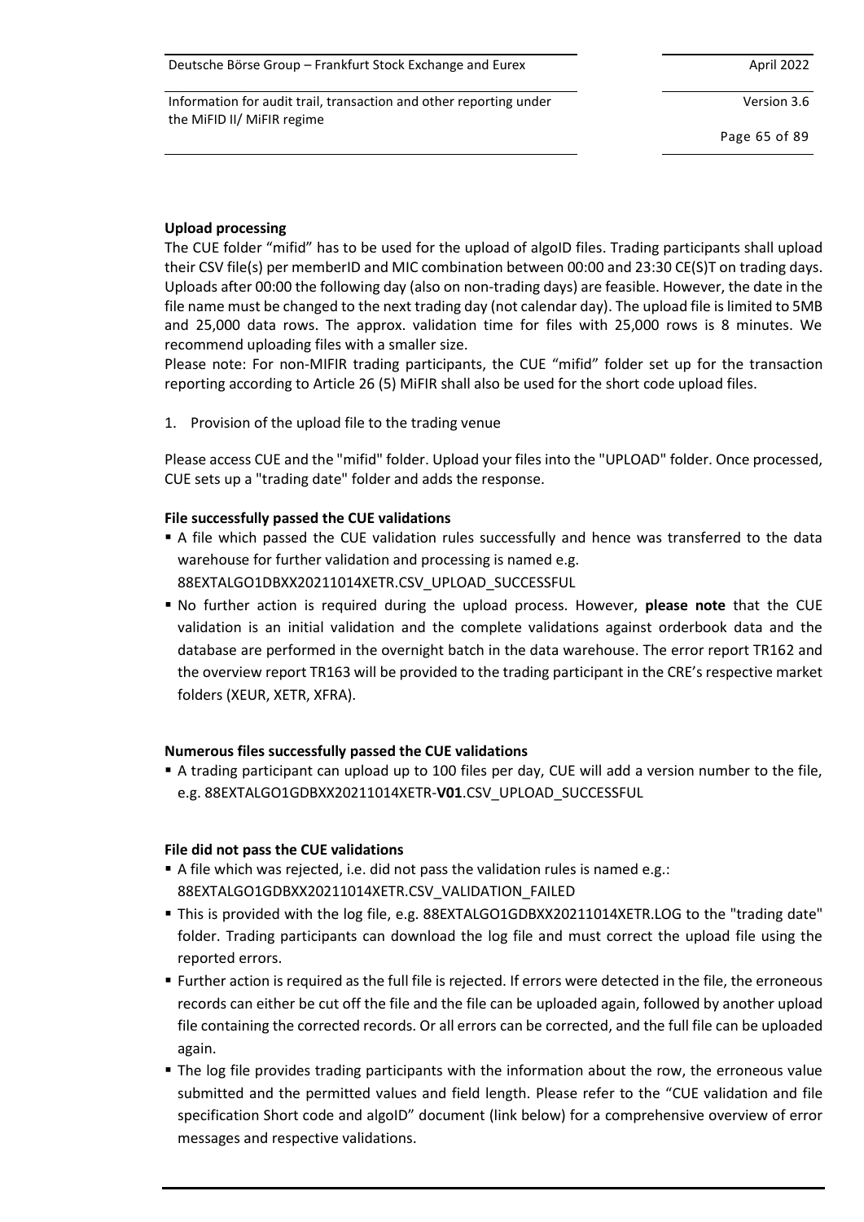**Upload processing**

The CUE folder "mifid" has to be used for the upload of algoID files. Trading participants shall upload their CSV file(s) per memberID and MIC combination between 00:00 and 23:30 CE(S)T on trading days. Uploads after 00:00 the following day (also on non-trading days) are feasible. However, the date in the file name must be changed to the next trading day (not calendar day). The upload file is limited to 5MB and 25,000 data rows. The approx. validation time for files with 25,000 rows is 8 minutes. We recommend uploading files with a smaller size.

Please note: For non-MIFIR trading participants, the CUE "mifid" folder set up for the transaction reporting according to Article 26 (5) MiFIR shall also be used for the short code upload files.

1. Provision of the upload file to the trading venue

Please access CUE and the "mifid" folder. Upload your files into the "UPLOAD" folder. Once processed, CUE sets up a "trading date" folder and adds the response.

**File successfully passed the CUE validations**

- A file which passed the CUE validation rules successfully and hence was transferred to the data warehouse for further validation and processing is named e.g. 88EXTALGO1DBXX20211014XETR.CSV_UPLOAD_SUCCESSFUL
- No further action is required during the upload process. However, **please note** that the CUE validation is an initial validation and the complete validations against orderbook data and the database are performed in the overnight batch in the data warehouse. The error report TR162 and the overview report TR163 will be provided to the trading participant in the CRE's respective market folders (XEUR, XETR, XFRA).

**Numerous files successfully passed the CUE validations**

- A trading participant can upload up to 100 files per day, CUE will add a version number to the file, e.g. 88EXTALGO1GDBXX20211014XETR-**V01**.CSV_UPLOAD_SUCCESSFUL

**File did not pass the CUE validations**

- A file which was rejected, i.e. did not pass the validation rules is named e.g.: 88EXTALGO1GDBXX20211014XETR.CSV_VALIDATION_FAILED
- This is provided with the log file, e.g. 88EXTALGO1GDBXX20211014XETR.LOG to the "trading date" folder. Trading participants can download the log file and must correct the upload file using the reported errors.
- Further action is required as the full file is rejected. If errors were detected in the file, the erroneous records can either be cut off the file and the file can be uploaded again, followed by another upload file containing the corrected records. Or all errors can be corrected, and the full file can be uploaded again.
- The log file provides trading participants with the information about the row, the erroneous value submitted and the permitted values and field length. Please refer to the "CUE validation and file specification Short code and algoID" document (link below) for a comprehensive overview of error messages and respective validations.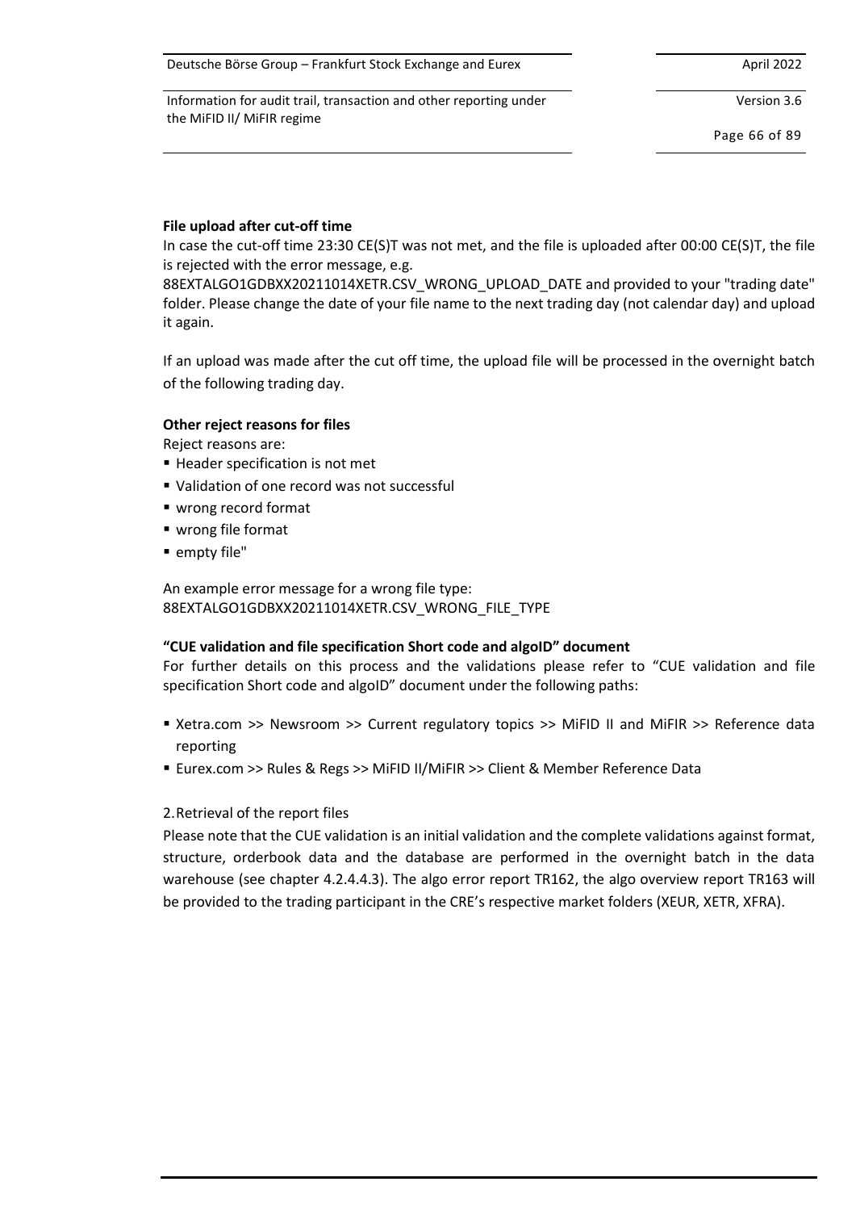**File upload after cut-off time**

In case the cut-off time 23:30 CE(S)T was not met, and the file is uploaded after 00:00 CE(S)T, the file is rejected with the error message, e.g. 88EXTALGO1GDBXX20211014XETR.CSV_WRONG_UPLOAD_DATE and provided to your "trading date" folder. Please change the date of your file name to the next trading day (not calendar day) and upload it again.

If an upload was made after the cut off time, the upload file will be processed in the overnight batch of the following trading day.

**Other reject reasons for files**

Reject reasons are:

- Header specification is not met
- Validation of one record was not successful
- wrong record format
- wrong file format
- empty file"

An example error message for a wrong file type:
88EXTALGO1GDBXX20211014XETR.CSV_WRONG_FILE_TYPE

**"CUE validation and file specification Short code and algoID" document**

For further details on this process and the validations please refer to "CUE validation and file specification Short code and algoID" document under the following paths:

- Xetra.com >> Newsroom >> Current regulatory topics >> MiFID II and MiFIR >> Reference data reporting
- Eurex.com >> Rules & Regs >> MiFID II/MiFIR >> Client & Member Reference Data

2. Retrieval of the report files

Please note that the CUE validation is an initial validation and the complete validations against format, structure, orderbook data and the database are performed in the overnight batch in the data warehouse (see chapter 4.2.4.4.3). The algo error report TR162, the algo overview report TR163 will be provided to the trading participant in the CRE's respective market folders (XEUR, XETR, XFRA).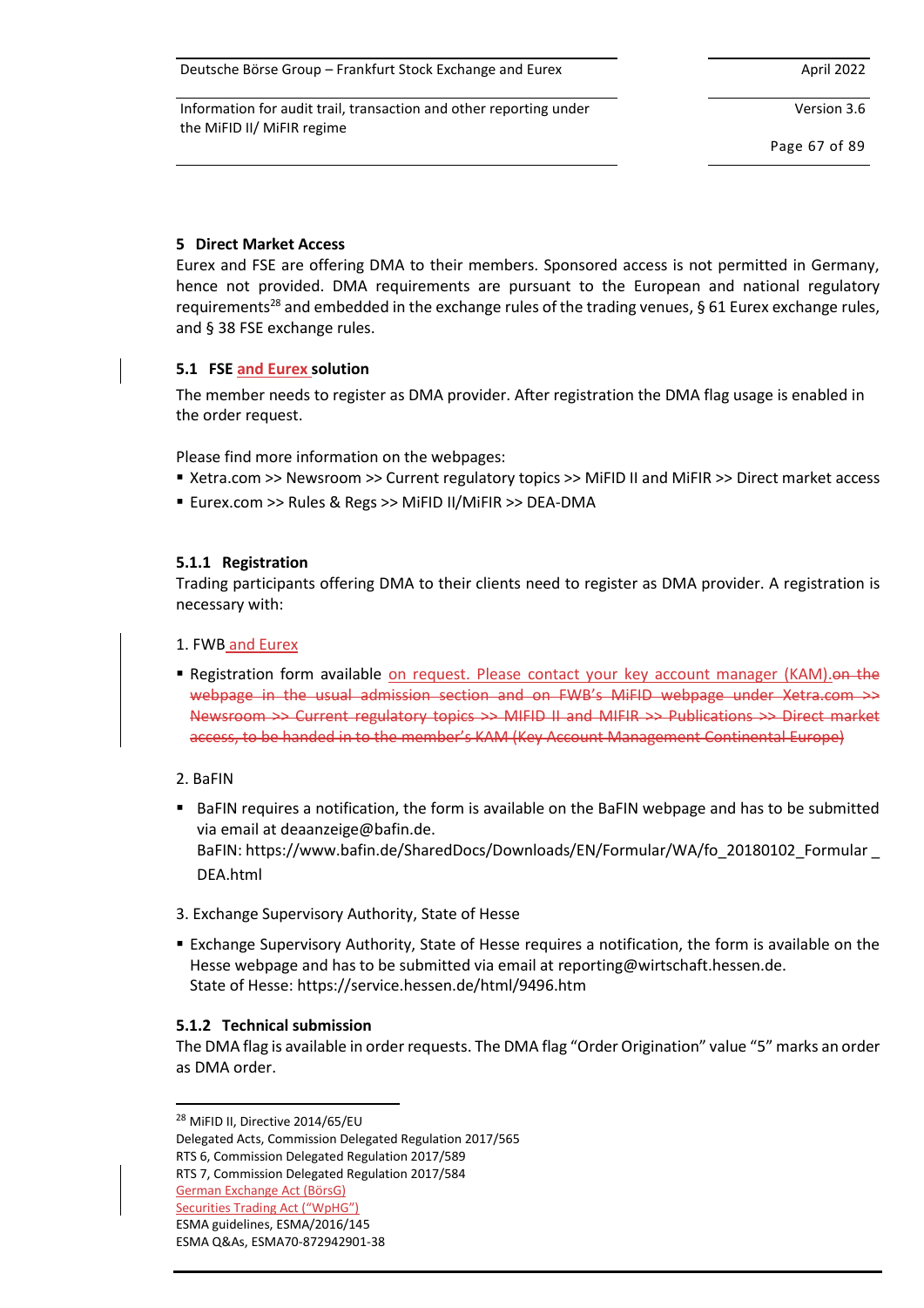# 5 Direct Market Access

Eurex and FSE are offering DMA to their members. Sponsored access is not permitted in Germany, hence not provided. DMA requirements are pursuant to the European and national regulatory requirements[28] and embedded in the exchange rules of the trading venues, § 61 Eurex exchange rules, and § 38 FSE exchange rules.

## 5.1 FSE and Eurex solution

The member needs to register as DMA provider. After registration the DMA flag usage is enabled in the order request.

Please find more information on the webpages:

- Xetra.com >> Newsroom >> Current regulatory topics >> MiFID II and MiFIR >> Direct market access
- Eurex.com >> Rules & Regs >> MiFID II/MiFIR >> DEA-DMA

### 5.1.1 Registration

Trading participants offering DMA to their clients need to register as DMA provider. A registration is necessary with:

1. FWB and Eurex

- Registration form available on request. Please contact your key account manager (KAM).~~on the webpage in the usual admission section and on FWB's MiFID webpage under Xetra.com >> Newsroom >> Current regulatory topics >> MiFID II and MiFIR >> Publications >> Direct market access, to be handed in to the member's KAM (Key Account Management Continental Europe)~~

2. BaFIN

- BaFIN requires a notification, the form is available on the BaFIN webpage and has to be submitted via email at deaanzeige@bafin.de.
  BaFIN: https://www.bafin.de/SharedDocs/Downloads/EN/Formular/WA/fo_20180102_Formular_DEA.html

3. Exchange Supervisory Authority, State of Hesse

- Exchange Supervisory Authority, State of Hesse requires a notification, the form is available on the Hesse webpage and has to be submitted via email at reporting@wirtschaft.hessen.de.
  State of Hesse: https://service.hessen.de/html/9496.htm

### 5.1.2 Technical submission

The DMA flag is available in order requests. The DMA flag "Order Origination" value "5" marks an order as DMA order.

---

[28] MiFID II, Directive 2014/65/EU
Delegated Acts, Commission Delegated Regulation 2017/565
RTS 6, Commission Delegated Regulation 2017/589
RTS 7, Commission Delegated Regulation 2017/584
German Exchange Act (BörsG)
Securities Trading Act ("WpHG")
ESMA guidelines, ESMA/2016/145
ESMA Q&As, ESMA70-872942901-38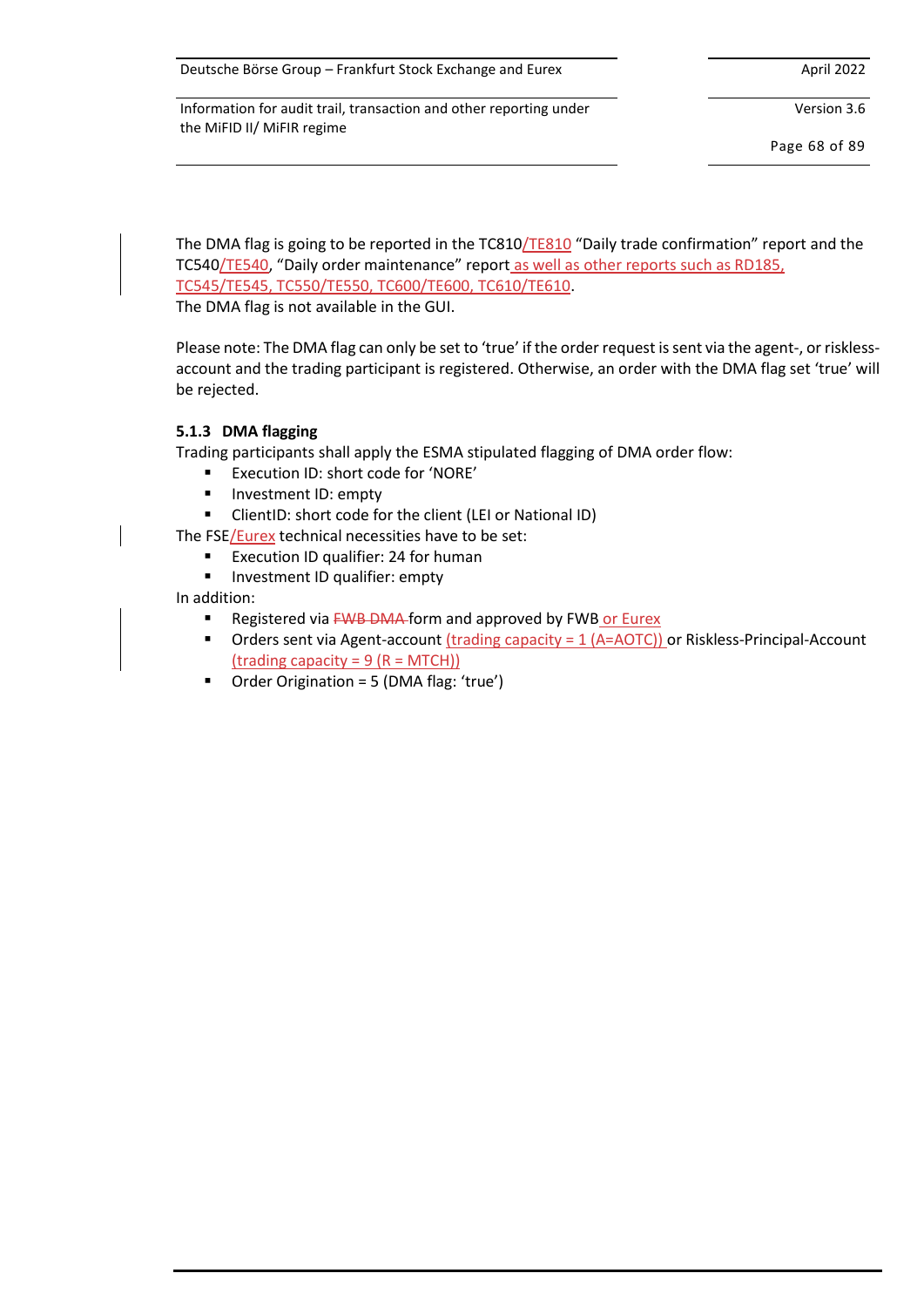The DMA flag is going to be reported in the TC810/TE810 "Daily trade confirmation" report and the TC540/TE540, "Daily order maintenance" report as well as other reports such as RD185, TC545/TE545, TC550/TE550, TC600/TE600, TC610/TE610.
The DMA flag is not available in the GUI.

Please note: The DMA flag can only be set to 'true' if the order request is sent via the agent-, or riskless-account and the trading participant is registered. Otherwise, an order with the DMA flag set 'true' will be rejected.

#### 5.1.3 DMA flagging

Trading participants shall apply the ESMA stipulated flagging of DMA order flow:

- Execution ID: short code for 'NORE'
- Investment ID: empty
- ClientID: short code for the client (LEI or National ID)

The FSE/Eurex technical necessities have to be set:

- Execution ID qualifier: 24 for human
- Investment ID qualifier: empty

In addition:

- Registered via ~~FWB DMA~~ form and approved by FWB or Eurex
- Orders sent via Agent-account (trading capacity = 1 (A=AOTC)) or Riskless-Principal-Account (trading capacity = 9 (R = MTCH))
- Order Origination = 5 (DMA flag: 'true')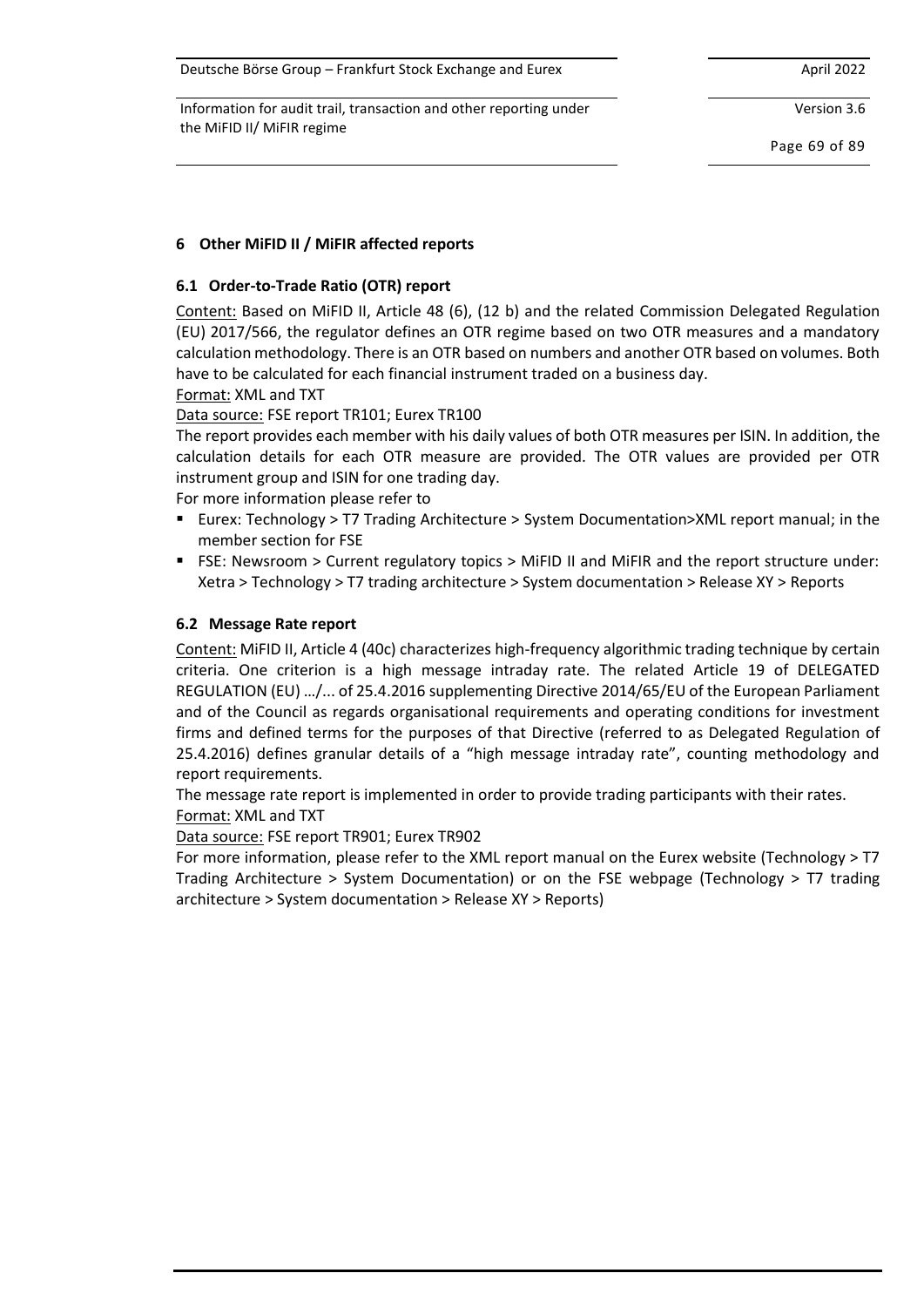## 6 Other MiFID II / MiFIR affected reports

### 6.1 Order-to-Trade Ratio (OTR) report

Content: Based on MiFID II, Article 48 (6), (12 b) and the related Commission Delegated Regulation (EU) 2017/566, the regulator defines an OTR regime based on two OTR measures and a mandatory calculation methodology. There is an OTR based on numbers and another OTR based on volumes. Both have to be calculated for each financial instrument traded on a business day.

Format: XML and TXT

Data source: FSE report TR101; Eurex TR100

The report provides each member with his daily values of both OTR measures per ISIN. In addition, the calculation details for each OTR measure are provided. The OTR values are provided per OTR instrument group and ISIN for one trading day.

For more information please refer to

- Eurex: Technology > T7 Trading Architecture > System Documentation>XML report manual; in the member section for FSE
- FSE: Newsroom > Current regulatory topics > MiFID II and MiFIR and the report structure under: Xetra > Technology > T7 trading architecture > System documentation > Release XY > Reports

### 6.2 Message Rate report

Content: MiFID II, Article 4 (40c) characterizes high-frequency algorithmic trading technique by certain criteria. One criterion is a high message intraday rate. The related Article 19 of DELEGATED REGULATION (EU) …/... of 25.4.2016 supplementing Directive 2014/65/EU of the European Parliament and of the Council as regards organisational requirements and operating conditions for investment firms and defined terms for the purposes of that Directive (referred to as Delegated Regulation of 25.4.2016) defines granular details of a "high message intraday rate", counting methodology and report requirements.

The message rate report is implemented in order to provide trading participants with their rates.

Format: XML and TXT

Data source: FSE report TR901; Eurex TR902

For more information, please refer to the XML report manual on the Eurex website (Technology > T7 Trading Architecture > System Documentation) or on the FSE webpage (Technology > T7 trading architecture > System documentation > Release XY > Reports)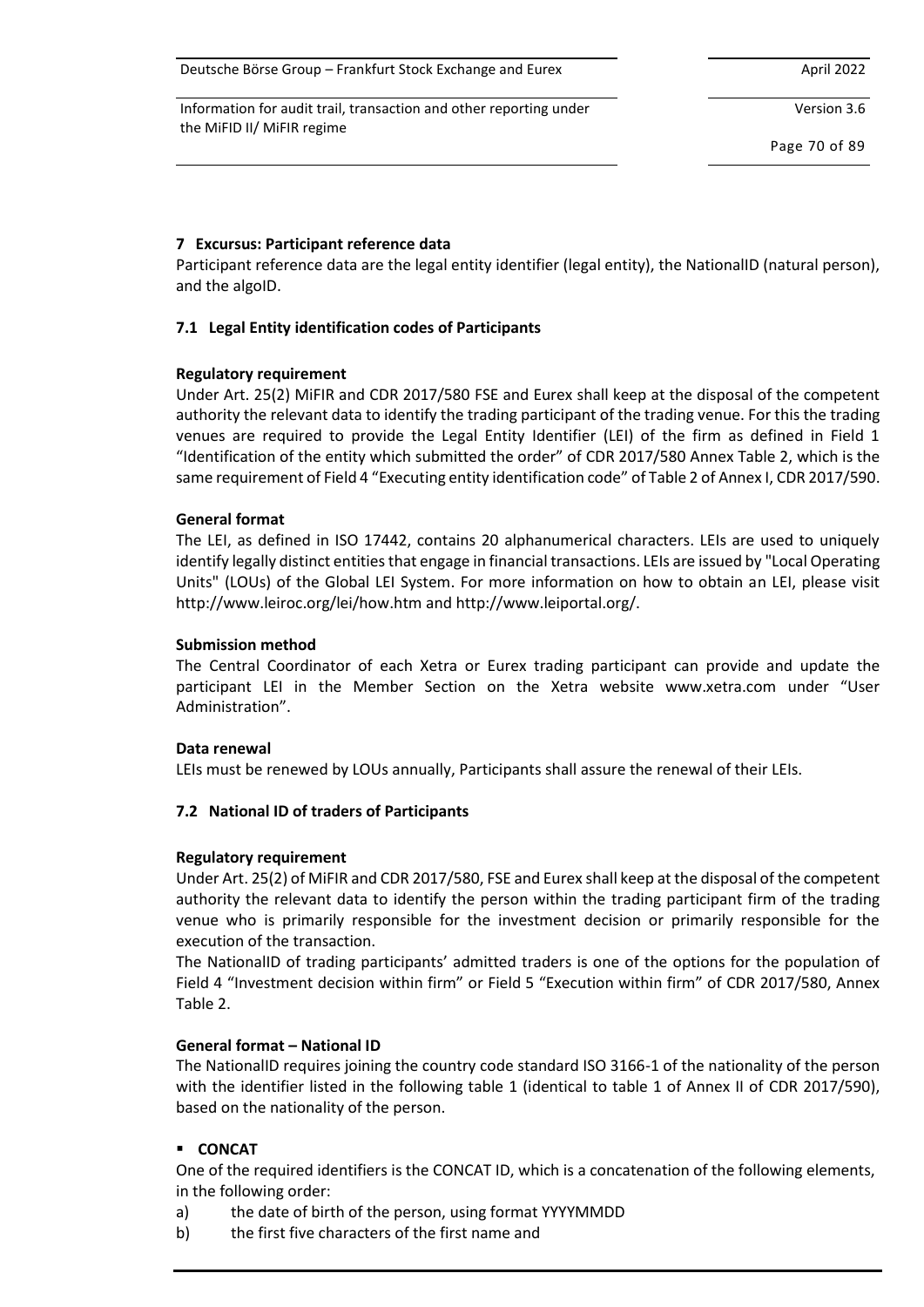## 7 Excursus: Participant reference data

Participant reference data are the legal entity identifier (legal entity), the NationalID (natural person), and the algoID.

### 7.1 Legal Entity identification codes of Participants

**Regulatory requirement**

Under Art. 25(2) MiFIR and CDR 2017/580 FSE and Eurex shall keep at the disposal of the competent authority the relevant data to identify the trading participant of the trading venue. For this the trading venues are required to provide the Legal Entity Identifier (LEI) of the firm as defined in Field 1 "Identification of the entity which submitted the order" of CDR 2017/580 Annex Table 2, which is the same requirement of Field 4 "Executing entity identification code" of Table 2 of Annex I, CDR 2017/590.

**General format**

The LEI, as defined in ISO 17442, contains 20 alphanumerical characters. LEIs are used to uniquely identify legally distinct entities that engage in financial transactions. LEIs are issued by "Local Operating Units" (LOUs) of the Global LEI System. For more information on how to obtain an LEI, please visit http://www.leiroc.org/lei/how.htm and http://www.leiportal.org/.

**Submission method**

The Central Coordinator of each Xetra or Eurex trading participant can provide and update the participant LEI in the Member Section on the Xetra website www.xetra.com under "User Administration".

**Data renewal**

LEIs must be renewed by LOUs annually, Participants shall assure the renewal of their LEIs.

### 7.2 National ID of traders of Participants

**Regulatory requirement**

Under Art. 25(2) of MiFIR and CDR 2017/580, FSE and Eurex shall keep at the disposal of the competent authority the relevant data to identify the person within the trading participant firm of the trading venue who is primarily responsible for the investment decision or primarily responsible for the execution of the transaction.

The NationalID of trading participants' admitted traders is one of the options for the population of Field 4 "Investment decision within firm" or Field 5 "Execution within firm" of CDR 2017/580, Annex Table 2.

**General format – National ID**

The NationalID requires joining the country code standard ISO 3166-1 of the nationality of the person with the identifier listed in the following table 1 (identical to table 1 of Annex II of CDR 2017/590), based on the nationality of the person.

- **CONCAT**

One of the required identifiers is the CONCAT ID, which is a concatenation of the following elements, in the following order:

a) the date of birth of the person, using format YYYYMMDD

b) the first five characters of the first name and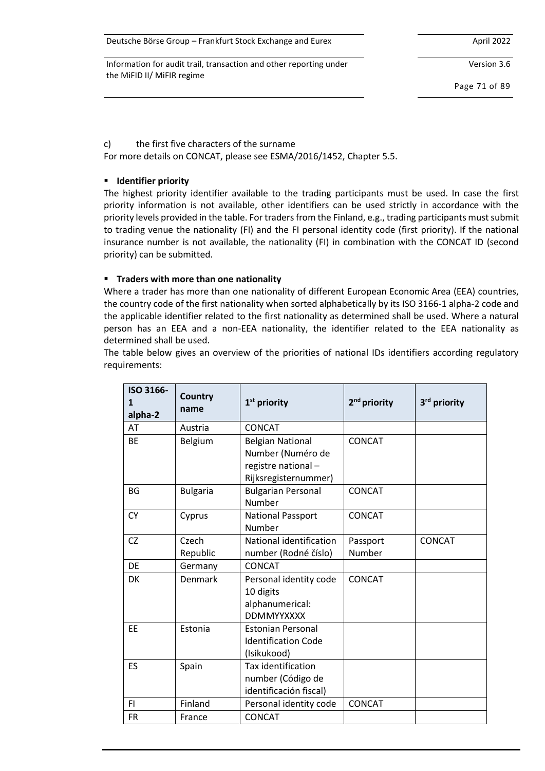c) the first five characters of the surname

For more details on CONCAT, please see ESMA/2016/1452, Chapter 5.5.

- **Identifier priority**

The highest priority identifier available to the trading participants must be used. In case the first priority information is not available, other identifiers can be used strictly in accordance with the priority levels provided in the table. For traders from the Finland, e.g., trading participants must submit to trading venue the nationality (FI) and the FI personal identity code (first priority). If the national insurance number is not available, the nationality (FI) in combination with the CONCAT ID (second priority) can be submitted.

- **Traders with more than one nationality**

Where a trader has more than one nationality of different European Economic Area (EEA) countries, the country code of the first nationality when sorted alphabetically by its ISO 3166-1 alpha-2 code and the applicable identifier related to the first nationality as determined shall be used. Where a natural person has an EEA and a non-EEA nationality, the identifier related to the EEA nationality as determined shall be used.

The table below gives an overview of the priorities of national IDs identifiers according regulatory requirements:

| ISO 3166-1 alpha-2 | Country name | 1st priority | 2nd priority | 3rd priority |
|---|---|---|---|---|
| AT | Austria | CONCAT | | |
| BE | Belgium | Belgian National Number (Numéro de registre national – Rijksregisternummer) | CONCAT | |
| BG | Bulgaria | Bulgarian Personal Number | CONCAT | |
| CY | Cyprus | National Passport Number | CONCAT | |
| CZ | Czech Republic | National identification number (Rodné číslo) | Passport Number | CONCAT |
| DE | Germany | CONCAT | | |
| DK | Denmark | Personal identity code 10 digits alphanumerical: DDMMYYXXXX | CONCAT | |
| EE | Estonia | Estonian Personal Identification Code (Isikukood) | | |
| ES | Spain | Tax identification number (Código de identificación fiscal) | | |
| FI | Finland | Personal identity code | CONCAT | |
| FR | France | CONCAT | | |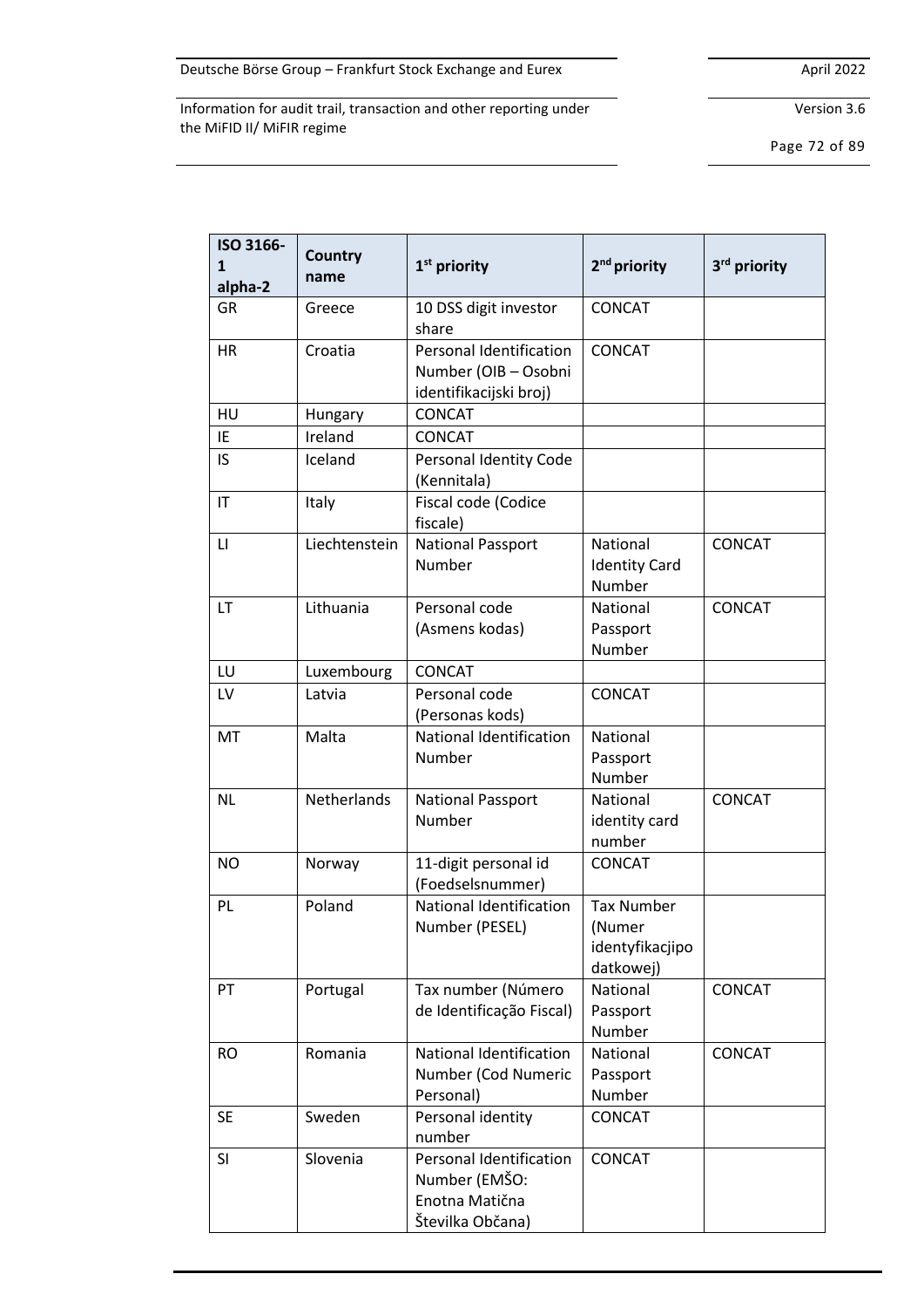| ISO 3166-1 alpha-2 | Country name | 1st priority | 2nd priority | 3rd priority |
|---|---|---|---|---|
| GR | Greece | 10 DSS digit investor share | CONCAT | |
| HR | Croatia | Personal Identification Number (OIB – Osobni identifikacijski broj) | CONCAT | |
| HU | Hungary | CONCAT | | |
| IE | Ireland | CONCAT | | |
| IS | Iceland | Personal Identity Code (Kennitala) | | |
| IT | Italy | Fiscal code (Codice fiscale) | | |
| LI | Liechtenstein | National Passport Number | National Identity Card Number | CONCAT |
| LT | Lithuania | Personal code (Asmens kodas) | National Passport Number | CONCAT |
| LU | Luxembourg | CONCAT | | |
| LV | Latvia | Personal code (Personas kods) | CONCAT | |
| MT | Malta | National Identification Number | National Passport Number | |
| NL | Netherlands | National Passport Number | National identity card number | CONCAT |
| NO | Norway | 11-digit personal id (Foedselsnummer) | CONCAT | |
| PL | Poland | National Identification Number (PESEL) | Tax Number (Numer identyfikacjipo datkowej) | |
| PT | Portugal | Tax number (Número de Identificação Fiscal) | National Passport Number | CONCAT |
| RO | Romania | National Identification Number (Cod Numeric Personal) | National Passport Number | CONCAT |
| SE | Sweden | Personal identity number | CONCAT | |
| SI | Slovenia | Personal Identification Number (EMŠO: Enotna Matična Številka Občana) | CONCAT | |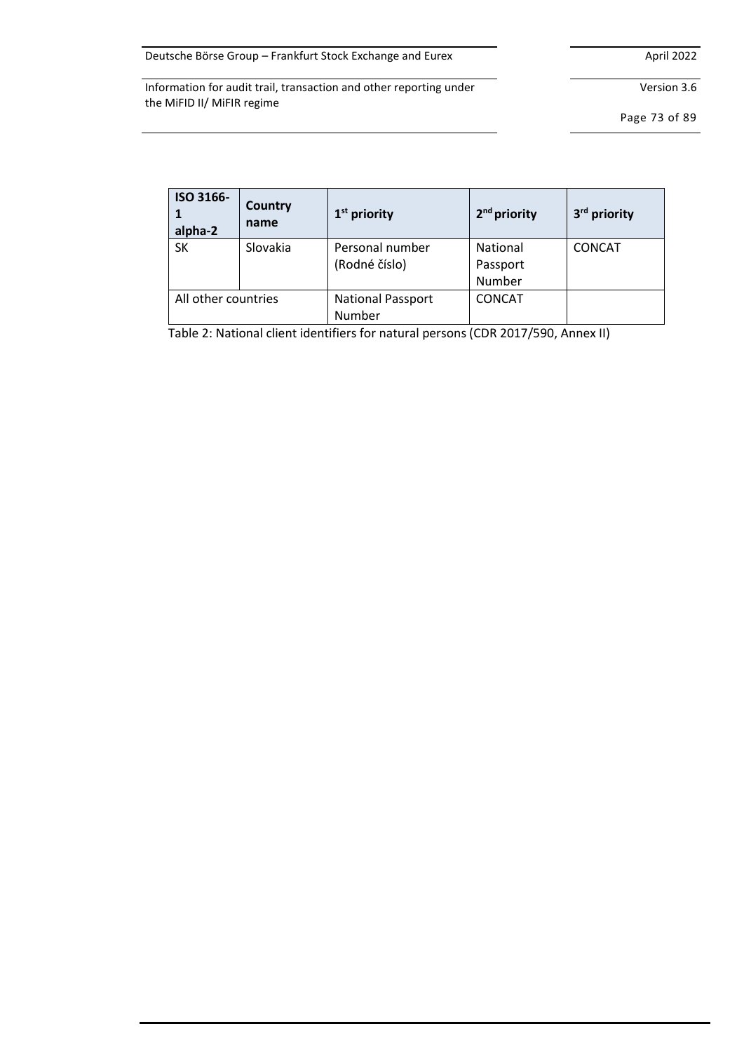| ISO 3166-1 alpha-2 | Country name | 1st priority | 2nd priority | 3rd priority |
|---|---|---|---|---|
| SK | Slovakia | Personal number (Rodné číslo) | National Passport Number | CONCAT |
| All other countries | | National Passport Number | CONCAT | |

Table 2: National client identifiers for natural persons (CDR 2017/590, Annex II)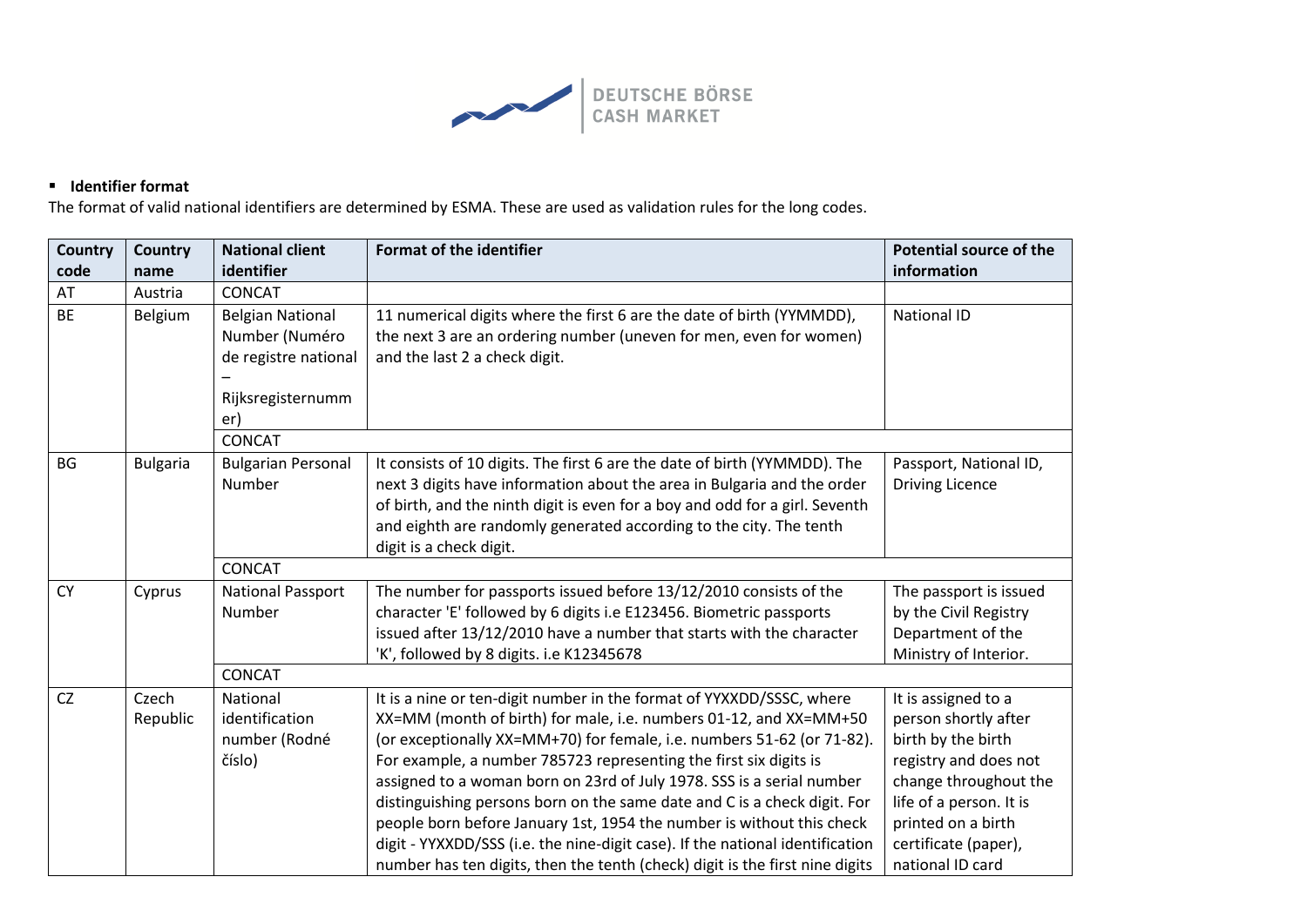- **Identifier format**

The format of valid national identifiers are determined by ESMA. These are used as validation rules for the long codes.

| Country code | Country name | National client identifier | Format of the identifier | Potential source of the information |
|---|---|---|---|---|
| AT | Austria | CONCAT | | |
| BE | Belgium | Belgian National Number (Numéro de registre national – Rijksregisternummer) | 11 numerical digits where the first 6 are the date of birth (YYMMDD), the next 3 are an ordering number (uneven for men, even for women) and the last 2 a check digit. | National ID |
| | | CONCAT | | |
| BG | Bulgaria | Bulgarian Personal Number | It consists of 10 digits. The first 6 are the date of birth (YYMMDD). The next 3 digits have information about the area in Bulgaria and the order of birth, and the ninth digit is even for a boy and odd for a girl. Seventh and eighth are randomly generated according to the city. The tenth digit is a check digit. | Passport, National ID, Driving Licence |
| | | CONCAT | | |
| CY | Cyprus | National Passport Number | The number for passports issued before 13/12/2010 consists of the character 'E' followed by 6 digits i.e E123456. Biometric passports issued after 13/12/2010 have a number that starts with the character 'K', followed by 8 digits. i.e K12345678 | The passport is issued by the Civil Registry Department of the Ministry of Interior. |
| | | CONCAT | | |
| CZ | Czech Republic | National identification number (Rodné číslo) | It is a nine or ten-digit number in the format of YYXXDD/SSSC, where XX=MM (month of birth) for male, i.e. numbers 01-12, and XX=MM+50 (or exceptionally XX=MM+70) for female, i.e. numbers 51-62 (or 71-82). For example, a number 785723 representing the first six digits is assigned to a woman born on 23rd of July 1978. SSS is a serial number distinguishing persons born on the same date and C is a check digit. For people born before January 1st, 1954 the number is without this check digit - YYXXDD/SSS (i.e. the nine-digit case). If the national identification number has ten digits, then the tenth (check) digit is the first nine digits | It is assigned to a person shortly after birth by the birth registry and does not change throughout the life of a person. It is printed on a birth certificate (paper), national ID card |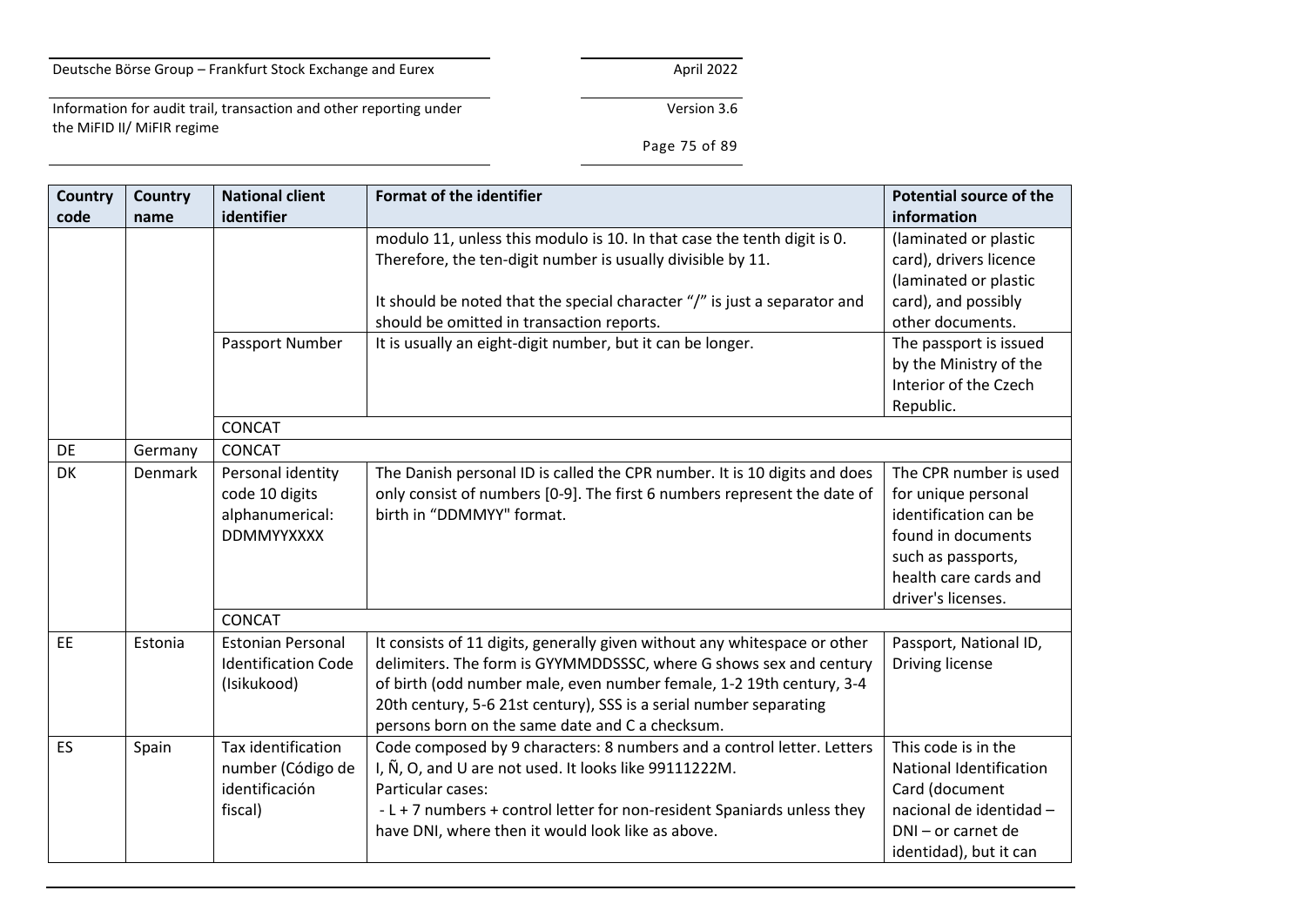| Country code | Country name | National client identifier | Format of the identifier | Potential source of the information |
|---|---|---|---|---|
| | | | modulo 11, unless this modulo is 10. In that case the tenth digit is 0. Therefore, the ten-digit number is usually divisible by 11.<br><br>It should be noted that the special character "/" is just a separator and should be omitted in transaction reports. | (laminated or plastic card), drivers licence (laminated or plastic card), and possibly other documents. |
| | | Passport Number | It is usually an eight-digit number, but it can be longer. | The passport is issued by the Ministry of the Interior of the Czech Republic. |
| | | CONCAT | | |
| DE | Germany | CONCAT | | |
| DK | Denmark | Personal identity code 10 digits alphanumerical: DDMMYYXXXX | The Danish personal ID is called the CPR number. It is 10 digits and does only consist of numbers [0-9]. The first 6 numbers represent the date of birth in "DDMMYY" format. | The CPR number is used for unique personal identification can be found in documents such as passports, health care cards and driver's licenses. |
| | | CONCAT | | |
| EE | Estonia | Estonian Personal Identification Code (Isikukood) | It consists of 11 digits, generally given without any whitespace or other delimiters. The form is GYYMMDDSSSC, where G shows sex and century of birth (odd number male, even number female, 1-2 19th century, 3-4 20th century, 5-6 21st century), SSS is a serial number separating persons born on the same date and C a checksum. | Passport, National ID, Driving license |
| ES | Spain | Tax identification number (Código de identificación fiscal) | Code composed by 9 characters: 8 numbers and a control letter. Letters I, Ñ, O, and U are not used. It looks like 99111222M.<br>Particular cases:<br>- L + 7 numbers + control letter for non-resident Spaniards unless they have DNI, where then it would look like as above. | This code is in the National Identification Card (document nacional de identidad – DNI – or carnet de identidad), but it can |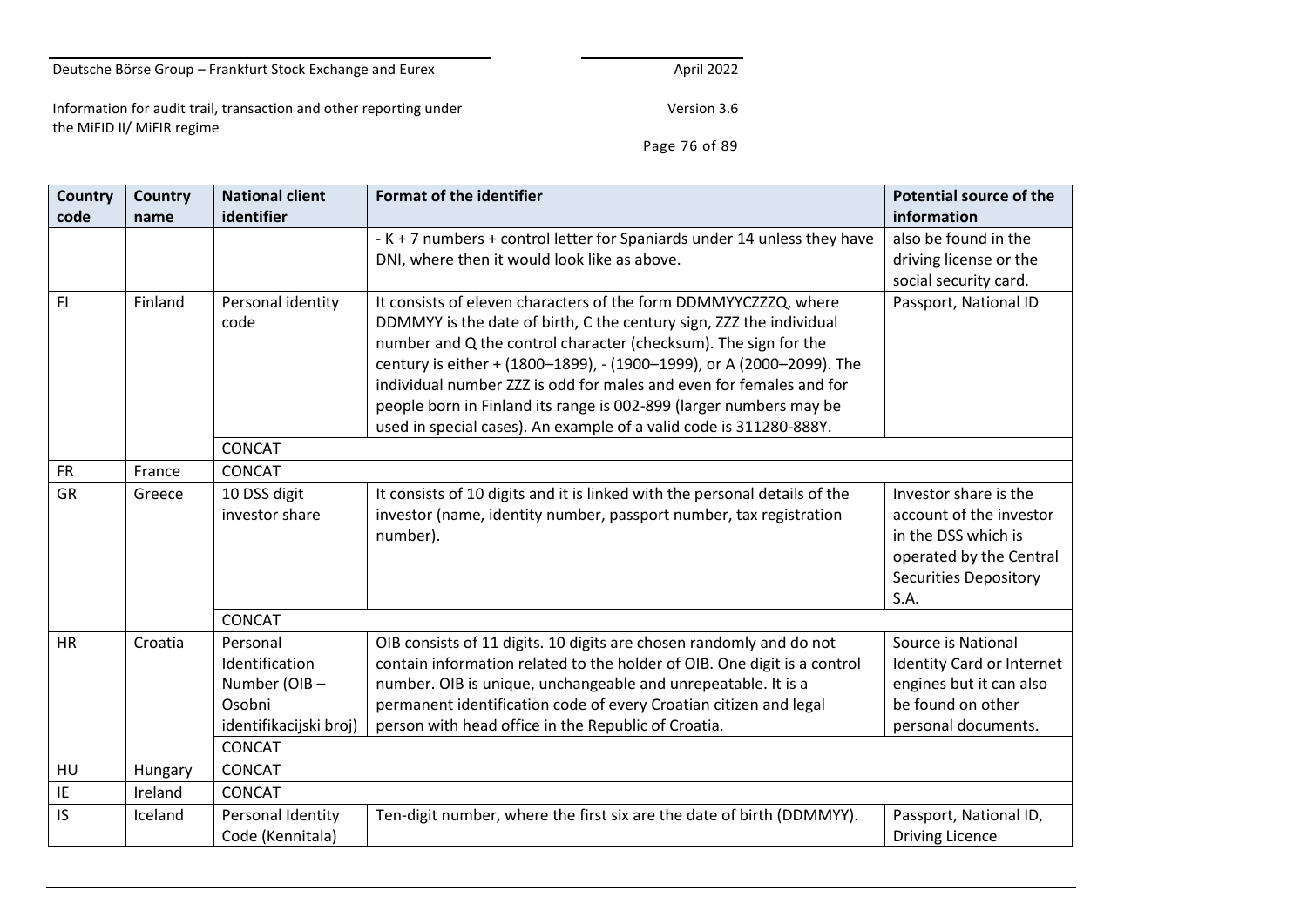| Country code | Country name | National client identifier | Format of the identifier | Potential source of the information |
|---|---|---|---|---|
| | | | - K + 7 numbers + control letter for Spaniards under 14 unless they have DNI, where then it would look like as above. | also be found in the driving license or the social security card. |
| FI | Finland | Personal identity code | It consists of eleven characters of the form DDMMYYCZZZQ, where DDMMYY is the date of birth, C the century sign, ZZZ the individual number and Q the control character (checksum). The sign for the century is either + (1800–1899), - (1900–1999), or A (2000–2099). The individual number ZZZ is odd for males and even for females and for people born in Finland its range is 002-899 (larger numbers may be used in special cases). An example of a valid code is 311280-888Y. | Passport, National ID |
| | | CONCAT | | |
| FR | France | CONCAT | | |
| GR | Greece | 10 DSS digit investor share | It consists of 10 digits and it is linked with the personal details of the investor (name, identity number, passport number, tax registration number). | Investor share is the account of the investor in the DSS which is operated by the Central Securities Depository S.A. |
| | | CONCAT | | |
| HR | Croatia | Personal Identification Number (OIB – Osobni identifikacijski broj) | OIB consists of 11 digits. 10 digits are chosen randomly and do not contain information related to the holder of OIB. One digit is a control number. OIB is unique, unchangeable and unrepeatable. It is a permanent identification code of every Croatian citizen and legal person with head office in the Republic of Croatia. | Source is National Identity Card or Internet engines but it can also be found on other personal documents. |
| | | CONCAT | | |
| HU | Hungary | CONCAT | | |
| IE | Ireland | CONCAT | | |
| IS | Iceland | Personal Identity Code (Kennitala) | Ten-digit number, where the first six are the date of birth (DDMMYY). | Passport, National ID, Driving Licence |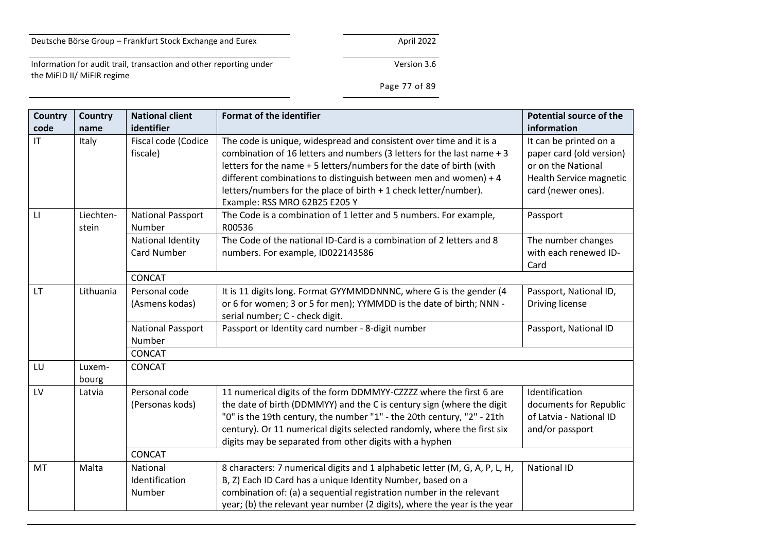| Country code | Country name | National client identifier | Format of the identifier | Potential source of the information |
|---|---|---|---|---|
| IT | Italy | Fiscal code (Codice fiscale) | The code is unique, widespread and consistent over time and it is a combination of 16 letters and numbers (3 letters for the last name + 3 letters for the name + 5 letters/numbers for the date of birth (with different combinations to distinguish between men and women) + 4 letters/numbers for the place of birth + 1 check letter/number). Example: RSS MRO 62B25 E205 Y | It can be printed on a paper card (old version) or on the National Health Service magnetic card (newer ones). |
| LI | Liechten-stein | National Passport Number | The Code is a combination of 1 letter and 5 numbers. For example, R00536 | Passport |
| | | National Identity Card Number | The Code of the national ID-Card is a combination of 2 letters and 8 numbers. For example, ID022143586 | The number changes with each renewed ID-Card |
| | | CONCAT | | |
| LT | Lithuania | Personal code (Asmens kodas) | It is 11 digits long. Format GYYMMDDNNNC, where G is the gender (4 or 6 for women; 3 or 5 for men); YYMMDD is the date of birth; NNN - serial number; C - check digit. | Passport, National ID, Driving license |
| | | National Passport Number | Passport or Identity card number - 8-digit number | Passport, National ID |
| | | CONCAT | | |
| LU | Luxem-bourg | CONCAT | | |
| LV | Latvia | Personal code (Personas kods) | 11 numerical digits of the form DDMMYY-CZZZZ where the first 6 are the date of birth (DDMMYY) and the C is century sign (where the digit "0" is the 19th century, the number "1" - the 20th century, "2" - 21th century). Or 11 numerical digits selected randomly, where the first six digits may be separated from other digits with a hyphen | Identification documents for Republic of Latvia - National ID and/or passport |
| | | CONCAT | | |
| MT | Malta | National Identification Number | 8 characters: 7 numerical digits and 1 alphabetic letter (M, G, A, P, L, H, B, Z) Each ID Card has a unique Identity Number, based on a combination of: (a) a sequential registration number in the relevant year; (b) the relevant year number (2 digits), where the year is the year | National ID |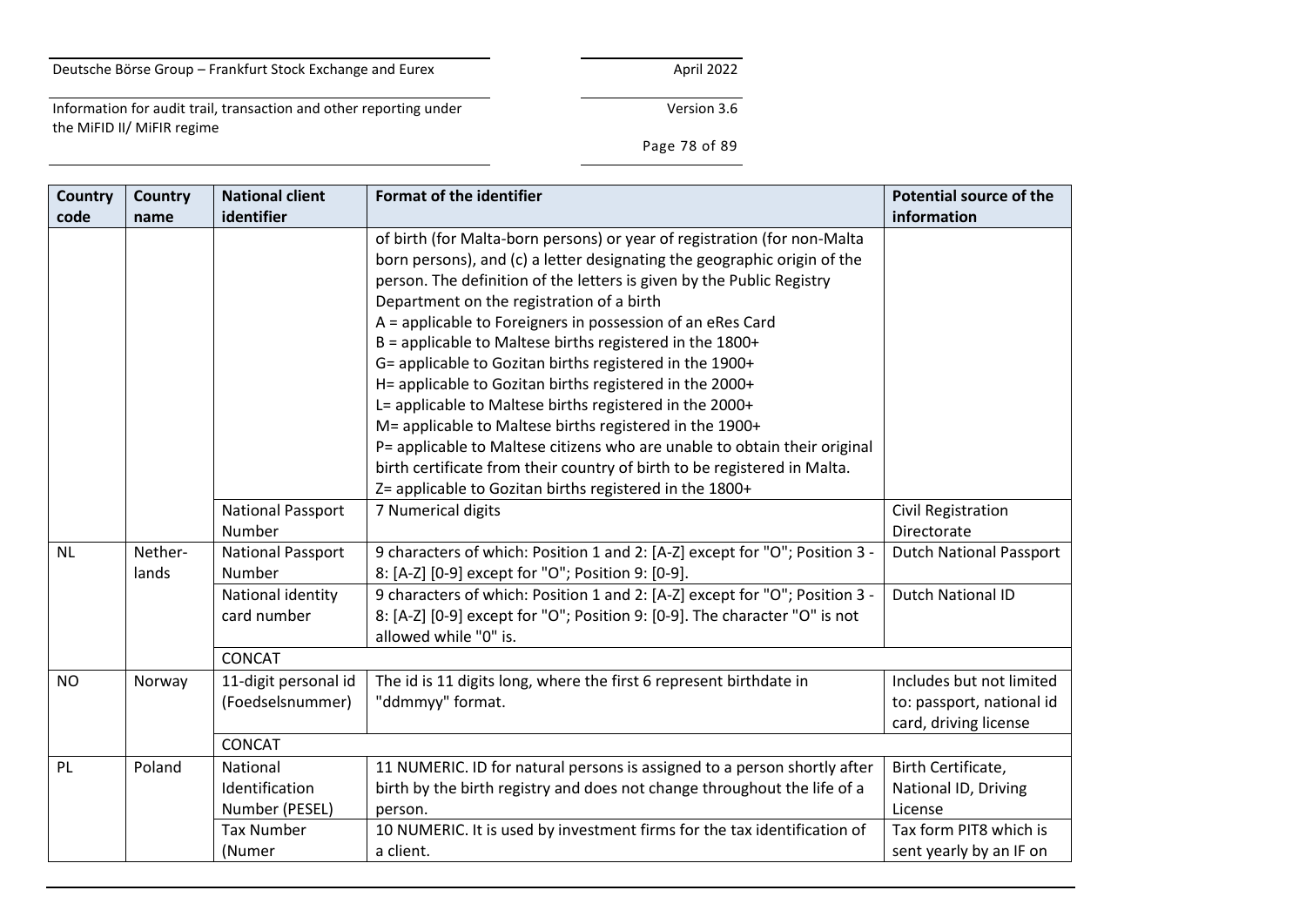| Country code | Country name | National client identifier | Format of the identifier | Potential source of the information |
|---|---|---|---|---|
| | | | of birth (for Malta-born persons) or year of registration (for non-Malta born persons), and (c) a letter designating the geographic origin of the person. The definition of the letters is given by the Public Registry Department on the registration of a birth<br>A = applicable to Foreigners in possession of an eRes Card<br>B = applicable to Maltese births registered in the 1800+<br>G= applicable to Gozitan births registered in the 1900+<br>H= applicable to Gozitan births registered in the 2000+<br>L= applicable to Maltese births registered in the 2000+<br>M= applicable to Maltese births registered in the 1900+<br>P= applicable to Maltese citizens who are unable to obtain their original birth certificate from their country of birth to be registered in Malta.<br>Z= applicable to Gozitan births registered in the 1800+ | |
| | | National Passport Number | 7 Numerical digits | Civil Registration Directorate |
| NL | Nether-lands | National Passport Number | 9 characters of which: Position 1 and 2: [A-Z] except for "O"; Position 3 - 8: [A-Z] [0-9] except for "O"; Position 9: [0-9]. | Dutch National Passport |
| | | National identity card number | 9 characters of which: Position 1 and 2: [A-Z] except for "O"; Position 3 - 8: [A-Z] [0-9] except for "O"; Position 9: [0-9]. The character "O" is not allowed while "0" is. | Dutch National ID |
| | | CONCAT | | |
| NO | Norway | 11-digit personal id (Foedselsnummer) | The id is 11 digits long, where the first 6 represent birthdate in "ddmmyy" format. | Includes but not limited to: passport, national id card, driving license |
| | | CONCAT | | |
| PL | Poland | National Identification Number (PESEL) | 11 NUMERIC. ID for natural persons is assigned to a person shortly after birth by the birth registry and does not change throughout the life of a person. | Birth Certificate, National ID, Driving License |
| | | Tax Number (Numer | 10 NUMERIC. It is used by investment firms for the tax identification of a client. | Tax form PIT8 which is sent yearly by an IF on |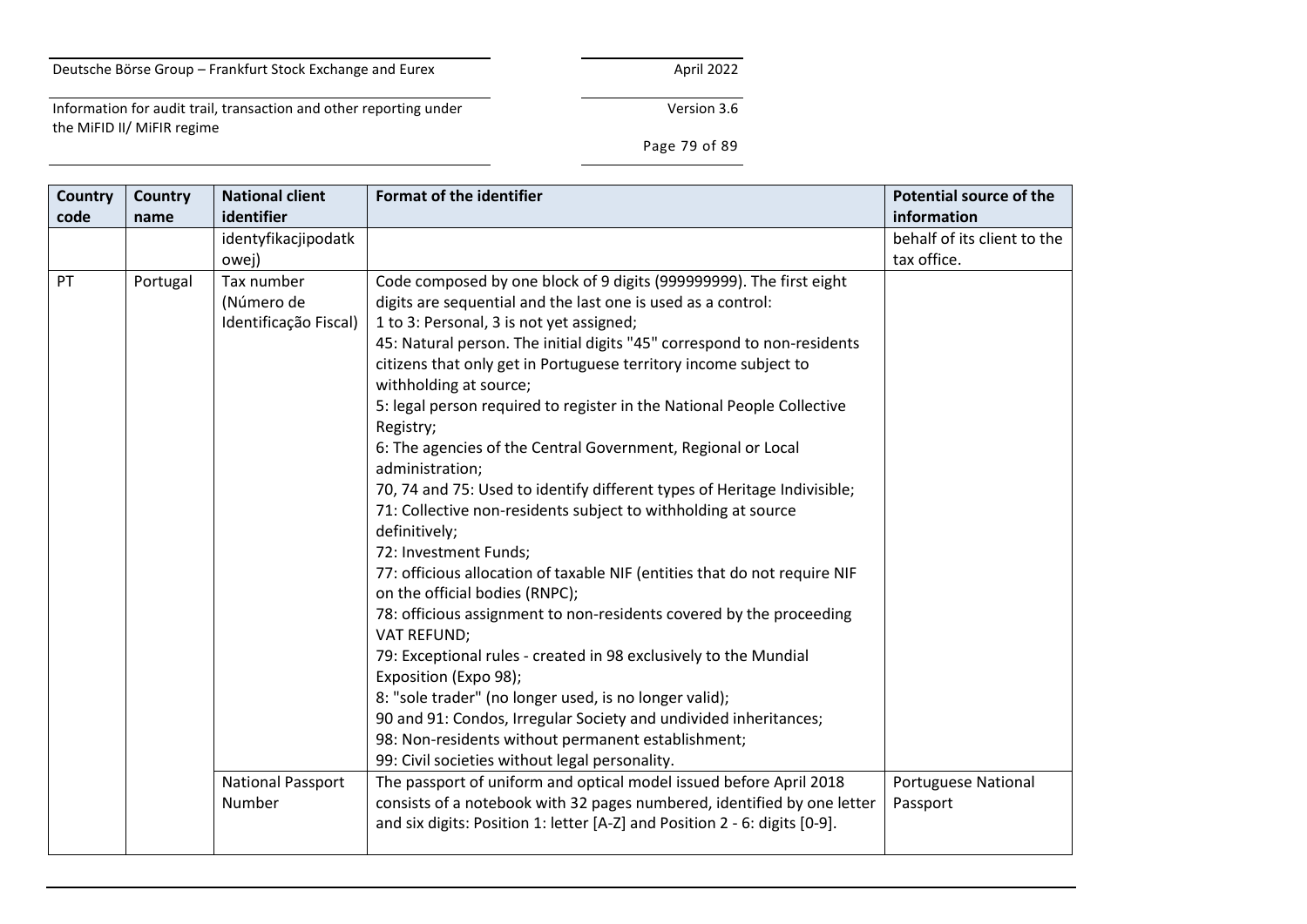| Country code | Country name | National client identifier | Format of the identifier | Potential source of the information |
|---|---|---|---|---|
| | | identyfikacjipodatkowej) | | behalf of its client to the tax office. |
| PT | Portugal | Tax number (Número de Identificação Fiscal) | Code composed by one block of 9 digits (999999999). The first eight digits are sequential and the last one is used as a control:<br>1 to 3: Personal, 3 is not yet assigned;<br>45: Natural person. The initial digits "45" correspond to non-residents citizens that only get in Portuguese territory income subject to withholding at source;<br>5: legal person required to register in the National People Collective Registry;<br>6: The agencies of the Central Government, Regional or Local administration;<br>70, 74 and 75: Used to identify different types of Heritage Indivisible;<br>71: Collective non-residents subject to withholding at source definitively;<br>72: Investment Funds;<br>77: officious allocation of taxable NIF (entities that do not require NIF on the official bodies (RNPC);<br>78: officious assignment to non-residents covered by the proceeding VAT REFUND;<br>79: Exceptional rules - created in 98 exclusively to the Mundial Exposition (Expo 98);<br>8: "sole trader" (no longer used, is no longer valid);<br>90 and 91: Condos, Irregular Society and undivided inheritances;<br>98: Non-residents without permanent establishment;<br>99: Civil societies without legal personality. | |
| | | National Passport Number | The passport of uniform and optical model issued before April 2018 consists of a notebook with 32 pages numbered, identified by one letter and six digits: Position 1: letter [A-Z] and Position 2 - 6: digits [0-9]. | Portuguese National Passport |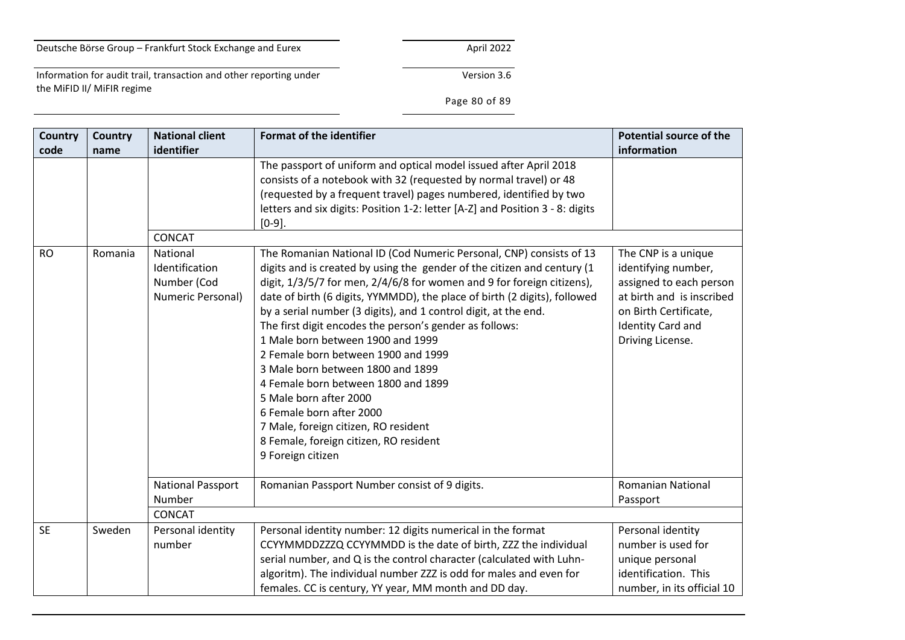| Country code | Country name | National client identifier | Format of the identifier | Potential source of the information |
|---|---|---|---|---|
| | | | The passport of uniform and optical model issued after April 2018 consists of a notebook with 32 (requested by normal travel) or 48 (requested by a frequent travel) pages numbered, identified by two letters and six digits: Position 1-2: letter [A-Z] and Position 3 - 8: digits [0-9]. | |
| | | CONCAT | | |
| RO | Romania | National Identification Number (Cod Numeric Personal) | The Romanian National ID (Cod Numeric Personal, CNP) consists of 13 digits and is created by using the gender of the citizen and century (1 digit, 1/3/5/7 for men, 2/4/6/8 for women and 9 for foreign citizens), date of birth (6 digits, YYMMDD), the place of birth (2 digits), followed by a serial number (3 digits), and 1 control digit, at the end.<br>The first digit encodes the person's gender as follows:<br>1 Male born between 1900 and 1999<br>2 Female born between 1900 and 1999<br>3 Male born between 1800 and 1899<br>4 Female born between 1800 and 1899<br>5 Male born after 2000<br>6 Female born after 2000<br>7 Male, foreign citizen, RO resident<br>8 Female, foreign citizen, RO resident<br>9 Foreign citizen | The CNP is a unique identifying number, assigned to each person at birth and is inscribed on Birth Certificate, Identity Card and Driving License. |
| | | National Passport Number | Romanian Passport Number consist of 9 digits. | Romanian National Passport |
| | | CONCAT | | |
| SE | Sweden | Personal identity number | Personal identity number: 12 digits numerical in the format CCYYMMDDZZZQ CCYYMMDD is the date of birth, ZZZ the individual serial number, and Q is the control character (calculated with Luhn-algoritm). The individual number ZZZ is odd for males and even for females. CC is century, YY year, MM month and DD day. | Personal identity number is used for unique personal identification. This number, in its official 10 |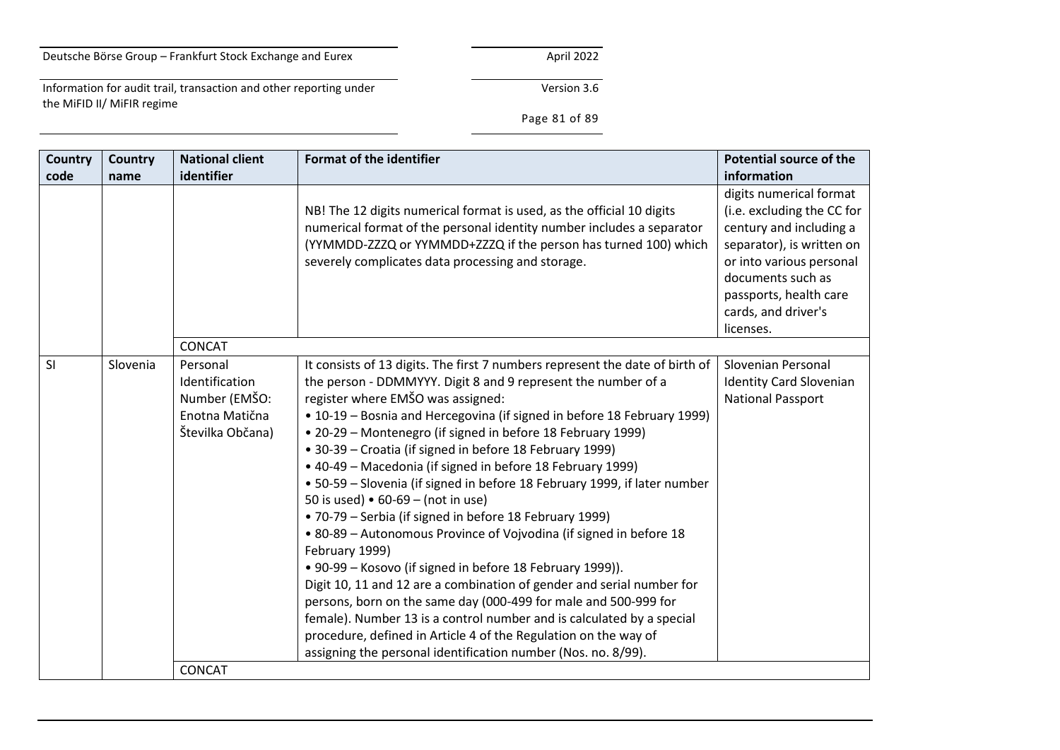| Country code | Country name | National client identifier | Format of the identifier | Potential source of the information |
|---|---|---|---|---|
| | | | NB! The 12 digits numerical format is used, as the official 10 digits numerical format of the personal identity number includes a separator (YYMMDD-ZZZQ or YYMMDD+ZZZQ if the person has turned 100) which severely complicates data processing and storage. | digits numerical format (i.e. excluding the CC for century and including a separator), is written on or into various personal documents such as passports, health care cards, and driver's licenses. |
| | | CONCAT | | |
| SI | Slovenia | Personal Identification Number (EMŠO: Enotna Matična Številka Občana) | It consists of 13 digits. The first 7 numbers represent the date of birth of the person - DDMMYYY. Digit 8 and 9 represent the number of a register where EMŠO was assigned:<br>• 10-19 – Bosnia and Hercegovina (if signed in before 18 February 1999)<br>• 20-29 – Montenegro (if signed in before 18 February 1999)<br>• 30-39 – Croatia (if signed in before 18 February 1999)<br>• 40-49 – Macedonia (if signed in before 18 February 1999)<br>• 50-59 – Slovenia (if signed in before 18 February 1999, if later number 50 is used) • 60-69 – (not in use)<br>• 70-79 – Serbia (if signed in before 18 February 1999)<br>• 80-89 – Autonomous Province of Vojvodina (if signed in before 18 February 1999)<br>• 90-99 – Kosovo (if signed in before 18 February 1999)).<br>Digit 10, 11 and 12 are a combination of gender and serial number for persons, born on the same day (000-499 for male and 500-999 for female). Number 13 is a control number and is calculated by a special procedure, defined in Article 4 of the Regulation on the way of assigning the personal identification number (Nos. no. 8/99). | Slovenian Personal Identity Card Slovenian National Passport |
| | | CONCAT | | |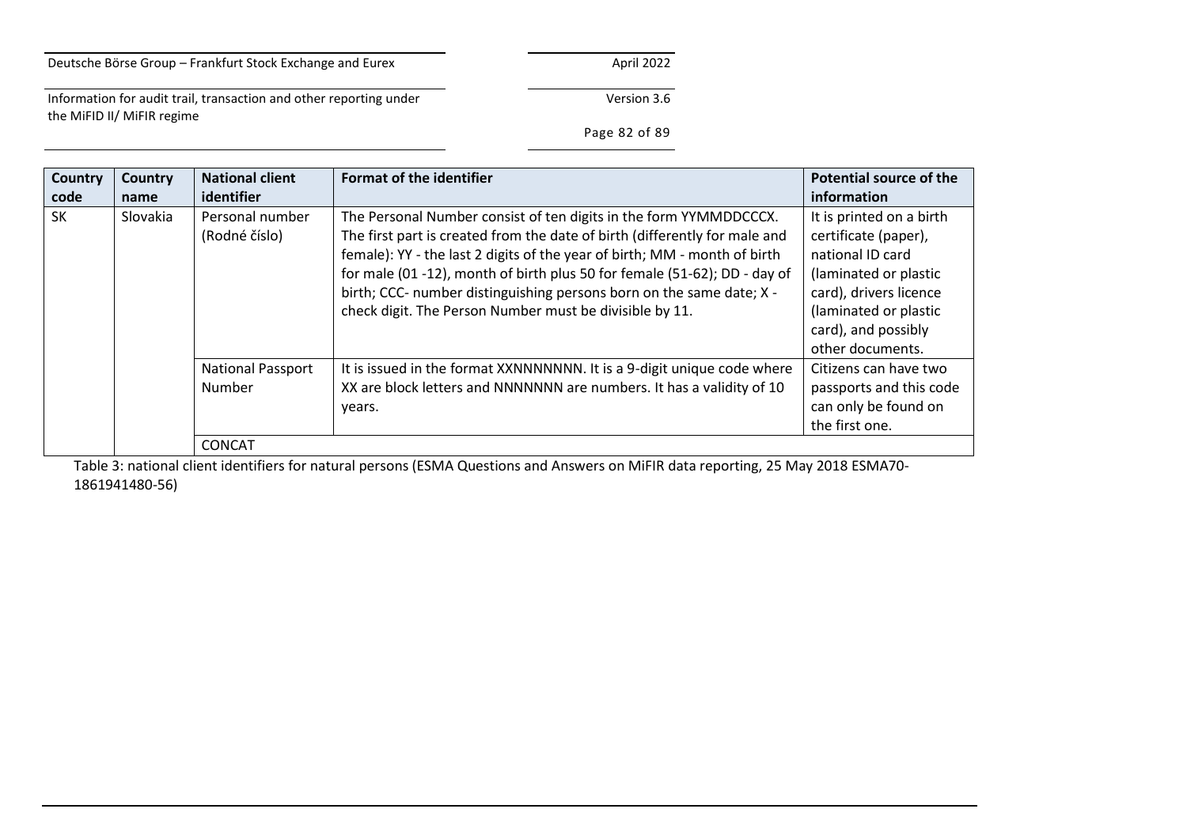| Country code | Country name | National client identifier | Format of the identifier | Potential source of the information |
|---|---|---|---|---|
| SK | Slovakia | Personal number (Rodné číslo) | The Personal Number consist of ten digits in the form YYMMDDCCCX. The first part is created from the date of birth (differently for male and female): YY - the last 2 digits of the year of birth; MM - month of birth for male (01 -12), month of birth plus 50 for female (51-62); DD - day of birth; CCC- number distinguishing persons born on the same date; X - check digit. The Person Number must be divisible by 11. | It is printed on a birth certificate (paper), national ID card (laminated or plastic card), drivers licence (laminated or plastic card), and possibly other documents. |
| | | National Passport Number | It is issued in the format XXNNNNNNN. It is a 9-digit unique code where XX are block letters and NNNNNNN are numbers. It has a validity of 10 years. | Citizens can have two passports and this code can only be found on the first one. |
| | | CONCAT | | |

Table 3: national client identifiers for natural persons (ESMA Questions and Answers on MiFIR data reporting, 25 May 2018 ESMA70-1861941480-56)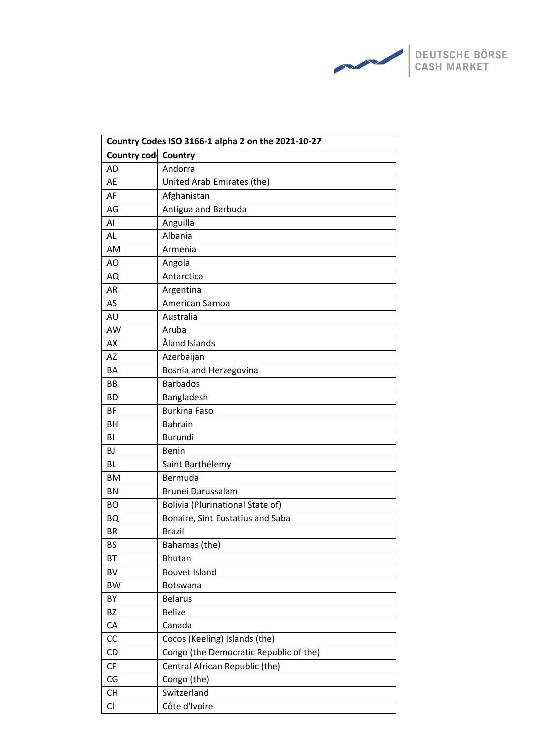| Country Codes ISO 3166-1 alpha 2 on the 2021-10-27 | |
|---|---|
| **Country cod** | **Country** |
| AD | Andorra |
| AE | United Arab Emirates (the) |
| AF | Afghanistan |
| AG | Antigua and Barbuda |
| AI | Anguilla |
| AL | Albania |
| AM | Armenia |
| AO | Angola |
| AQ | Antarctica |
| AR | Argentina |
| AS | American Samoa |
| AU | Australia |
| AW | Aruba |
| AX | Åland Islands |
| AZ | Azerbaijan |
| BA | Bosnia and Herzegovina |
| BB | Barbados |
| BD | Bangladesh |
| BF | Burkina Faso |
| BH | Bahrain |
| BI | Burundi |
| BJ | Benin |
| BL | Saint Barthélemy |
| BM | Bermuda |
| BN | Brunei Darussalam |
| BO | Bolivia (Plurinational State of) |
| BQ | Bonaire, Sint Eustatius and Saba |
| BR | Brazil |
| BS | Bahamas (the) |
| BT | Bhutan |
| BV | Bouvet Island |
| BW | Botswana |
| BY | Belarus |
| BZ | Belize |
| CA | Canada |
| CC | Cocos (Keeling) Islands (the) |
| CD | Congo (the Democratic Republic of the) |
| CF | Central African Republic (the) |
| CG | Congo (the) |
| CH | Switzerland |
| CI | Côte d'Ivoire |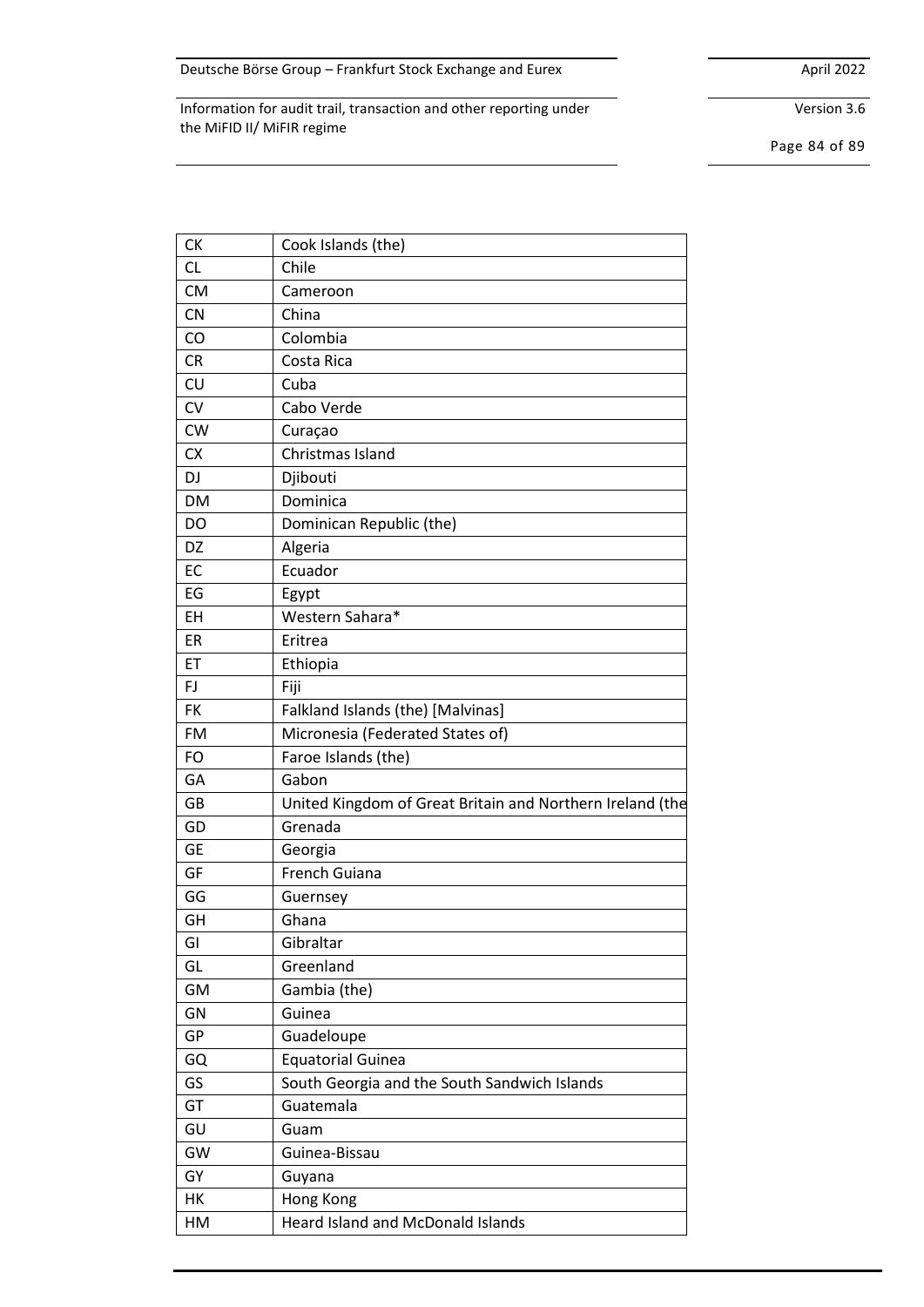| | |
|---|---|
| CK | Cook Islands (the) |
| CL | Chile |
| CM | Cameroon |
| CN | China |
| CO | Colombia |
| CR | Costa Rica |
| CU | Cuba |
| CV | Cabo Verde |
| CW | Curaçao |
| CX | Christmas Island |
| DJ | Djibouti |
| DM | Dominica |
| DO | Dominican Republic (the) |
| DZ | Algeria |
| EC | Ecuador |
| EG | Egypt |
| EH | Western Sahara* |
| ER | Eritrea |
| ET | Ethiopia |
| FJ | Fiji |
| FK | Falkland Islands (the) [Malvinas] |
| FM | Micronesia (Federated States of) |
| FO | Faroe Islands (the) |
| GA | Gabon |
| GB | United Kingdom of Great Britain and Northern Ireland (the |
| GD | Grenada |
| GE | Georgia |
| GF | French Guiana |
| GG | Guernsey |
| GH | Ghana |
| GI | Gibraltar |
| GL | Greenland |
| GM | Gambia (the) |
| GN | Guinea |
| GP | Guadeloupe |
| GQ | Equatorial Guinea |
| GS | South Georgia and the South Sandwich Islands |
| GT | Guatemala |
| GU | Guam |
| GW | Guinea-Bissau |
| GY | Guyana |
| HK | Hong Kong |
| HM | Heard Island and McDonald Islands |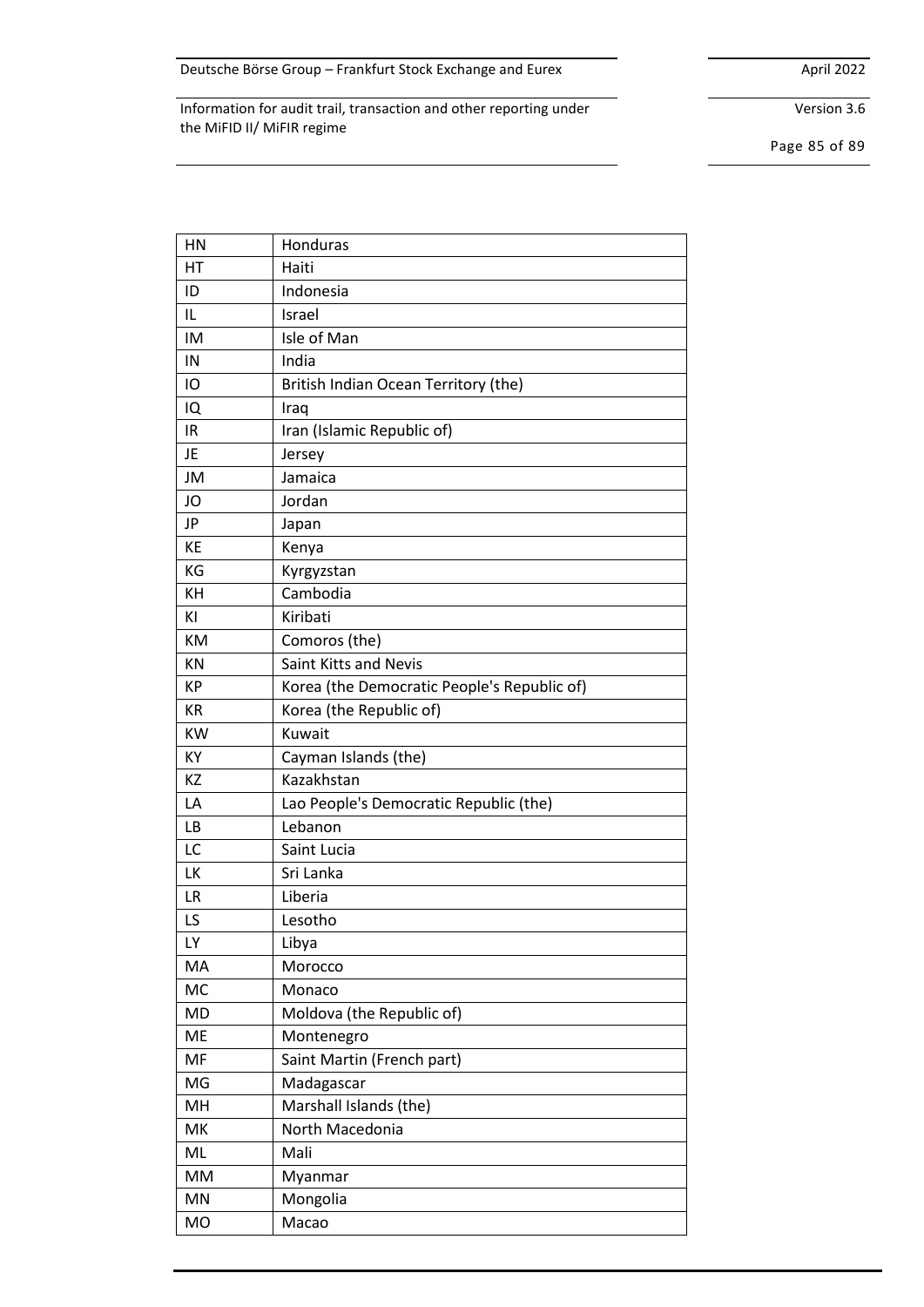| HN | Honduras |
|---|---|
| HT | Haiti |
| ID | Indonesia |
| IL | Israel |
| IM | Isle of Man |
| IN | India |
| IO | British Indian Ocean Territory (the) |
| IQ | Iraq |
| IR | Iran (Islamic Republic of) |
| JE | Jersey |
| JM | Jamaica |
| JO | Jordan |
| JP | Japan |
| KE | Kenya |
| KG | Kyrgyzstan |
| KH | Cambodia |
| KI | Kiribati |
| KM | Comoros (the) |
| KN | Saint Kitts and Nevis |
| KP | Korea (the Democratic People's Republic of) |
| KR | Korea (the Republic of) |
| KW | Kuwait |
| KY | Cayman Islands (the) |
| KZ | Kazakhstan |
| LA | Lao People's Democratic Republic (the) |
| LB | Lebanon |
| LC | Saint Lucia |
| LK | Sri Lanka |
| LR | Liberia |
| LS | Lesotho |
| LY | Libya |
| MA | Morocco |
| MC | Monaco |
| MD | Moldova (the Republic of) |
| ME | Montenegro |
| MF | Saint Martin (French part) |
| MG | Madagascar |
| MH | Marshall Islands (the) |
| MK | North Macedonia |
| ML | Mali |
| MM | Myanmar |
| MN | Mongolia |
| MO | Macao |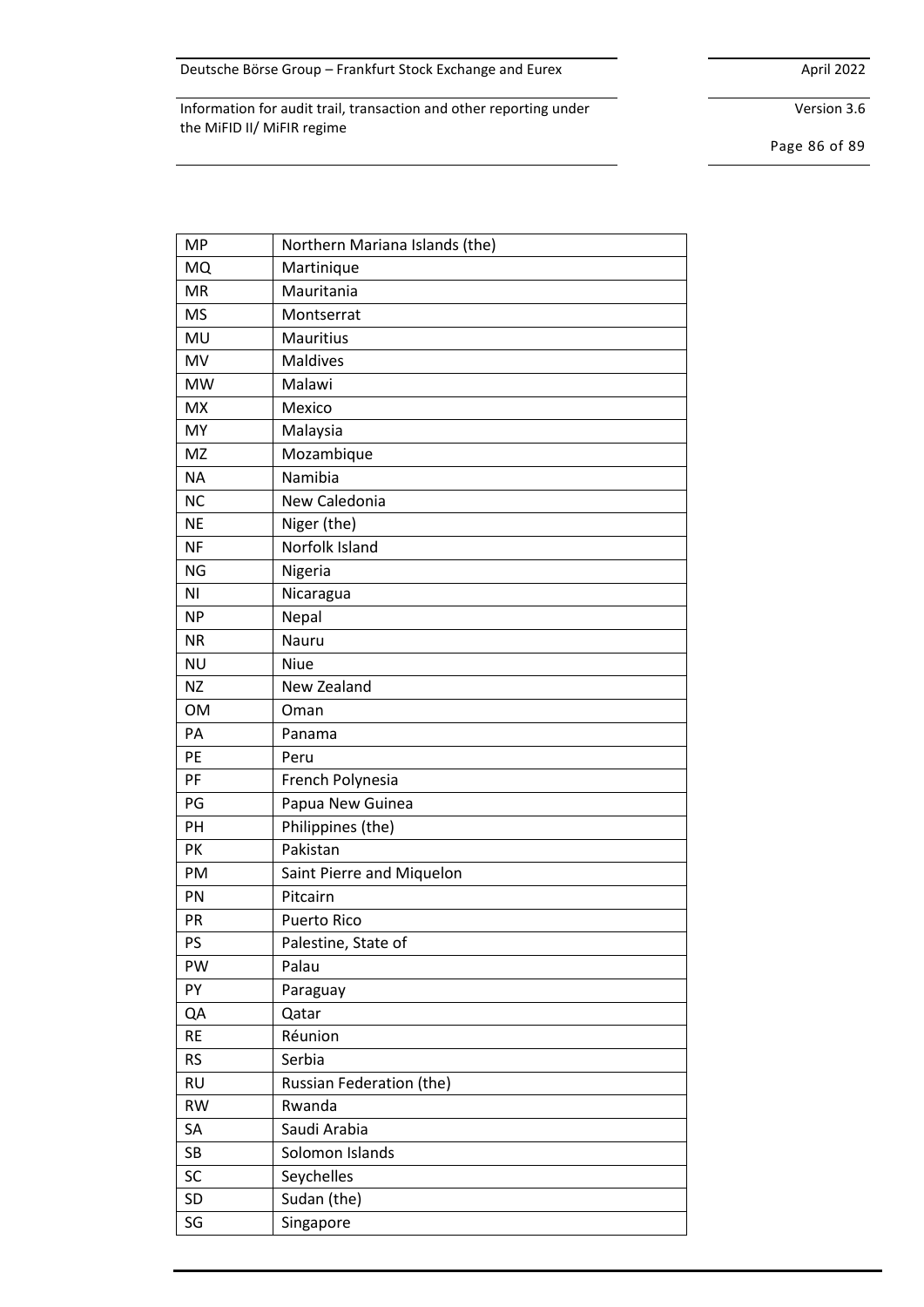| MP | Northern Mariana Islands (the) |
|---|---|
| MQ | Martinique |
| MR | Mauritania |
| MS | Montserrat |
| MU | Mauritius |
| MV | Maldives |
| MW | Malawi |
| MX | Mexico |
| MY | Malaysia |
| MZ | Mozambique |
| NA | Namibia |
| NC | New Caledonia |
| NE | Niger (the) |
| NF | Norfolk Island |
| NG | Nigeria |
| NI | Nicaragua |
| NP | Nepal |
| NR | Nauru |
| NU | Niue |
| NZ | New Zealand |
| OM | Oman |
| PA | Panama |
| PE | Peru |
| PF | French Polynesia |
| PG | Papua New Guinea |
| PH | Philippines (the) |
| PK | Pakistan |
| PM | Saint Pierre and Miquelon |
| PN | Pitcairn |
| PR | Puerto Rico |
| PS | Palestine, State of |
| PW | Palau |
| PY | Paraguay |
| QA | Qatar |
| RE | Réunion |
| RS | Serbia |
| RU | Russian Federation (the) |
| RW | Rwanda |
| SA | Saudi Arabia |
| SB | Solomon Islands |
| SC | Seychelles |
| SD | Sudan (the) |
| SG | Singapore |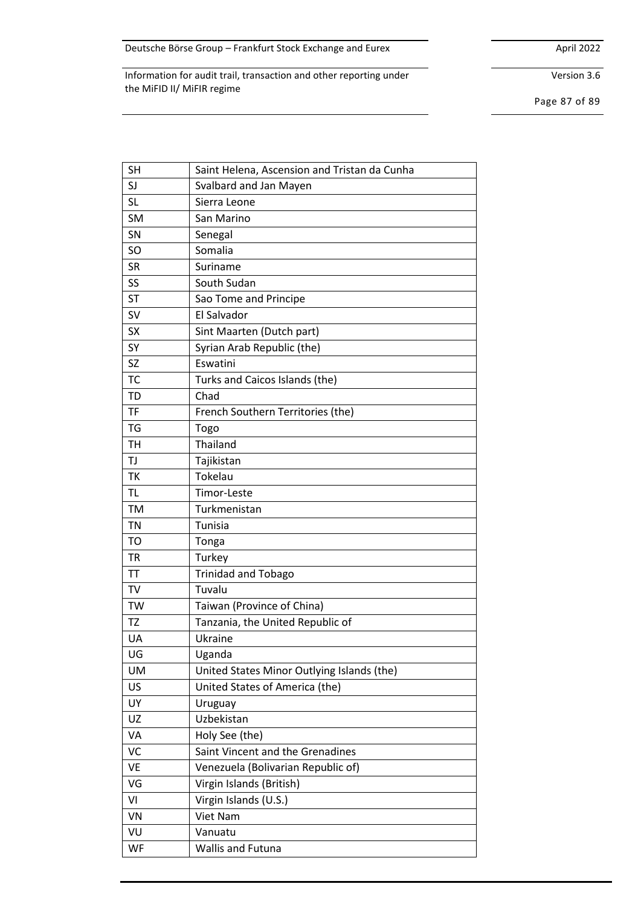| SH | Saint Helena, Ascension and Tristan da Cunha |
|---|---|
| SJ | Svalbard and Jan Mayen |
| SL | Sierra Leone |
| SM | San Marino |
| SN | Senegal |
| SO | Somalia |
| SR | Suriname |
| SS | South Sudan |
| ST | Sao Tome and Principe |
| SV | El Salvador |
| SX | Sint Maarten (Dutch part) |
| SY | Syrian Arab Republic (the) |
| SZ | Eswatini |
| TC | Turks and Caicos Islands (the) |
| TD | Chad |
| TF | French Southern Territories (the) |
| TG | Togo |
| TH | Thailand |
| TJ | Tajikistan |
| TK | Tokelau |
| TL | Timor-Leste |
| TM | Turkmenistan |
| TN | Tunisia |
| TO | Tonga |
| TR | Turkey |
| TT | Trinidad and Tobago |
| TV | Tuvalu |
| TW | Taiwan (Province of China) |
| TZ | Tanzania, the United Republic of |
| UA | Ukraine |
| UG | Uganda |
| UM | United States Minor Outlying Islands (the) |
| US | United States of America (the) |
| UY | Uruguay |
| UZ | Uzbekistan |
| VA | Holy See (the) |
| VC | Saint Vincent and the Grenadines |
| VE | Venezuela (Bolivarian Republic of) |
| VG | Virgin Islands (British) |
| VI | Virgin Islands (U.S.) |
| VN | Viet Nam |
| VU | Vanuatu |
| WF | Wallis and Futuna |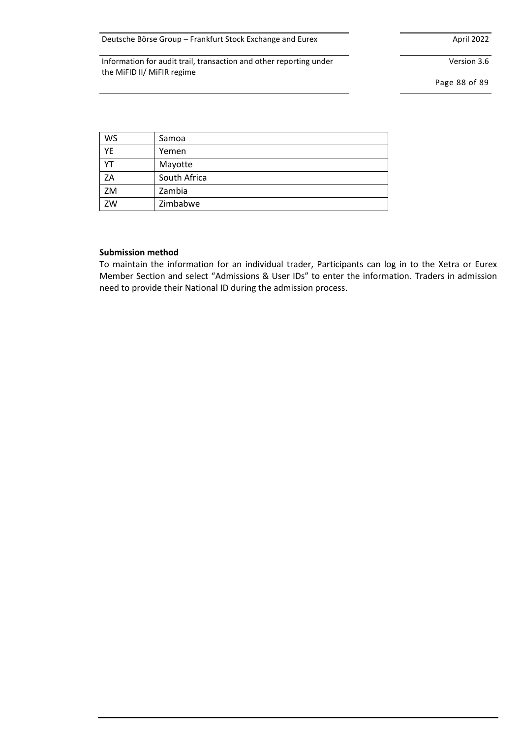| WS | Samoa |
|---|---|
| YE | Yemen |
| YT | Mayotte |
| ZA | South Africa |
| ZM | Zambia |
| ZW | Zimbabwe |

**Submission method**

To maintain the information for an individual trader, Participants can log in to the Xetra or Eurex Member Section and select "Admissions & User IDs" to enter the information. Traders in admission need to provide their National ID during the admission process.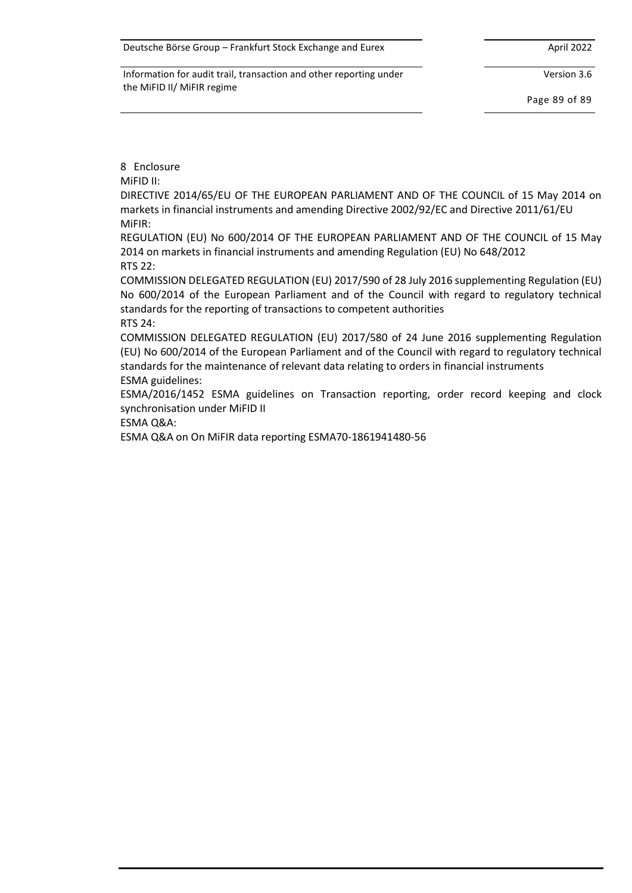# 8 Enclosure

MiFID II:

DIRECTIVE 2014/65/EU OF THE EUROPEAN PARLIAMENT AND OF THE COUNCIL of 15 May 2014 on markets in financial instruments and amending Directive 2002/92/EC and Directive 2011/61/EU

MiFIR:

REGULATION (EU) No 600/2014 OF THE EUROPEAN PARLIAMENT AND OF THE COUNCIL of 15 May 2014 on markets in financial instruments and amending Regulation (EU) No 648/2012

RTS 22:

COMMISSION DELEGATED REGULATION (EU) 2017/590 of 28 July 2016 supplementing Regulation (EU) No 600/2014 of the European Parliament and of the Council with regard to regulatory technical standards for the reporting of transactions to competent authorities

RTS 24:

COMMISSION DELEGATED REGULATION (EU) 2017/580 of 24 June 2016 supplementing Regulation (EU) No 600/2014 of the European Parliament and of the Council with regard to regulatory technical standards for the maintenance of relevant data relating to orders in financial instruments

ESMA guidelines:

ESMA/2016/1452 ESMA guidelines on Transaction reporting, order record keeping and clock synchronisation under MiFID II

ESMA Q&A:

ESMA Q&A on On MiFIR data reporting ESMA70-1861941480-56